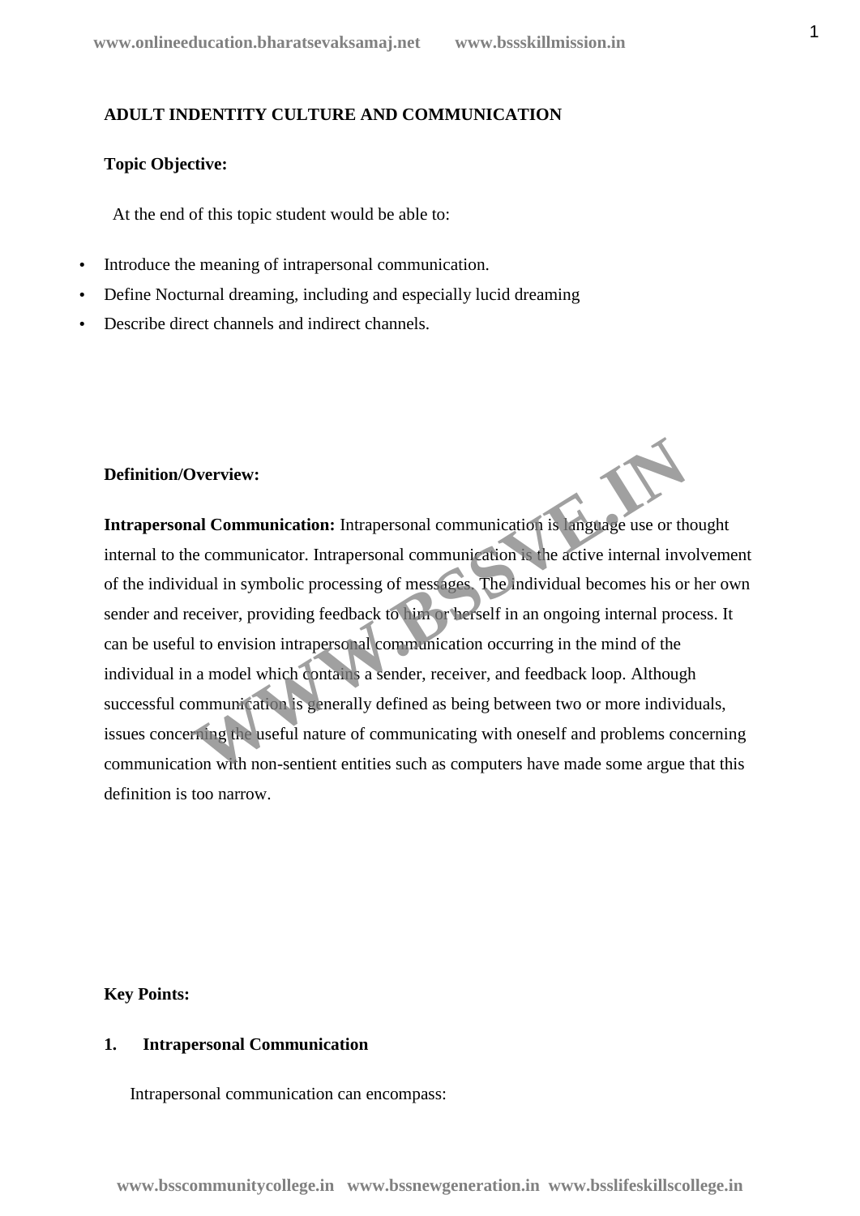**ADULT INDENTITY CULTURE AND COMMUNICATION**

**Topic Objective:**

At the end of this topic student would be able to:

- Introduce the meaning of intrapersonal communication.
- Define Nocturnal dreaming, including and especially lucid dreaming
- Describe direct channels and indirect channels.

**Definition/Overview:**

**Intrapersonal Communication:** Intrapersonal communication is language use or thought internal to the communicator. Intrapersonal communication is the active internal involvement of the individual in symbolic processing of messages. The individual becomes his or her own sender and receiver, providing feedback to him or herself in an ongoing internal process. It can be useful to envision intrapersonal communication occurring in the mind of the individual in a model which contains a sender, receiver, and feedback loop. Although successful communication is generally defined as being between two or more individuals, issues concerning the useful nature of communicating with oneself and problems concerning communication with non-sentient entities such as computers have made some argue that this definition is too narrow.

**Key Points:**

**1. Intrapersonal Communication**

Intrapersonal communication can encompass: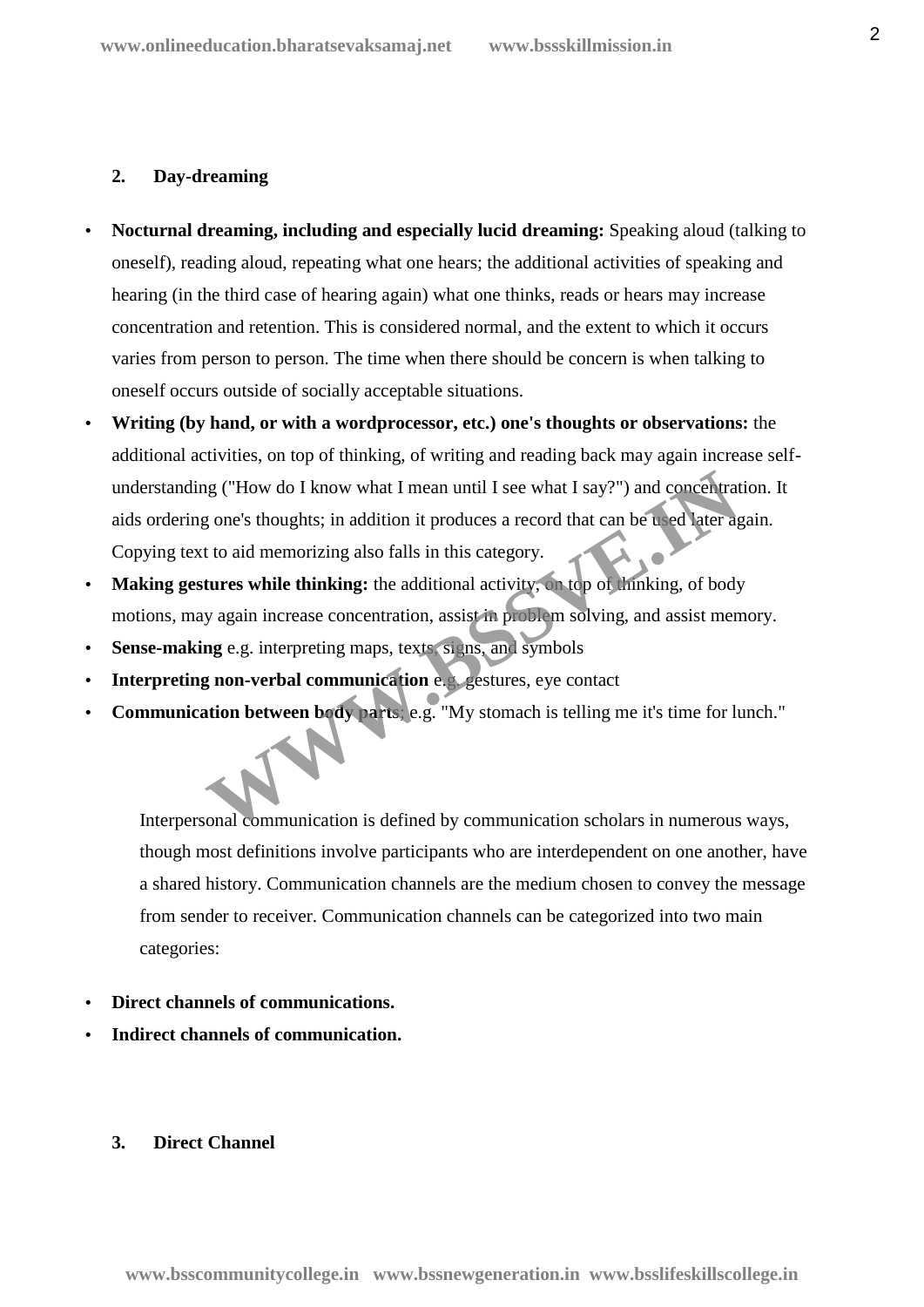## 2. Day-dreaming

- **Nocturnal dreaming, including and especially lucid dreaming:** Speaking aloud (talking to oneself), reading aloud, repeating what one hears; the additional activities of speaking and hearing (in the third case of hearing again) what one thinks, reads or hears may increase concentration and retention. This is considered normal, and the extent to which it occurs varies from person to person. The time when there should be concern is when talking to oneself occurs outside of socially acceptable situations.
- **Writing (by hand, or with a wordprocessor, etc.) one's thoughts or observations:** the additional activities, on top of thinking, of writing and reading back may again increase self-understanding ("How do I know what I mean until I see what I say?") and concentration. It aids ordering one's thoughts; in addition it produces a record that can be used later again. Copying text to aid memorizing also falls in this category.
- **Making gestures while thinking:** the additional activity, on top of thinking, of body motions, may again increase concentration, assist in problem solving, and assist memory.
- **Sense-making** e.g. interpreting maps, texts, signs, and symbols
- **Interpreting non-verbal communication** e.g. gestures, eye contact
- **Communication between body parts;** e.g. "My stomach is telling me it's time for lunch."

Interpersonal communication is defined by communication scholars in numerous ways, though most definitions involve participants who are interdependent on one another, have a shared history. Communication channels are the medium chosen to convey the message from sender to receiver. Communication channels can be categorized into two main categories:

- **Direct channels of communications.**
- **Indirect channels of communication.**

## 3. Direct Channel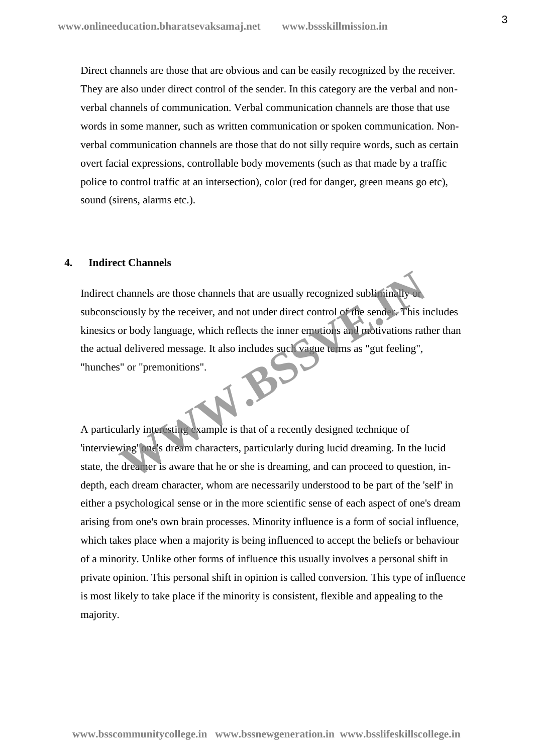Direct channels are those that are obvious and can be easily recognized by the receiver. They are also under direct control of the sender. In this category are the verbal and non-verbal channels of communication. Verbal communication channels are those that use words in some manner, such as written communication or spoken communication. Non-verbal communication channels are those that do not silly require words, such as certain overt facial expressions, controllable body movements (such as that made by a traffic police to control traffic at an intersection), color (red for danger, green means go etc), sound (sirens, alarms etc.).

#### 4. Indirect Channels

Indirect channels are those channels that are usually recognized subliminally or subconsciously by the receiver, and not under direct control of the sender. This includes kinesics or body language, which reflects the inner emotions and motivations rather than the actual delivered message. It also includes such vague terms as "gut feeling", "hunches" or "premonitions".

A particularly interesting example is that of a recently designed technique of 'interviewing' one's dream characters, particularly during lucid dreaming. In the lucid state, the dreamer is aware that he or she is dreaming, and can proceed to question, in-depth, each dream character, whom are necessarily understood to be part of the 'self' in either a psychological sense or in the more scientific sense of each aspect of one's dream arising from one's own brain processes. Minority influence is a form of social influence, which takes place when a majority is being influenced to accept the beliefs or behaviour of a minority. Unlike other forms of influence this usually involves a personal shift in private opinion. This personal shift in opinion is called conversion. This type of influence is most likely to take place if the minority is consistent, flexible and appealing to the majority.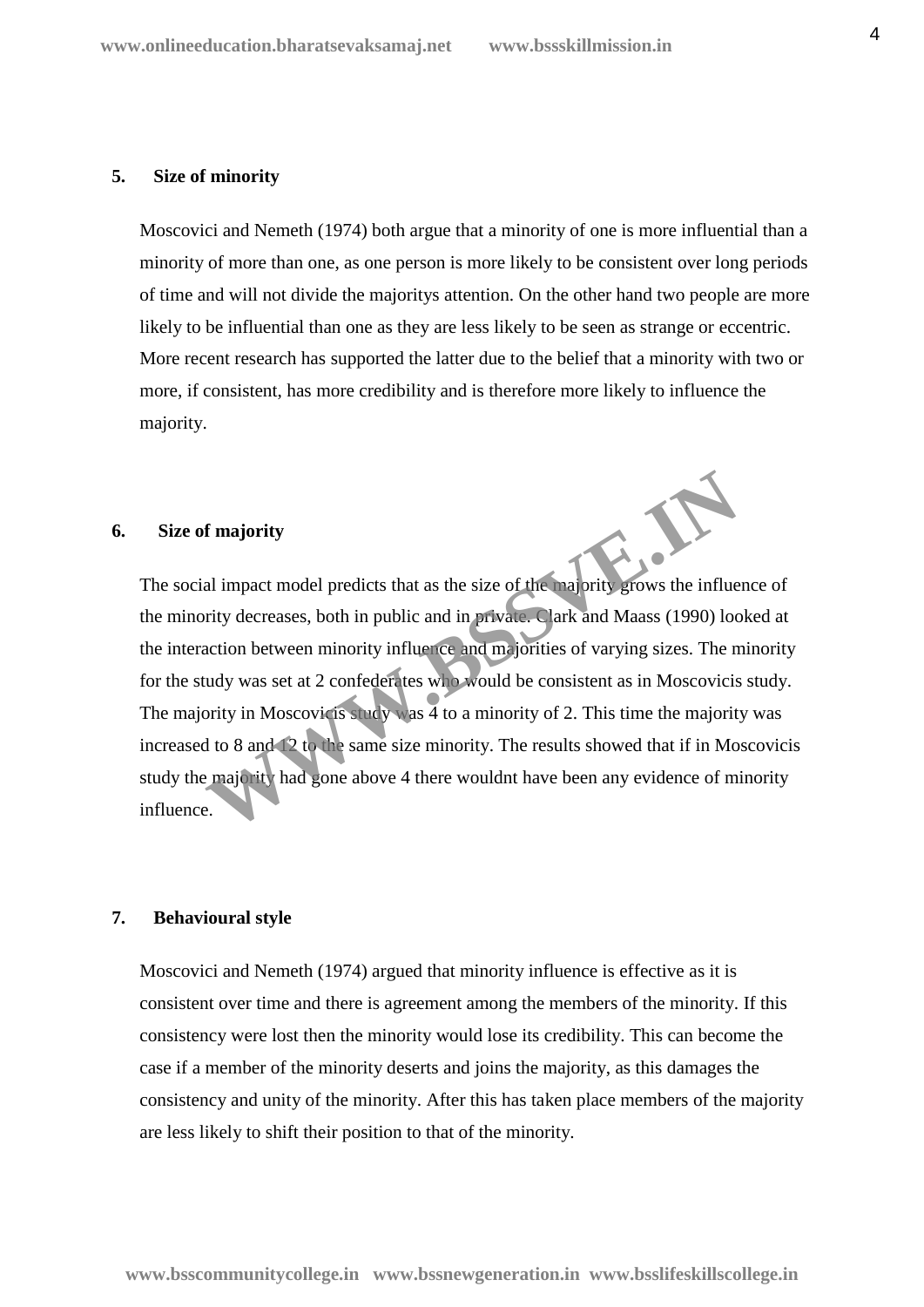## 5. Size of minority

Moscovici and Nemeth (1974) both argue that a minority of one is more influential than a minority of more than one, as one person is more likely to be consistent over long periods of time and will not divide the majoritys attention. On the other hand two people are more likely to be influential than one as they are less likely to be seen as strange or eccentric. More recent research has supported the latter due to the belief that a minority with two or more, if consistent, has more credibility and is therefore more likely to influence the majority.

## 6. Size of majority

The social impact model predicts that as the size of the majority grows the influence of the minority decreases, both in public and in private. Clark and Maass (1990) looked at the interaction between minority influence and majorities of varying sizes. The minority for the study was set at 2 confederates who would be consistent as in Moscovicis study. The majority in Moscovicis study was 4 to a minority of 2. This time the majority was increased to 8 and 12 to the same size minority. The results showed that if in Moscovicis study the majority had gone above 4 there wouldnt have been any evidence of minority influence.

## 7. Behavioural style

Moscovici and Nemeth (1974) argued that minority influence is effective as it is consistent over time and there is agreement among the members of the minority. If this consistency were lost then the minority would lose its credibility. This can become the case if a member of the minority deserts and joins the majority, as this damages the consistency and unity of the minority. After this has taken place members of the majority are less likely to shift their position to that of the minority.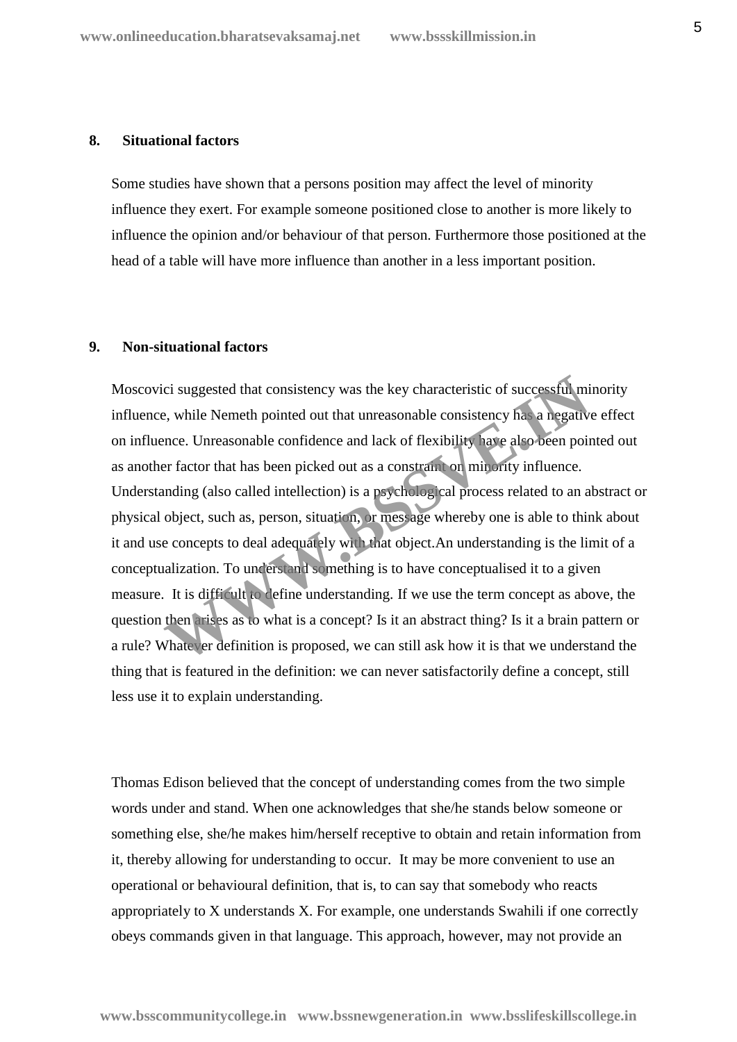## 8. Situational factors

Some studies have shown that a persons position may affect the level of minority influence they exert. For example someone positioned close to another is more likely to influence the opinion and/or behaviour of that person. Furthermore those positioned at the head of a table will have more influence than another in a less important position.

## 9. Non-situational factors

Moscovici suggested that consistency was the key characteristic of successful minority influence, while Nemeth pointed out that unreasonable consistency has a negative effect on influence. Unreasonable confidence and lack of flexibility have also been pointed out as another factor that has been picked out as a constraint on minority influence. Understanding (also called intellection) is a psychological process related to an abstract or physical object, such as, person, situation, or message whereby one is able to think about it and use concepts to deal adequately with that object.An understanding is the limit of a conceptualization. To understand something is to have conceptualised it to a given measure. It is difficult to define understanding. If we use the term concept as above, the question then arises as to what is a concept? Is it an abstract thing? Is it a brain pattern or a rule? Whatever definition is proposed, we can still ask how it is that we understand the thing that is featured in the definition: we can never satisfactorily define a concept, still less use it to explain understanding.

Thomas Edison believed that the concept of understanding comes from the two simple words under and stand. When one acknowledges that she/he stands below someone or something else, she/he makes him/herself receptive to obtain and retain information from it, thereby allowing for understanding to occur. It may be more convenient to use an operational or behavioural definition, that is, to can say that somebody who reacts appropriately to X understands X. For example, one understands Swahili if one correctly obeys commands given in that language. This approach, however, may not provide an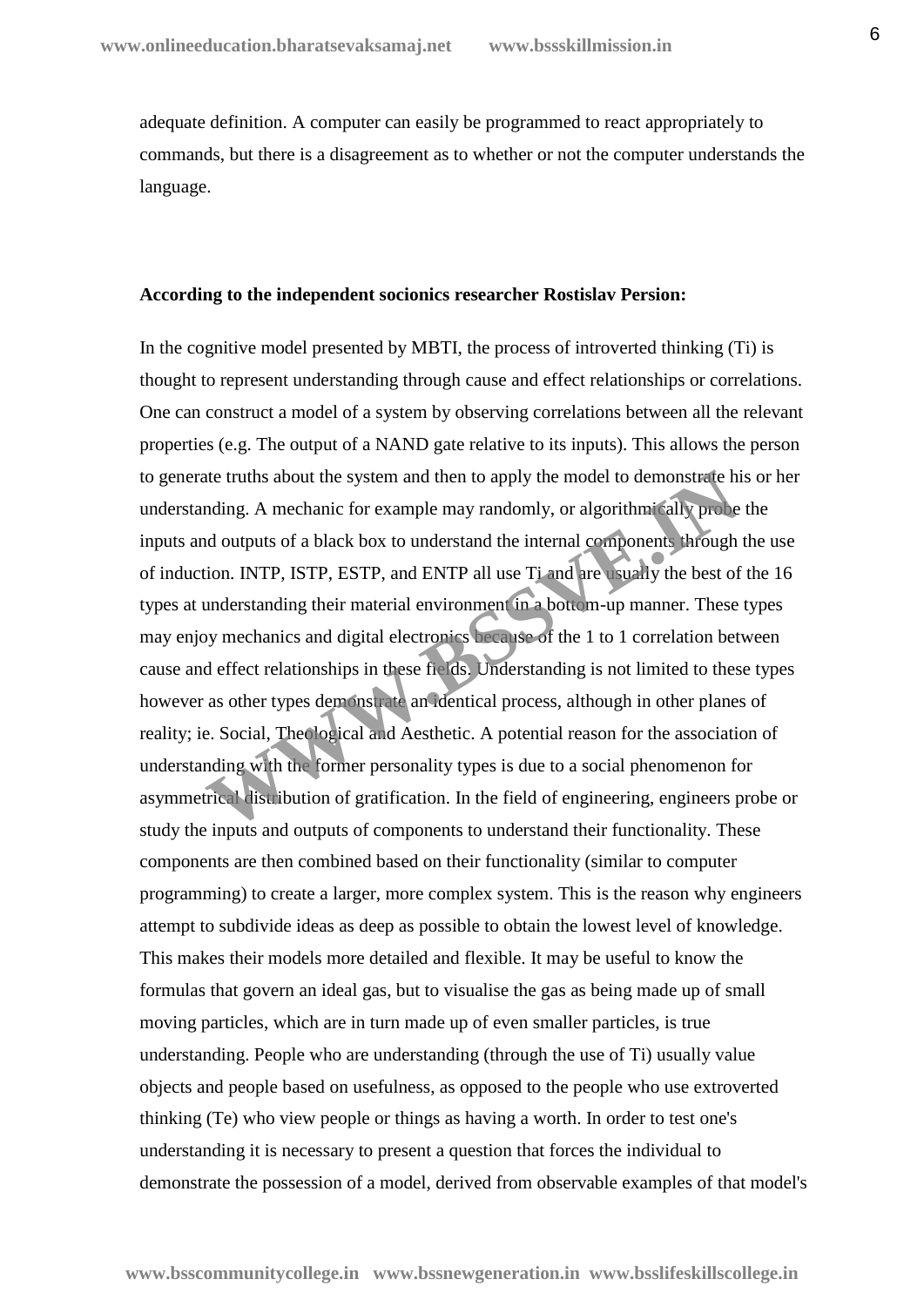adequate definition. A computer can easily be programmed to react appropriately to commands, but there is a disagreement as to whether or not the computer understands the language.

**According to the independent socionics researcher Rostislav Persion:**

In the cognitive model presented by MBTI, the process of introverted thinking (Ti) is thought to represent understanding through cause and effect relationships or correlations. One can construct a model of a system by observing correlations between all the relevant properties (e.g. The output of a NAND gate relative to its inputs). This allows the person to generate truths about the system and then to apply the model to demonstrate his or her understanding. A mechanic for example may randomly, or algorithmically probe the inputs and outputs of a black box to understand the internal components through the use of induction. INTP, ISTP, ESTP, and ENTP all use Ti and are usually the best of the 16 types at understanding their material environment in a bottom-up manner. These types may enjoy mechanics and digital electronics because of the 1 to 1 correlation between cause and effect relationships in these fields. Understanding is not limited to these types however as other types demonstrate an identical process, although in other planes of reality; ie. Social, Theological and Aesthetic. A potential reason for the association of understanding with the former personality types is due to a social phenomenon for asymmetrical distribution of gratification. In the field of engineering, engineers probe or study the inputs and outputs of components to understand their functionality. These components are then combined based on their functionality (similar to computer programming) to create a larger, more complex system. This is the reason why engineers attempt to subdivide ideas as deep as possible to obtain the lowest level of knowledge. This makes their models more detailed and flexible. It may be useful to know the formulas that govern an ideal gas, but to visualise the gas as being made up of small moving particles, which are in turn made up of even smaller particles, is true understanding. People who are understanding (through the use of Ti) usually value objects and people based on usefulness, as opposed to the people who use extroverted thinking (Te) who view people or things as having a worth. In order to test one's understanding it is necessary to present a question that forces the individual to demonstrate the possession of a model, derived from observable examples of that model's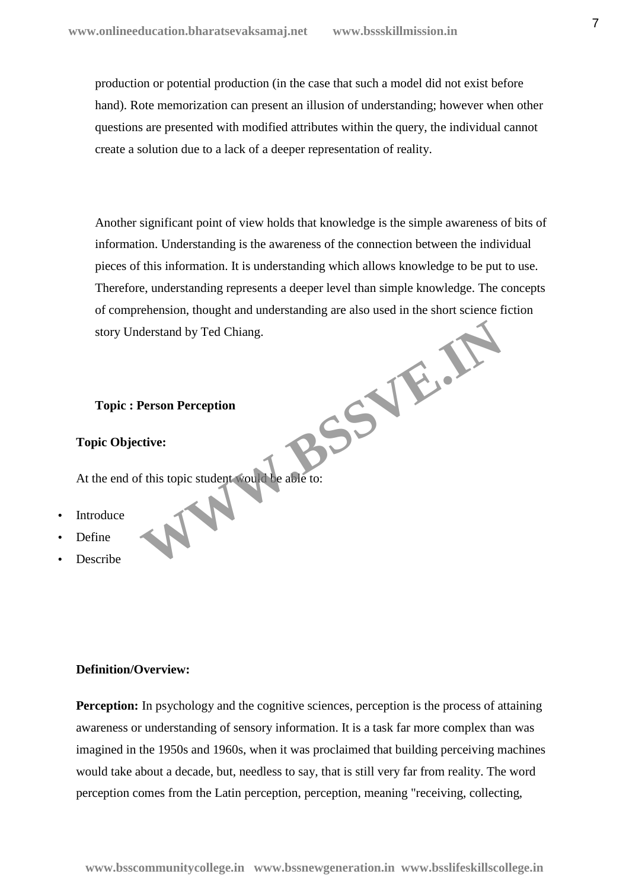production or potential production (in the case that such a model did not exist before hand). Rote memorization can present an illusion of understanding; however when other questions are presented with modified attributes within the query, the individual cannot create a solution due to a lack of a deeper representation of reality.

Another significant point of view holds that knowledge is the simple awareness of bits of information. Understanding is the awareness of the connection between the individual pieces of this information. It is understanding which allows knowledge to be put to use. Therefore, understanding represents a deeper level than simple knowledge. The concepts of comprehension, thought and understanding are also used in the short science fiction story Understand by Ted Chiang.

**Topic : Person Perception**

**Topic Objective:**

At the end of this topic student would be able to:

- Introduce
- Define
- Describe

**Definition/Overview:**

**Perception:** In psychology and the cognitive sciences, perception is the process of attaining awareness or understanding of sensory information. It is a task far more complex than was imagined in the 1950s and 1960s, when it was proclaimed that building perceiving machines would take about a decade, but, needless to say, that is still very far from reality. The word perception comes from the Latin perception, perception, meaning "receiving, collecting,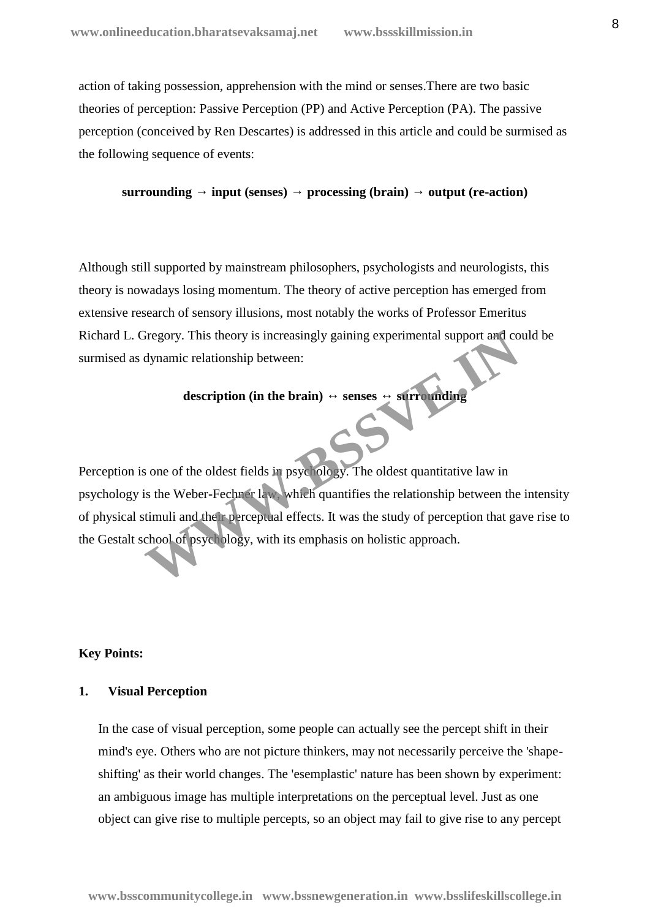action of taking possession, apprehension with the mind or senses.There are two basic theories of perception: Passive Perception (PP) and Active Perception (PA). The passive perception (conceived by Ren Descartes) is addressed in this article and could be surmised as the following sequence of events:

**surrounding → input (senses) → processing (brain) → output (re-action)**

Although still supported by mainstream philosophers, psychologists and neurologists, this theory is nowadays losing momentum. The theory of active perception has emerged from extensive research of sensory illusions, most notably the works of Professor Emeritus Richard L. Gregory. This theory is increasingly gaining experimental support and could be surmised as dynamic relationship between:

**description (in the brain) ↔ senses ↔ surrounding**

Perception is one of the oldest fields in psychology. The oldest quantitative law in psychology is the Weber-Fechner law, which quantifies the relationship between the intensity of physical stimuli and their perceptual effects. It was the study of perception that gave rise to the Gestalt school of psychology, with its emphasis on holistic approach.

**Key Points:**

**1. Visual Perception**

In the case of visual perception, some people can actually see the percept shift in their mind's eye. Others who are not picture thinkers, may not necessarily perceive the 'shape-shifting' as their world changes. The 'esemplastic' nature has been shown by experiment: an ambiguous image has multiple interpretations on the perceptual level. Just as one object can give rise to multiple percepts, so an object may fail to give rise to any percept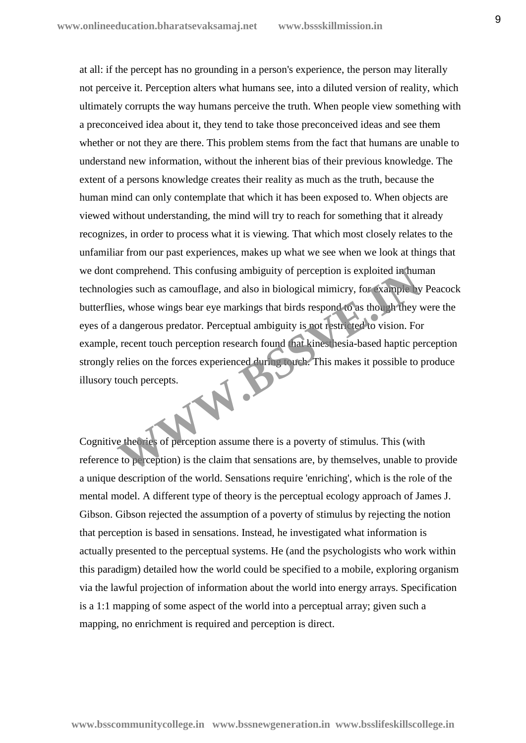at all: if the percept has no grounding in a person's experience, the person may literally not perceive it. Perception alters what humans see, into a diluted version of reality, which ultimately corrupts the way humans perceive the truth. When people view something with a preconceived idea about it, they tend to take those preconceived ideas and see them whether or not they are there. This problem stems from the fact that humans are unable to understand new information, without the inherent bias of their previous knowledge. The extent of a persons knowledge creates their reality as much as the truth, because the human mind can only contemplate that which it has been exposed to. When objects are viewed without understanding, the mind will try to reach for something that it already recognizes, in order to process what it is viewing. That which most closely relates to the unfamiliar from our past experiences, makes up what we see when we look at things that we dont comprehend. This confusing ambiguity of perception is exploited in human technologies such as camouflage, and also in biological mimicry, for example by Peacock butterflies, whose wings bear eye markings that birds respond to as though they were the eyes of a dangerous predator. Perceptual ambiguity is not restricted to vision. For example, recent touch perception research found that kinesthesia-based haptic perception strongly relies on the forces experienced during touch. This makes it possible to produce illusory touch percepts.

Cognitive theories of perception assume there is a poverty of stimulus. This (with reference to perception) is the claim that sensations are, by themselves, unable to provide a unique description of the world. Sensations require 'enriching', which is the role of the mental model. A different type of theory is the perceptual ecology approach of James J. Gibson. Gibson rejected the assumption of a poverty of stimulus by rejecting the notion that perception is based in sensations. Instead, he investigated what information is actually presented to the perceptual systems. He (and the psychologists who work within this paradigm) detailed how the world could be specified to a mobile, exploring organism via the lawful projection of information about the world into energy arrays. Specification is a 1:1 mapping of some aspect of the world into a perceptual array; given such a mapping, no enrichment is required and perception is direct.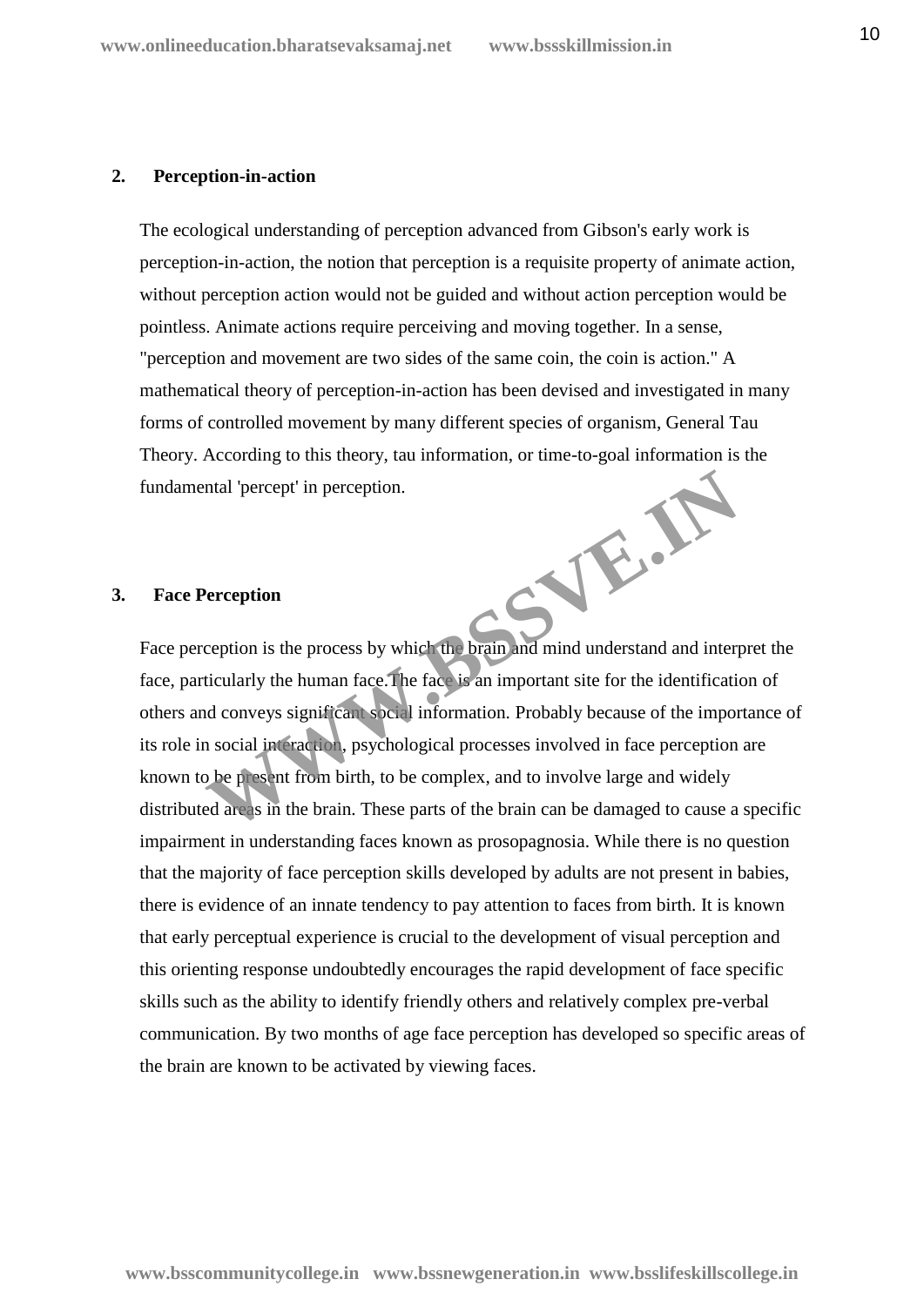## 2. Perception-in-action

The ecological understanding of perception advanced from Gibson's early work is perception-in-action, the notion that perception is a requisite property of animate action, without perception action would not be guided and without action perception would be pointless. Animate actions require perceiving and moving together. In a sense, "perception and movement are two sides of the same coin, the coin is action." A mathematical theory of perception-in-action has been devised and investigated in many forms of controlled movement by many different species of organism, General Tau Theory. According to this theory, tau information, or time-to-goal information is the fundamental 'percept' in perception.

## 3. Face Perception

Face perception is the process by which the brain and mind understand and interpret the face, particularly the human face.The face is an important site for the identification of others and conveys significant social information. Probably because of the importance of its role in social interaction, psychological processes involved in face perception are known to be present from birth, to be complex, and to involve large and widely distributed areas in the brain. These parts of the brain can be damaged to cause a specific impairment in understanding faces known as prosopagnosia. While there is no question that the majority of face perception skills developed by adults are not present in babies, there is evidence of an innate tendency to pay attention to faces from birth. It is known that early perceptual experience is crucial to the development of visual perception and this orienting response undoubtedly encourages the rapid development of face specific skills such as the ability to identify friendly others and relatively complex pre-verbal communication. By two months of age face perception has developed so specific areas of the brain are known to be activated by viewing faces.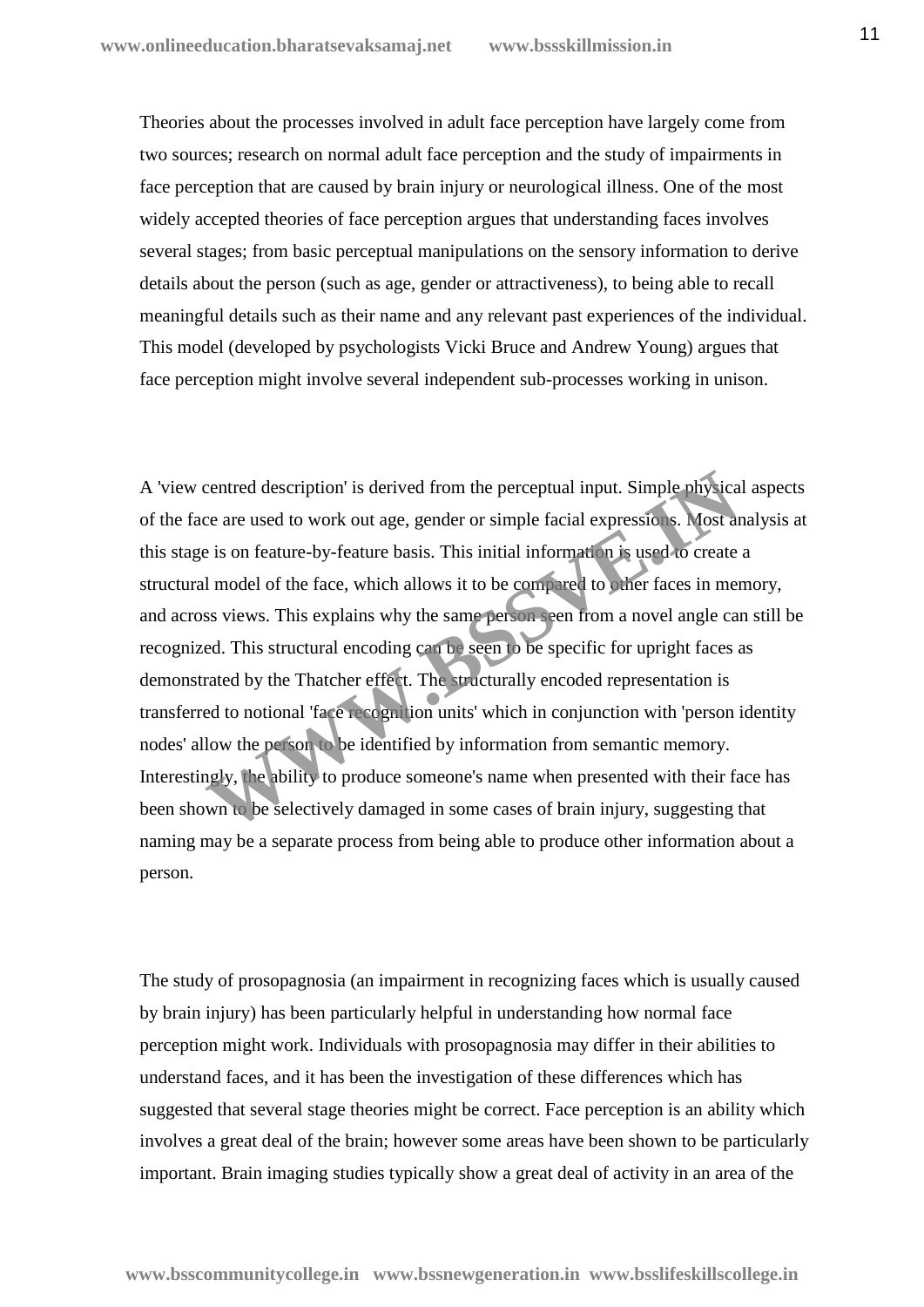Theories about the processes involved in adult face perception have largely come from two sources; research on normal adult face perception and the study of impairments in face perception that are caused by brain injury or neurological illness. One of the most widely accepted theories of face perception argues that understanding faces involves several stages; from basic perceptual manipulations on the sensory information to derive details about the person (such as age, gender or attractiveness), to being able to recall meaningful details such as their name and any relevant past experiences of the individual. This model (developed by psychologists Vicki Bruce and Andrew Young) argues that face perception might involve several independent sub-processes working in unison.

A 'view centred description' is derived from the perceptual input. Simple physical aspects of the face are used to work out age, gender or simple facial expressions. Most analysis at this stage is on feature-by-feature basis. This initial information is used to create a structural model of the face, which allows it to be compared to other faces in memory, and across views. This explains why the same person seen from a novel angle can still be recognized. This structural encoding can be seen to be specific for upright faces as demonstrated by the Thatcher effect. The structurally encoded representation is transferred to notional 'face recognition units' which in conjunction with 'person identity nodes' allow the person to be identified by information from semantic memory. Interestingly, the ability to produce someone's name when presented with their face has been shown to be selectively damaged in some cases of brain injury, suggesting that naming may be a separate process from being able to produce other information about a person.

The study of prosopagnosia (an impairment in recognizing faces which is usually caused by brain injury) has been particularly helpful in understanding how normal face perception might work. Individuals with prosopagnosia may differ in their abilities to understand faces, and it has been the investigation of these differences which has suggested that several stage theories might be correct. Face perception is an ability which involves a great deal of the brain; however some areas have been shown to be particularly important. Brain imaging studies typically show a great deal of activity in an area of the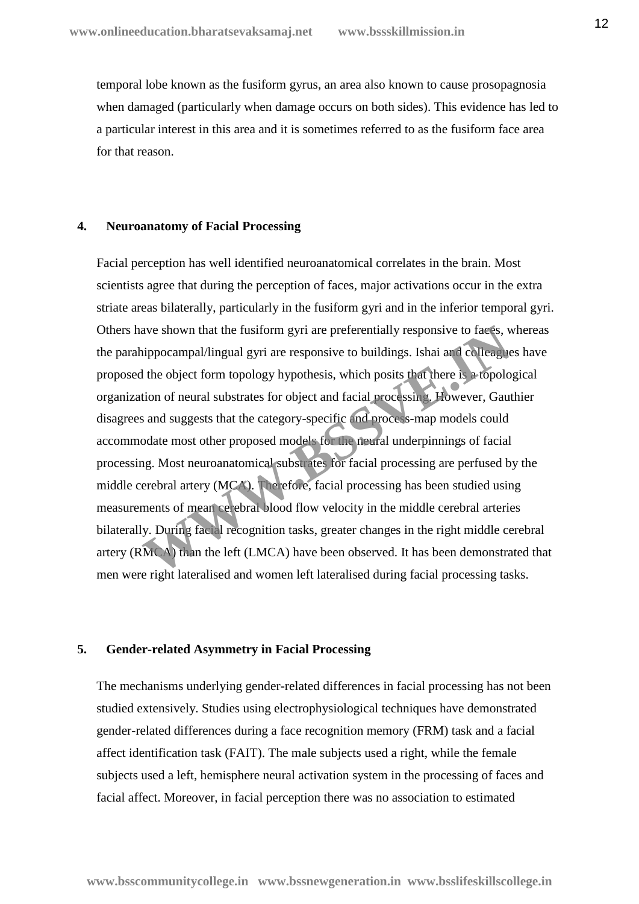temporal lobe known as the fusiform gyrus, an area also known to cause prosopagnosia when damaged (particularly when damage occurs on both sides). This evidence has led to a particular interest in this area and it is sometimes referred to as the fusiform face area for that reason.

## 4. Neuroanatomy of Facial Processing

Facial perception has well identified neuroanatomical correlates in the brain. Most scientists agree that during the perception of faces, major activations occur in the extra striate areas bilaterally, particularly in the fusiform gyri and in the inferior temporal gyri. Others have shown that the fusiform gyri are preferentially responsive to faces, whereas the parahippocampal/lingual gyri are responsive to buildings. Ishai and colleagues have proposed the object form topology hypothesis, which posits that there is a topological organization of neural substrates for object and facial processing. However, Gauthier disagrees and suggests that the category-specific and process-map models could accommodate most other proposed models for the neural underpinnings of facial processing. Most neuroanatomical substrates for facial processing are perfused by the middle cerebral artery (MCA). Therefore, facial processing has been studied using measurements of mean cerebral blood flow velocity in the middle cerebral arteries bilaterally. During facial recognition tasks, greater changes in the right middle cerebral artery (RMCA) than the left (LMCA) have been observed. It has been demonstrated that men were right lateralised and women left lateralised during facial processing tasks.

## 5. Gender-related Asymmetry in Facial Processing

The mechanisms underlying gender-related differences in facial processing has not been studied extensively. Studies using electrophysiological techniques have demonstrated gender-related differences during a face recognition memory (FRM) task and a facial affect identification task (FAIT). The male subjects used a right, while the female subjects used a left, hemisphere neural activation system in the processing of faces and facial affect. Moreover, in facial perception there was no association to estimated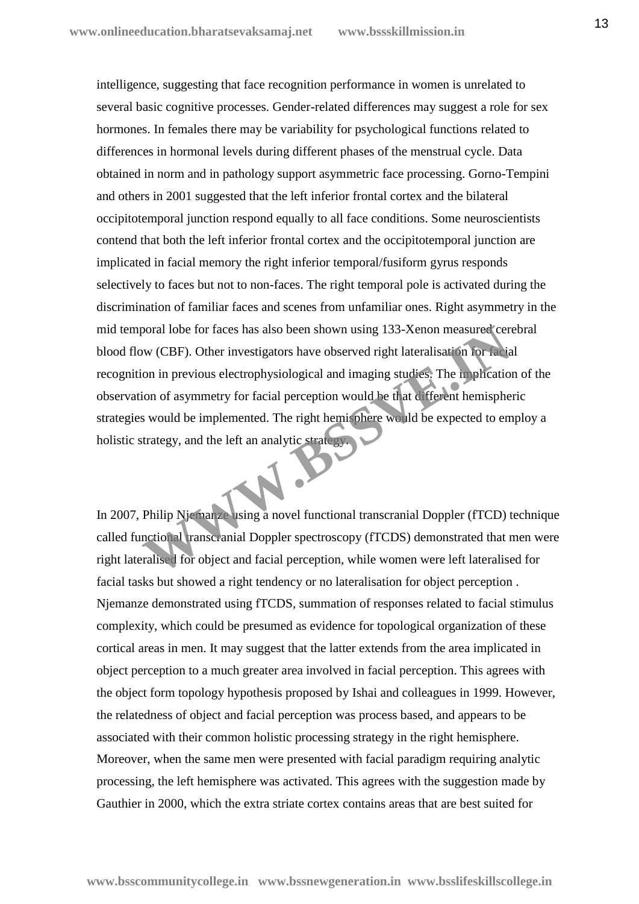intelligence, suggesting that face recognition performance in women is unrelated to several basic cognitive processes. Gender-related differences may suggest a role for sex hormones. In females there may be variability for psychological functions related to differences in hormonal levels during different phases of the menstrual cycle. Data obtained in norm and in pathology support asymmetric face processing. Gorno-Tempini and others in 2001 suggested that the left inferior frontal cortex and the bilateral occipitotemporal junction respond equally to all face conditions. Some neuroscientists contend that both the left inferior frontal cortex and the occipitotemporal junction are implicated in facial memory the right inferior temporal/fusiform gyrus responds selectively to faces but not to non-faces. The right temporal pole is activated during the discrimination of familiar faces and scenes from unfamiliar ones. Right asymmetry in the mid temporal lobe for faces has also been shown using 133-Xenon measured cerebral blood flow (CBF). Other investigators have observed right lateralisation for facial recognition in previous electrophysiological and imaging studies. The implication of the observation of asymmetry for facial perception would be that different hemispheric strategies would be implemented. The right hemisphere would be expected to employ a holistic strategy, and the left an analytic strategy.

In 2007, Philip Njemanze using a novel functional transcranial Doppler (fTCD) technique called functional transcranial Doppler spectroscopy (fTCDS) demonstrated that men were right lateralised for object and facial perception, while women were left lateralised for facial tasks but showed a right tendency or no lateralisation for object perception . Njemanze demonstrated using fTCDS, summation of responses related to facial stimulus complexity, which could be presumed as evidence for topological organization of these cortical areas in men. It may suggest that the latter extends from the area implicated in object perception to a much greater area involved in facial perception. This agrees with the object form topology hypothesis proposed by Ishai and colleagues in 1999. However, the relatedness of object and facial perception was process based, and appears to be associated with their common holistic processing strategy in the right hemisphere. Moreover, when the same men were presented with facial paradigm requiring analytic processing, the left hemisphere was activated. This agrees with the suggestion made by Gauthier in 2000, which the extra striate cortex contains areas that are best suited for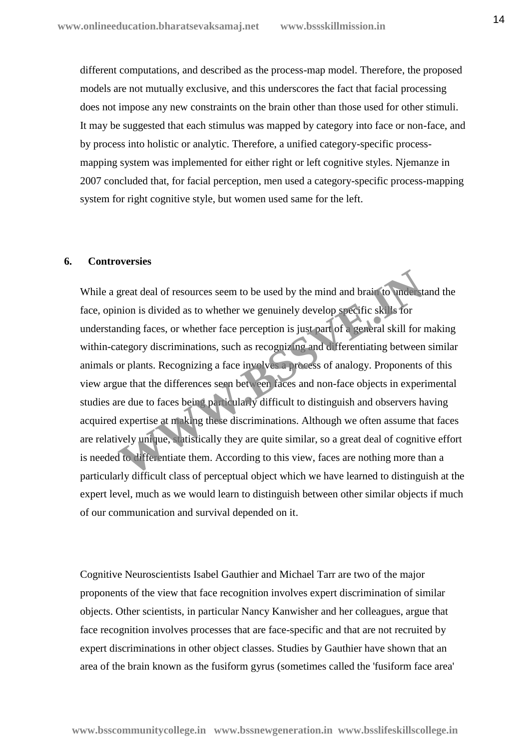different computations, and described as the process-map model. Therefore, the proposed models are not mutually exclusive, and this underscores the fact that facial processing does not impose any new constraints on the brain other than those used for other stimuli. It may be suggested that each stimulus was mapped by category into face or non-face, and by process into holistic or analytic. Therefore, a unified category-specific process-mapping system was implemented for either right or left cognitive styles. Njemanze in 2007 concluded that, for facial perception, men used a category-specific process-mapping system for right cognitive style, but women used same for the left.

## 6. Controversies

While a great deal of resources seem to be used by the mind and brain to understand the face, opinion is divided as to whether we genuinely develop specific skills for understanding faces, or whether face perception is just part of a general skill for making within-category discriminations, such as recognizing and differentiating between similar animals or plants. Recognizing a face involves a process of analogy. Proponents of this view argue that the differences seen between faces and non-face objects in experimental studies are due to faces being particularly difficult to distinguish and observers having acquired expertise at making these discriminations. Although we often assume that faces are relatively unique, statistically they are quite similar, so a great deal of cognitive effort is needed to differentiate them. According to this view, faces are nothing more than a particularly difficult class of perceptual object which we have learned to distinguish at the expert level, much as we would learn to distinguish between other similar objects if much of our communication and survival depended on it.

Cognitive Neuroscientists Isabel Gauthier and Michael Tarr are two of the major proponents of the view that face recognition involves expert discrimination of similar objects. Other scientists, in particular Nancy Kanwisher and her colleagues, argue that face recognition involves processes that are face-specific and that are not recruited by expert discriminations in other object classes. Studies by Gauthier have shown that an area of the brain known as the fusiform gyrus (sometimes called the 'fusiform face area'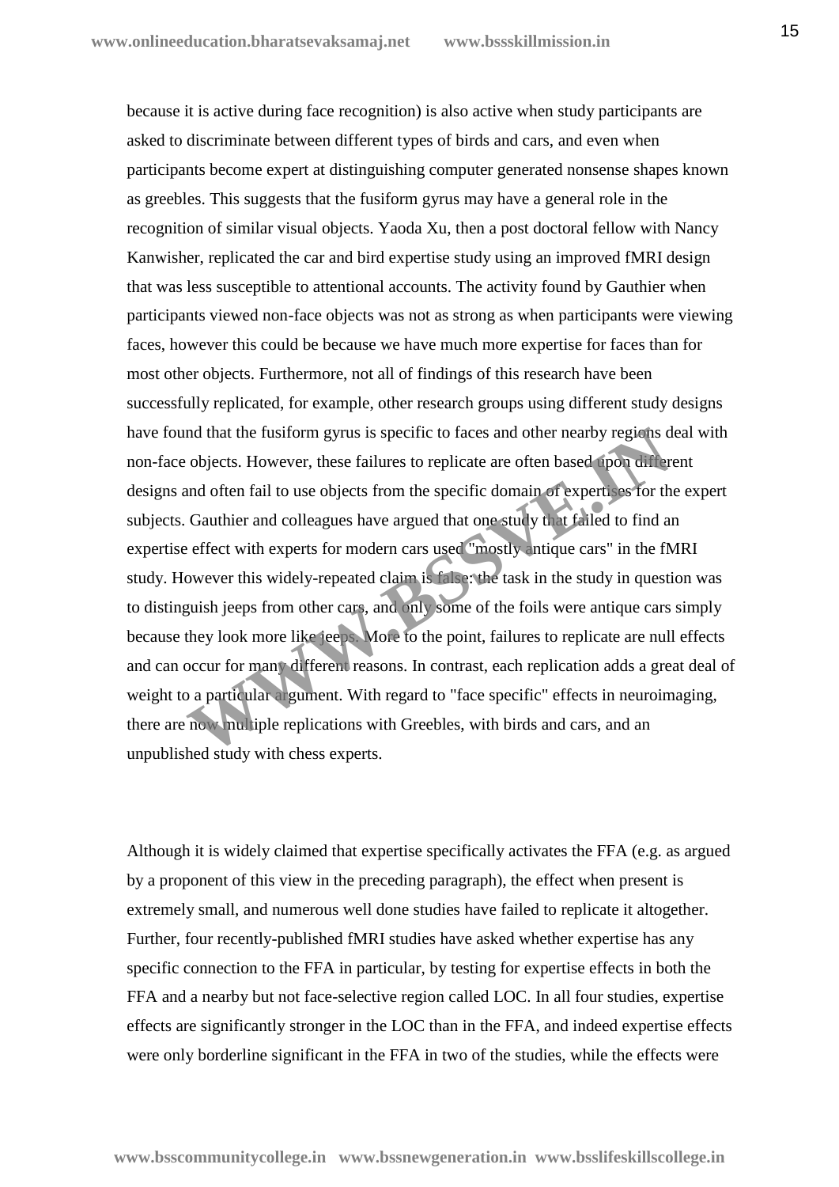because it is active during face recognition) is also active when study participants are asked to discriminate between different types of birds and cars, and even when participants become expert at distinguishing computer generated nonsense shapes known as greebles. This suggests that the fusiform gyrus may have a general role in the recognition of similar visual objects. Yaoda Xu, then a post doctoral fellow with Nancy Kanwisher, replicated the car and bird expertise study using an improved fMRI design that was less susceptible to attentional accounts. The activity found by Gauthier when participants viewed non-face objects was not as strong as when participants were viewing faces, however this could be because we have much more expertise for faces than for most other objects. Furthermore, not all of findings of this research have been successfully replicated, for example, other research groups using different study designs have found that the fusiform gyrus is specific to faces and other nearby regions deal with non-face objects. However, these failures to replicate are often based upon different designs and often fail to use objects from the specific domain of expertises for the expert subjects. Gauthier and colleagues have argued that one study that failed to find an expertise effect with experts for modern cars used "mostly antique cars" in the fMRI study. However this widely-repeated claim is false: the task in the study in question was to distinguish jeeps from other cars, and only some of the foils were antique cars simply because they look more like jeeps. More to the point, failures to replicate are null effects and can occur for many different reasons. In contrast, each replication adds a great deal of weight to a particular argument. With regard to "face specific" effects in neuroimaging, there are now multiple replications with Greebles, with birds and cars, and an unpublished study with chess experts.

Although it is widely claimed that expertise specifically activates the FFA (e.g. as argued by a proponent of this view in the preceding paragraph), the effect when present is extremely small, and numerous well done studies have failed to replicate it altogether. Further, four recently-published fMRI studies have asked whether expertise has any specific connection to the FFA in particular, by testing for expertise effects in both the FFA and a nearby but not face-selective region called LOC. In all four studies, expertise effects are significantly stronger in the LOC than in the FFA, and indeed expertise effects were only borderline significant in the FFA in two of the studies, while the effects were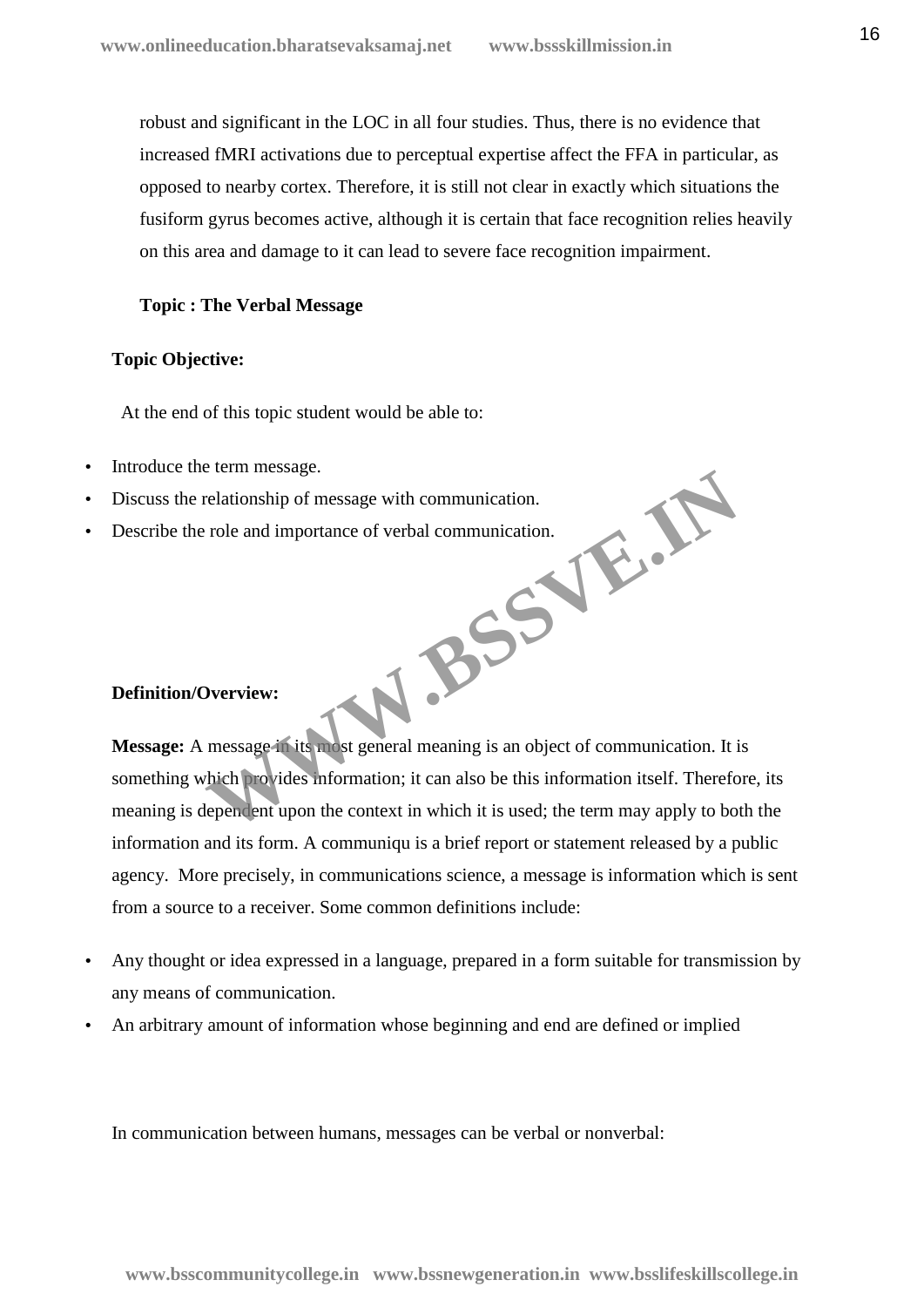robust and significant in the LOC in all four studies. Thus, there is no evidence that increased fMRI activations due to perceptual expertise affect the FFA in particular, as opposed to nearby cortex. Therefore, it is still not clear in exactly which situations the fusiform gyrus becomes active, although it is certain that face recognition relies heavily on this area and damage to it can lead to severe face recognition impairment.

**Topic : The Verbal Message**

**Topic Objective:**

At the end of this topic student would be able to:

- Introduce the term message.
- Discuss the relationship of message with communication.
- Describe the role and importance of verbal communication.

**Definition/Overview:**

**Message:** A message in its most general meaning is an object of communication. It is something which provides information; it can also be this information itself. Therefore, its meaning is dependent upon the context in which it is used; the term may apply to both the information and its form. A communiqu is a brief report or statement released by a public agency. More precisely, in communications science, a message is information which is sent from a source to a receiver. Some common definitions include:

- Any thought or idea expressed in a language, prepared in a form suitable for transmission by any means of communication.
- An arbitrary amount of information whose beginning and end are defined or implied

In communication between humans, messages can be verbal or nonverbal: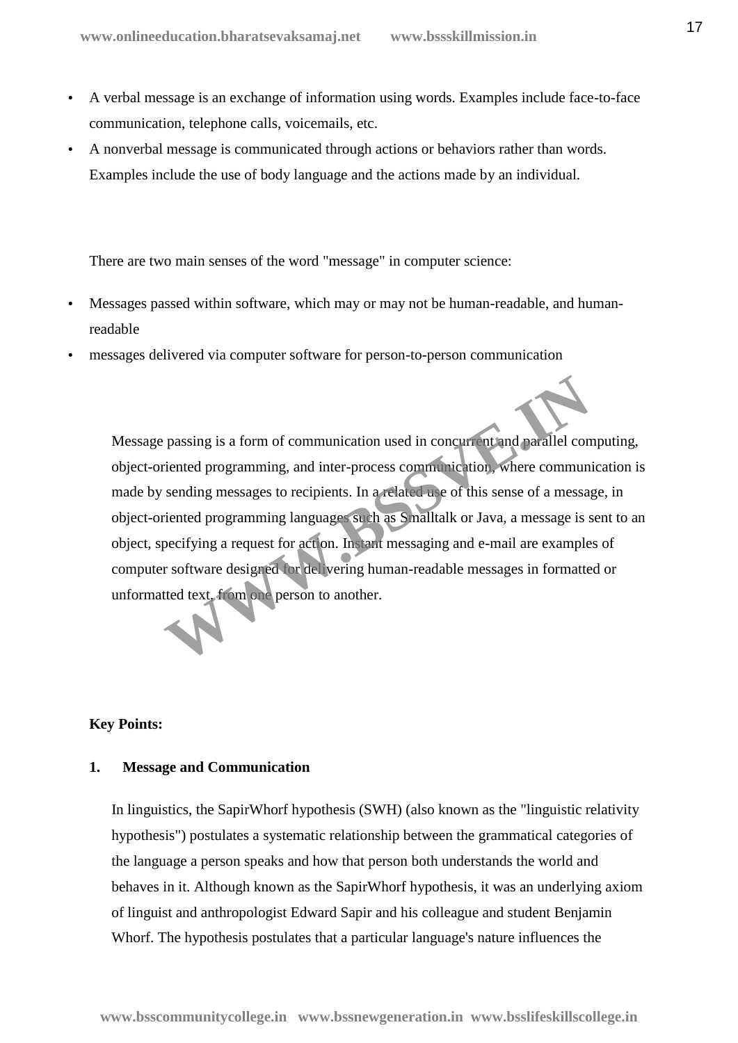- A verbal message is an exchange of information using words. Examples include face-to-face communication, telephone calls, voicemails, etc.
- A nonverbal message is communicated through actions or behaviors rather than words. Examples include the use of body language and the actions made by an individual.

There are two main senses of the word "message" in computer science:

- Messages passed within software, which may or may not be human-readable, and human-readable
- messages delivered via computer software for person-to-person communication

Message passing is a form of communication used in concurrent and parallel computing, object-oriented programming, and inter-process communication, where communication is made by sending messages to recipients. In a related use of this sense of a message, in object-oriented programming languages such as Smalltalk or Java, a message is sent to an object, specifying a request for action. Instant messaging and e-mail are examples of computer software designed for delivering human-readable messages in formatted or unformatted text, from one person to another.

**Key Points:**

**1. Message and Communication**

In linguistics, the SapirWhorf hypothesis (SWH) (also known as the "linguistic relativity hypothesis") postulates a systematic relationship between the grammatical categories of the language a person speaks and how that person both understands the world and behaves in it. Although known as the SapirWhorf hypothesis, it was an underlying axiom of linguist and anthropologist Edward Sapir and his colleague and student Benjamin Whorf. The hypothesis postulates that a particular language's nature influences the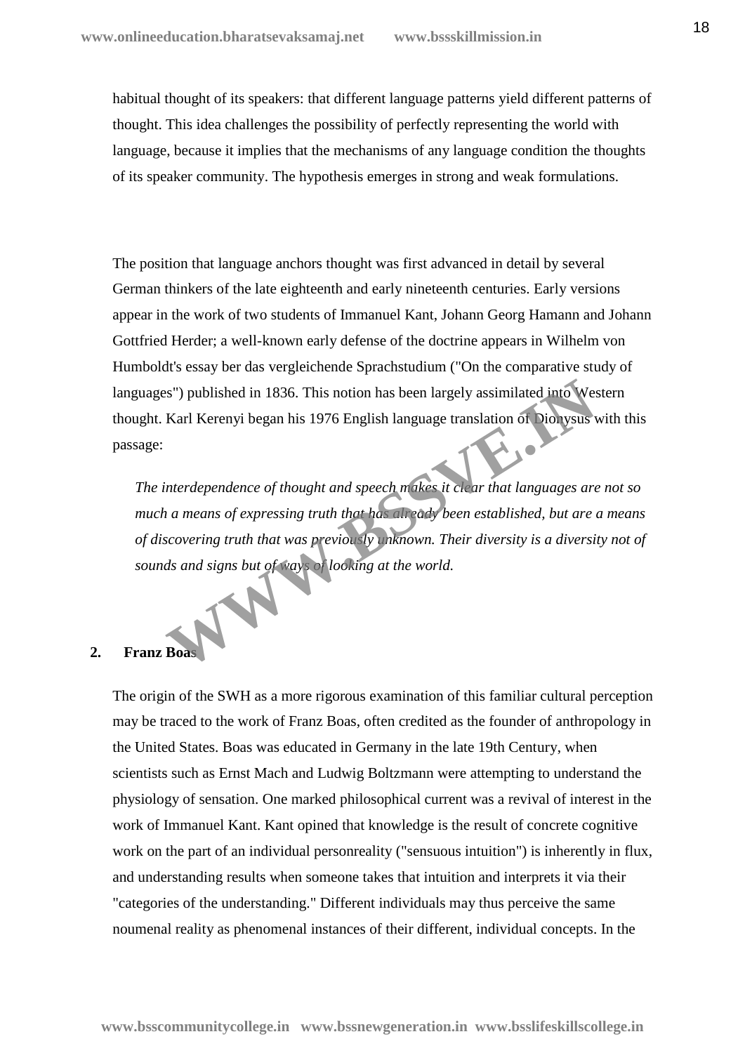habitual thought of its speakers: that different language patterns yield different patterns of thought. This idea challenges the possibility of perfectly representing the world with language, because it implies that the mechanisms of any language condition the thoughts of its speaker community. The hypothesis emerges in strong and weak formulations.

The position that language anchors thought was first advanced in detail by several German thinkers of the late eighteenth and early nineteenth centuries. Early versions appear in the work of two students of Immanuel Kant, Johann Georg Hamann and Johann Gottfried Herder; a well-known early defense of the doctrine appears in Wilhelm von Humboldt's essay ber das vergleichende Sprachstudium ("On the comparative study of languages") published in 1836. This notion has been largely assimilated into Western thought. Karl Kerenyi began his 1976 English language translation of Dionysus with this passage:

> *The interdependence of thought and speech makes it clear that languages are not so much a means of expressing truth that has already been established, but are a means of discovering truth that was previously unknown. Their diversity is a diversity not of sounds and signs but of ways of looking at the world.*

## 2. Franz Boas

The origin of the SWH as a more rigorous examination of this familiar cultural perception may be traced to the work of Franz Boas, often credited as the founder of anthropology in the United States. Boas was educated in Germany in the late 19th Century, when scientists such as Ernst Mach and Ludwig Boltzmann were attempting to understand the physiology of sensation. One marked philosophical current was a revival of interest in the work of Immanuel Kant. Kant opined that knowledge is the result of concrete cognitive work on the part of an individual personreality ("sensuous intuition") is inherently in flux, and understanding results when someone takes that intuition and interprets it via their "categories of the understanding." Different individuals may thus perceive the same noumenal reality as phenomenal instances of their different, individual concepts. In the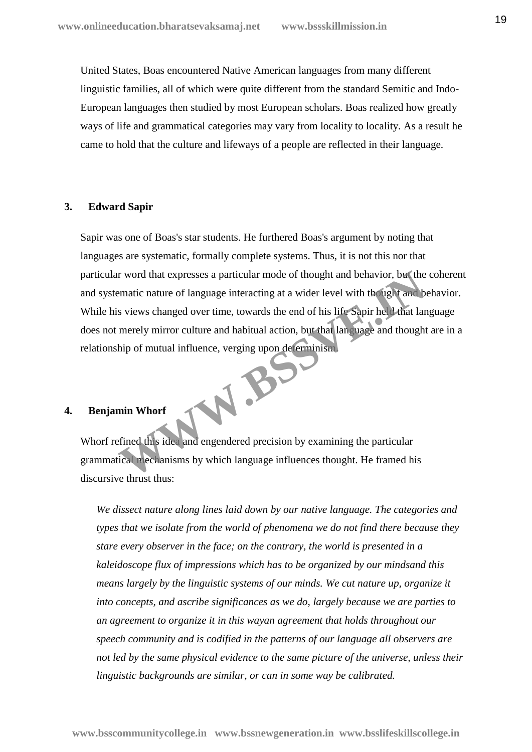United States, Boas encountered Native American languages from many different linguistic families, all of which were quite different from the standard Semitic and Indo-European languages then studied by most European scholars. Boas realized how greatly ways of life and grammatical categories may vary from locality to locality. As a result he came to hold that the culture and lifeways of a people are reflected in their language.

### 3. Edward Sapir

Sapir was one of Boas's star students. He furthered Boas's argument by noting that languages are systematic, formally complete systems. Thus, it is not this nor that particular word that expresses a particular mode of thought and behavior, but the coherent and systematic nature of language interacting at a wider level with thought and behavior. While his views changed over time, towards the end of his life Sapir held that language does not merely mirror culture and habitual action, but that language and thought are in a relationship of mutual influence, verging upon determinism.

### 4. Benjamin Whorf

Whorf refined this idea and engendered precision by examining the particular grammatical mechanisms by which language influences thought. He framed his discursive thrust thus:

> *We dissect nature along lines laid down by our native language. The categories and types that we isolate from the world of phenomena we do not find there because they stare every observer in the face; on the contrary, the world is presented in a kaleidoscope flux of impressions which has to be organized by our mindsand this means largely by the linguistic systems of our minds. We cut nature up, organize it into concepts, and ascribe significances as we do, largely because we are parties to an agreement to organize it in this wayan agreement that holds throughout our speech community and is codified in the patterns of our language all observers are not led by the same physical evidence to the same picture of the universe, unless their linguistic backgrounds are similar, or can in some way be calibrated.*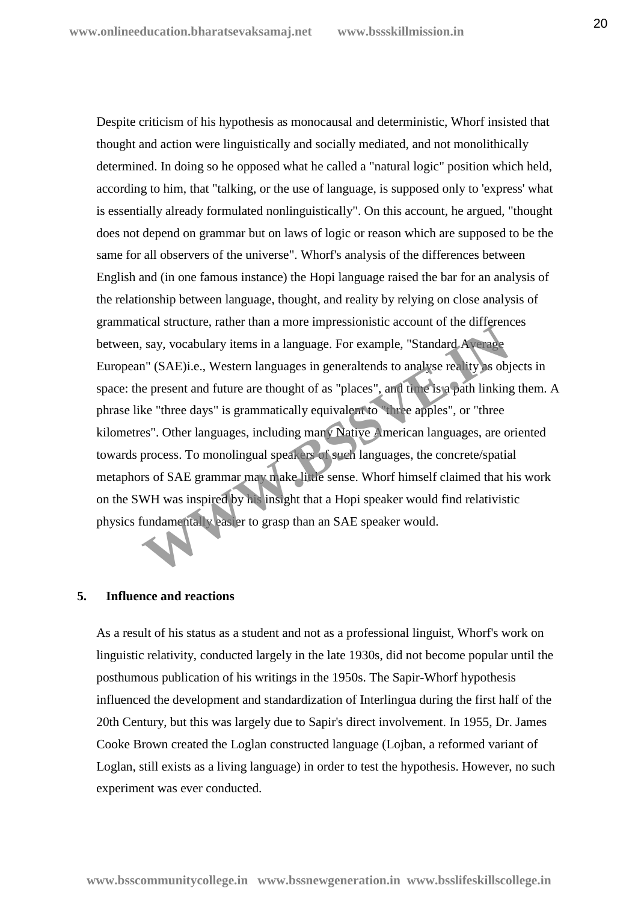Despite criticism of his hypothesis as monocausal and deterministic, Whorf insisted that thought and action were linguistically and socially mediated, and not monolithically determined. In doing so he opposed what he called a "natural logic" position which held, according to him, that "talking, or the use of language, is supposed only to 'express' what is essentially already formulated nonlinguistically". On this account, he argued, "thought does not depend on grammar but on laws of logic or reason which are supposed to be the same for all observers of the universe". Whorf's analysis of the differences between English and (in one famous instance) the Hopi language raised the bar for an analysis of the relationship between language, thought, and reality by relying on close analysis of grammatical structure, rather than a more impressionistic account of the differences between, say, vocabulary items in a language. For example, "Standard Average European" (SAE)i.e., Western languages in generaltends to analyse reality as objects in space: the present and future are thought of as "places", and time is a path linking them. A phrase like "three days" is grammatically equivalent to "three apples", or "three kilometres". Other languages, including many Native American languages, are oriented towards process. To monolingual speakers of such languages, the concrete/spatial metaphors of SAE grammar may make little sense. Whorf himself claimed that his work on the SWH was inspired by his insight that a Hopi speaker would find relativistic physics fundamentally easier to grasp than an SAE speaker would.

## 5. Influence and reactions

As a result of his status as a student and not as a professional linguist, Whorf's work on linguistic relativity, conducted largely in the late 1930s, did not become popular until the posthumous publication of his writings in the 1950s. The Sapir-Whorf hypothesis influenced the development and standardization of Interlingua during the first half of the 20th Century, but this was largely due to Sapir's direct involvement. In 1955, Dr. James Cooke Brown created the Loglan constructed language (Lojban, a reformed variant of Loglan, still exists as a living language) in order to test the hypothesis. However, no such experiment was ever conducted.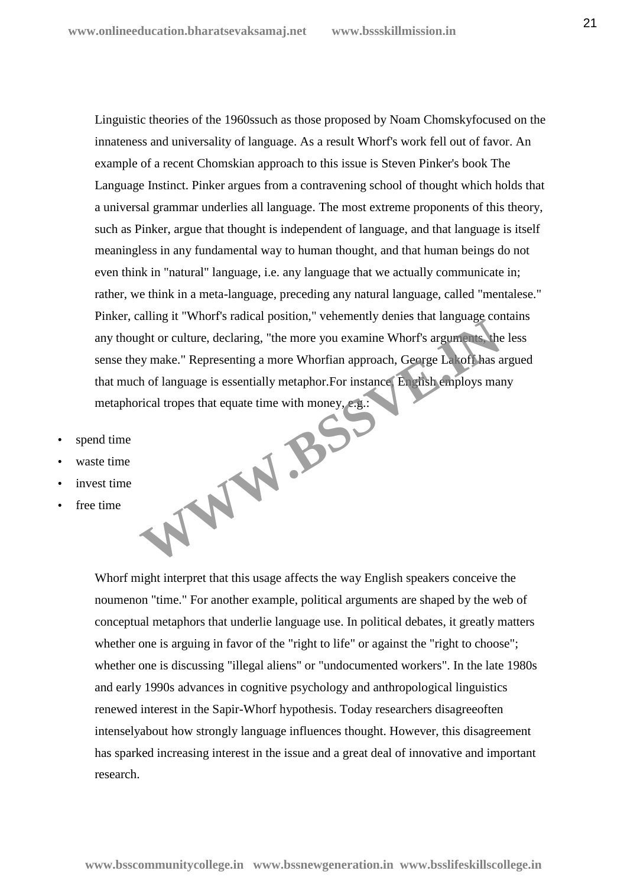Linguistic theories of the 1960ssuch as those proposed by Noam Chomskyfocused on the innateness and universality of language. As a result Whorf's work fell out of favor. An example of a recent Chomskian approach to this issue is Steven Pinker's book The Language Instinct. Pinker argues from a contravening school of thought which holds that a universal grammar underlies all language. The most extreme proponents of this theory, such as Pinker, argue that thought is independent of language, and that language is itself meaningless in any fundamental way to human thought, and that human beings do not even think in "natural" language, i.e. any language that we actually communicate in; rather, we think in a meta-language, preceding any natural language, called "mentalese." Pinker, calling it "Whorf's radical position," vehemently denies that language contains any thought or culture, declaring, "the more you examine Whorf's arguments, the less sense they make." Representing a more Whorfian approach, George Lakoff has argued that much of language is essentially metaphor.For instance, English employs many metaphorical tropes that equate time with money, e.g.:

- spend time
- waste time
- invest time
- free time

Whorf might interpret that this usage affects the way English speakers conceive the noumenon "time." For another example, political arguments are shaped by the web of conceptual metaphors that underlie language use. In political debates, it greatly matters whether one is arguing in favor of the "right to life" or against the "right to choose"; whether one is discussing "illegal aliens" or "undocumented workers". In the late 1980s and early 1990s advances in cognitive psychology and anthropological linguistics renewed interest in the Sapir-Whorf hypothesis. Today researchers disagreeoften intenselyabout how strongly language influences thought. However, this disagreement has sparked increasing interest in the issue and a great deal of innovative and important research.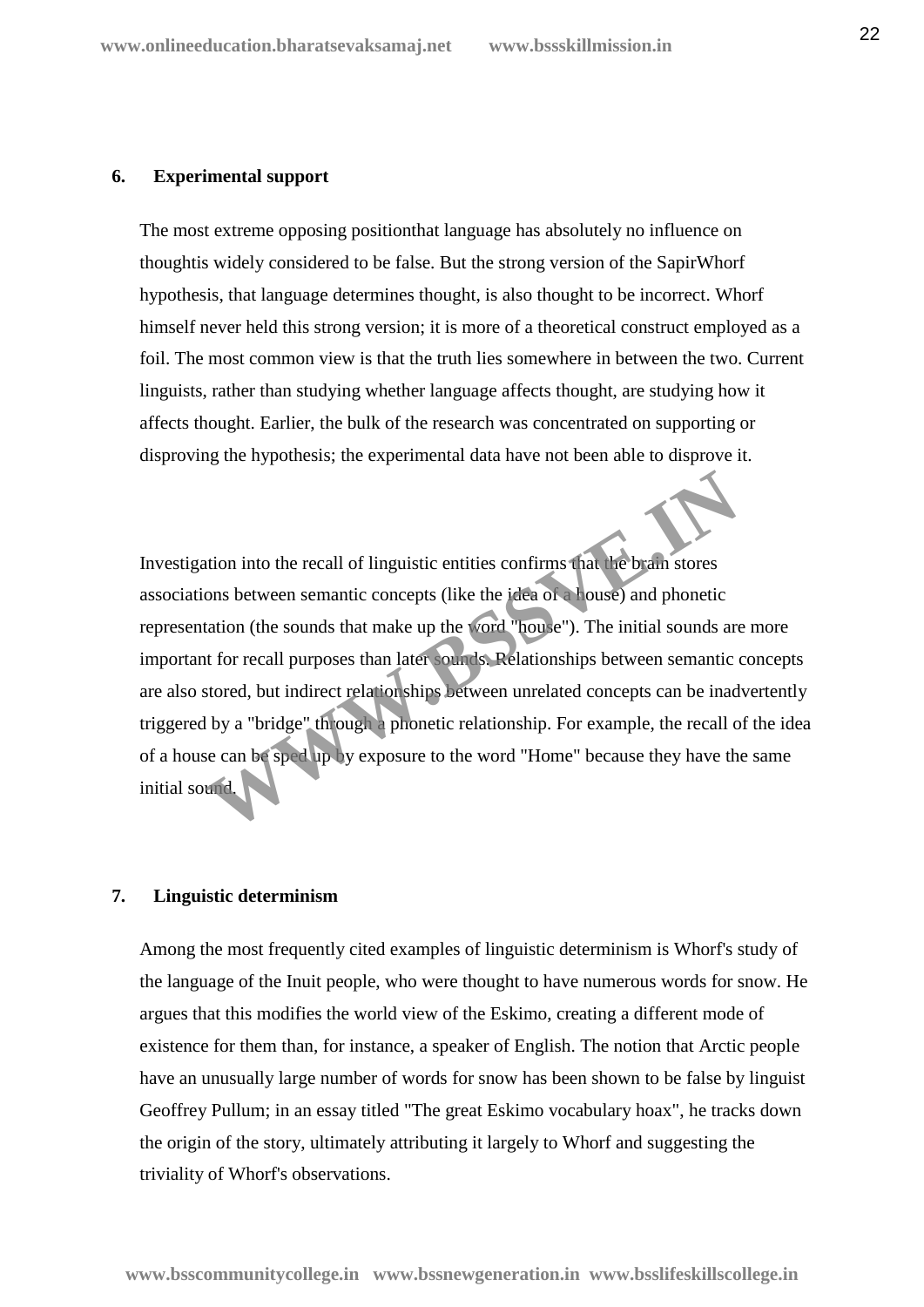## 6. Experimental support

The most extreme opposing positionthat language has absolutely no influence on thoughtis widely considered to be false. But the strong version of the SapirWhorf hypothesis, that language determines thought, is also thought to be incorrect. Whorf himself never held this strong version; it is more of a theoretical construct employed as a foil. The most common view is that the truth lies somewhere in between the two. Current linguists, rather than studying whether language affects thought, are studying how it affects thought. Earlier, the bulk of the research was concentrated on supporting or disproving the hypothesis; the experimental data have not been able to disprove it.

Investigation into the recall of linguistic entities confirms that the brain stores associations between semantic concepts (like the idea of a house) and phonetic representation (the sounds that make up the word "house"). The initial sounds are more important for recall purposes than later sounds. Relationships between semantic concepts are also stored, but indirect relationships between unrelated concepts can be inadvertently triggered by a "bridge" through a phonetic relationship. For example, the recall of the idea of a house can be sped up by exposure to the word "Home" because they have the same initial sound.

## 7. Linguistic determinism

Among the most frequently cited examples of linguistic determinism is Whorf's study of the language of the Inuit people, who were thought to have numerous words for snow. He argues that this modifies the world view of the Eskimo, creating a different mode of existence for them than, for instance, a speaker of English. The notion that Arctic people have an unusually large number of words for snow has been shown to be false by linguist Geoffrey Pullum; in an essay titled "The great Eskimo vocabulary hoax", he tracks down the origin of the story, ultimately attributing it largely to Whorf and suggesting the triviality of Whorf's observations.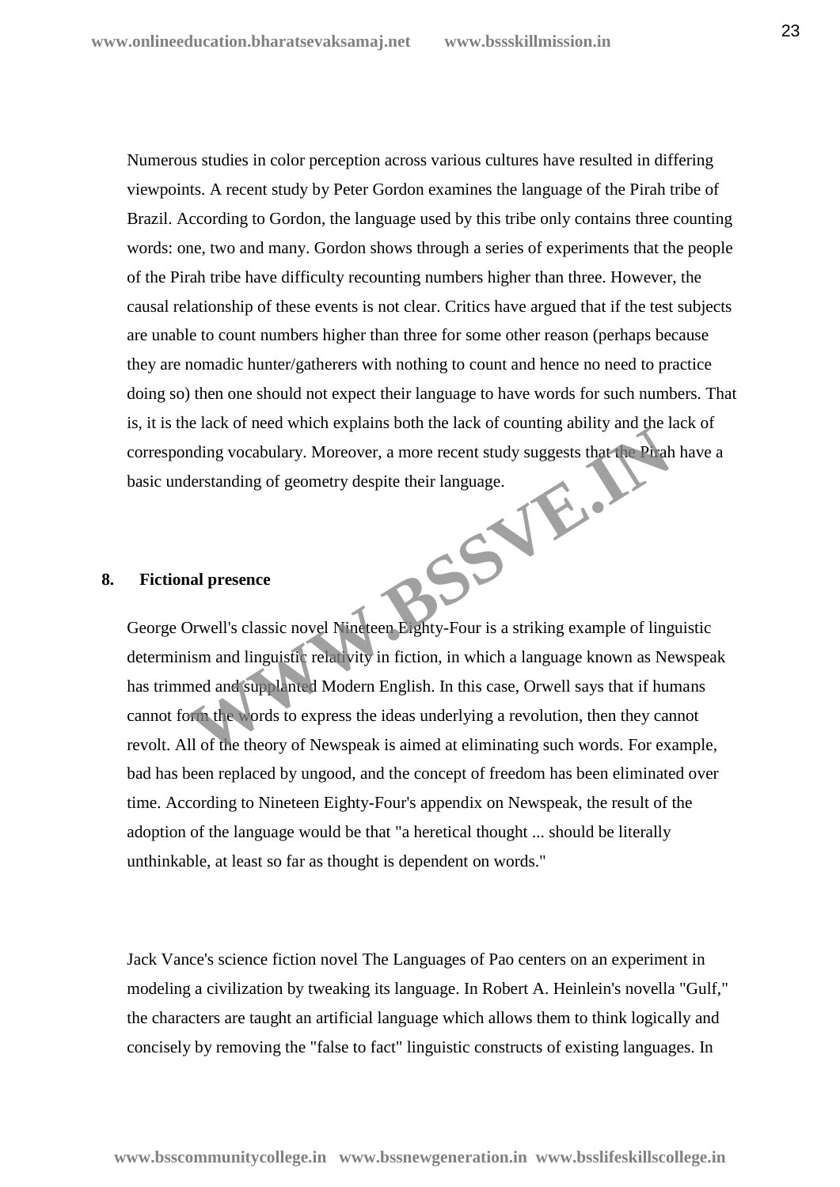Numerous studies in color perception across various cultures have resulted in differing viewpoints. A recent study by Peter Gordon examines the language of the Pirah tribe of Brazil. According to Gordon, the language used by this tribe only contains three counting words: one, two and many. Gordon shows through a series of experiments that the people of the Pirah tribe have difficulty recounting numbers higher than three. However, the causal relationship of these events is not clear. Critics have argued that if the test subjects are unable to count numbers higher than three for some other reason (perhaps because they are nomadic hunter/gatherers with nothing to count and hence no need to practice doing so) then one should not expect their language to have words for such numbers. That is, it is the lack of need which explains both the lack of counting ability and the lack of corresponding vocabulary. Moreover, a more recent study suggests that the Pirah have a basic understanding of geometry despite their language.

## 8. Fictional presence

George Orwell's classic novel Nineteen Eighty-Four is a striking example of linguistic determinism and linguistic relativity in fiction, in which a language known as Newspeak has trimmed and supplanted Modern English. In this case, Orwell says that if humans cannot form the words to express the ideas underlying a revolution, then they cannot revolt. All of the theory of Newspeak is aimed at eliminating such words. For example, bad has been replaced by ungood, and the concept of freedom has been eliminated over time. According to Nineteen Eighty-Four's appendix on Newspeak, the result of the adoption of the language would be that "a heretical thought ... should be literally unthinkable, at least so far as thought is dependent on words."

Jack Vance's science fiction novel The Languages of Pao centers on an experiment in modeling a civilization by tweaking its language. In Robert A. Heinlein's novella "Gulf," the characters are taught an artificial language which allows them to think logically and concisely by removing the "false to fact" linguistic constructs of existing languages. In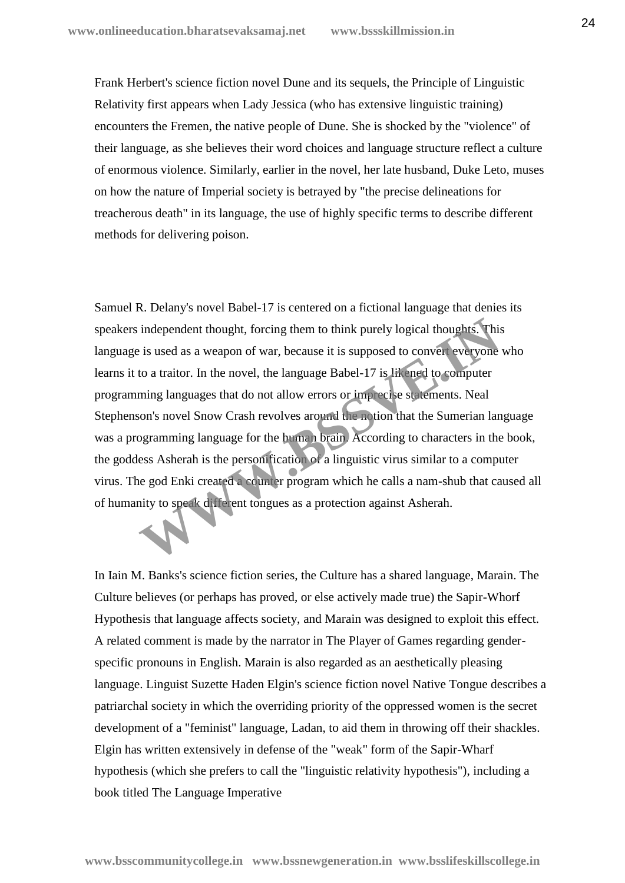Frank Herbert's science fiction novel Dune and its sequels, the Principle of Linguistic Relativity first appears when Lady Jessica (who has extensive linguistic training) encounters the Fremen, the native people of Dune. She is shocked by the "violence" of their language, as she believes their word choices and language structure reflect a culture of enormous violence. Similarly, earlier in the novel, her late husband, Duke Leto, muses on how the nature of Imperial society is betrayed by "the precise delineations for treacherous death" in its language, the use of highly specific terms to describe different methods for delivering poison.

Samuel R. Delany's novel Babel-17 is centered on a fictional language that denies its speakers independent thought, forcing them to think purely logical thoughts. This language is used as a weapon of war, because it is supposed to convert everyone who learns it to a traitor. In the novel, the language Babel-17 is likened to computer programming languages that do not allow errors or imprecise statements. Neal Stephenson's novel Snow Crash revolves around the notion that the Sumerian language was a programming language for the human brain. According to characters in the book, the goddess Asherah is the personification of a linguistic virus similar to a computer virus. The god Enki created a counter program which he calls a nam-shub that caused all of humanity to speak different tongues as a protection against Asherah.

In Iain M. Banks's science fiction series, the Culture has a shared language, Marain. The Culture believes (or perhaps has proved, or else actively made true) the Sapir-Whorf Hypothesis that language affects society, and Marain was designed to exploit this effect. A related comment is made by the narrator in The Player of Games regarding gender-specific pronouns in English. Marain is also regarded as an aesthetically pleasing language. Linguist Suzette Haden Elgin's science fiction novel Native Tongue describes a patriarchal society in which the overriding priority of the oppressed women is the secret development of a "feminist" language, Ladan, to aid them in throwing off their shackles. Elgin has written extensively in defense of the "weak" form of the Sapir-Wharf hypothesis (which she prefers to call the "linguistic relativity hypothesis"), including a book titled The Language Imperative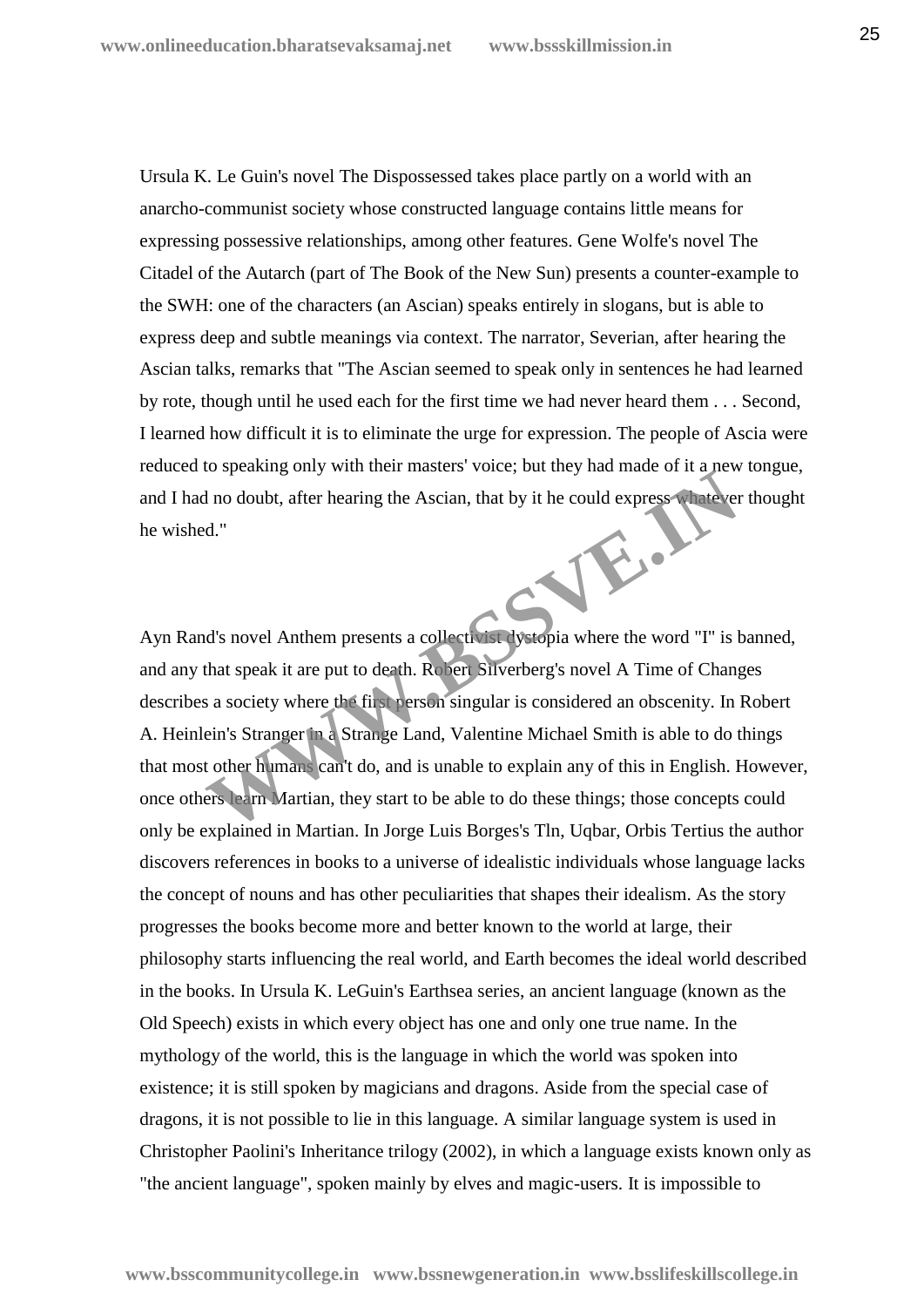Ursula K. Le Guin's novel The Dispossessed takes place partly on a world with an anarcho-communist society whose constructed language contains little means for expressing possessive relationships, among other features. Gene Wolfe's novel The Citadel of the Autarch (part of The Book of the New Sun) presents a counter-example to the SWH: one of the characters (an Ascian) speaks entirely in slogans, but is able to express deep and subtle meanings via context. The narrator, Severian, after hearing the Ascian talks, remarks that "The Ascian seemed to speak only in sentences he had learned by rote, though until he used each for the first time we had never heard them . . . Second, I learned how difficult it is to eliminate the urge for expression. The people of Ascia were reduced to speaking only with their masters' voice; but they had made of it a new tongue, and I had no doubt, after hearing the Ascian, that by it he could express whatever thought he wished."

Ayn Rand's novel Anthem presents a collectivist dystopia where the word "I" is banned, and any that speak it are put to death. Robert Silverberg's novel A Time of Changes describes a society where the first person singular is considered an obscenity. In Robert A. Heinlein's Stranger in a Strange Land, Valentine Michael Smith is able to do things that most other humans can't do, and is unable to explain any of this in English. However, once others learn Martian, they start to be able to do these things; those concepts could only be explained in Martian. In Jorge Luis Borges's Tln, Uqbar, Orbis Tertius the author discovers references in books to a universe of idealistic individuals whose language lacks the concept of nouns and has other peculiarities that shapes their idealism. As the story progresses the books become more and better known to the world at large, their philosophy starts influencing the real world, and Earth becomes the ideal world described in the books. In Ursula K. LeGuin's Earthsea series, an ancient language (known as the Old Speech) exists in which every object has one and only one true name. In the mythology of the world, this is the language in which the world was spoken into existence; it is still spoken by magicians and dragons. Aside from the special case of dragons, it is not possible to lie in this language. A similar language system is used in Christopher Paolini's Inheritance trilogy (2002), in which a language exists known only as "the ancient language", spoken mainly by elves and magic-users. It is impossible to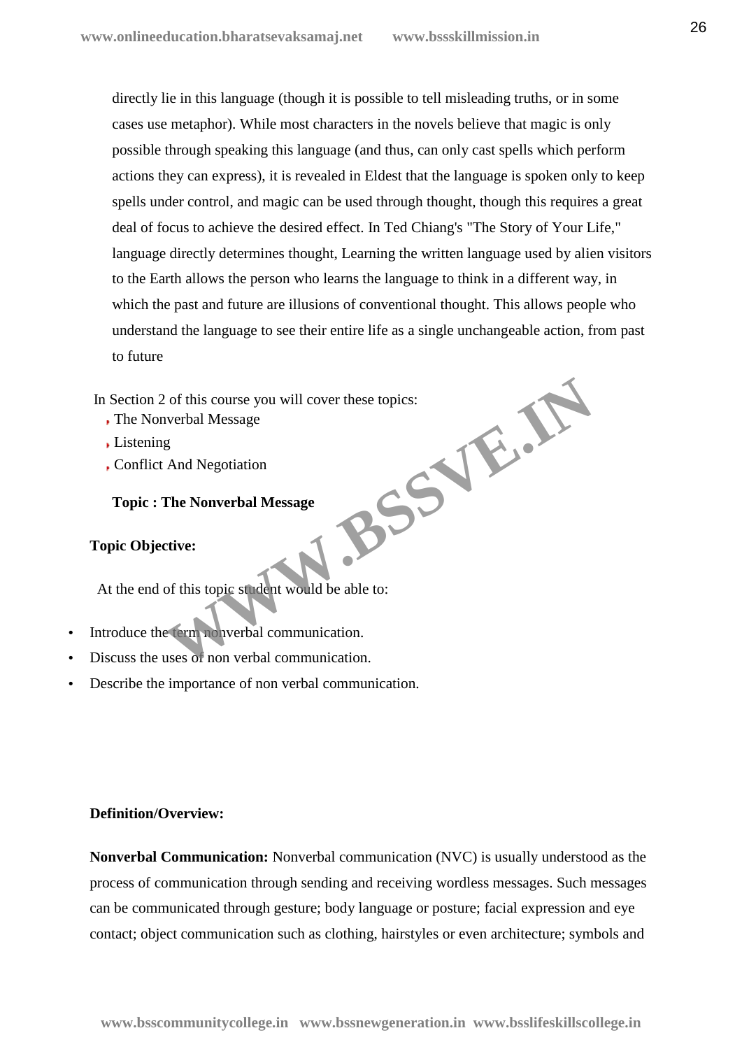directly lie in this language (though it is possible to tell misleading truths, or in some cases use metaphor). While most characters in the novels believe that magic is only possible through speaking this language (and thus, can only cast spells which perform actions they can express), it is revealed in Eldest that the language is spoken only to keep spells under control, and magic can be used through thought, though this requires a great deal of focus to achieve the desired effect. In Ted Chiang's "The Story of Your Life," language directly determines thought, Learning the written language used by alien visitors to the Earth allows the person who learns the language to think in a different way, in which the past and future are illusions of conventional thought. This allows people who understand the language to see their entire life as a single unchangeable action, from past to future

In Section 2 of this course you will cover these topics:

- The Nonverbal Message
- Listening
- Conflict And Negotiation

**Topic : The Nonverbal Message**

**Topic Objective:**

At the end of this topic student would be able to:

- Introduce the term nonverbal communication.
- Discuss the uses of non verbal communication.
- Describe the importance of non verbal communication.

**Definition/Overview:**

**Nonverbal Communication:** Nonverbal communication (NVC) is usually understood as the process of communication through sending and receiving wordless messages. Such messages can be communicated through gesture; body language or posture; facial expression and eye contact; object communication such as clothing, hairstyles or even architecture; symbols and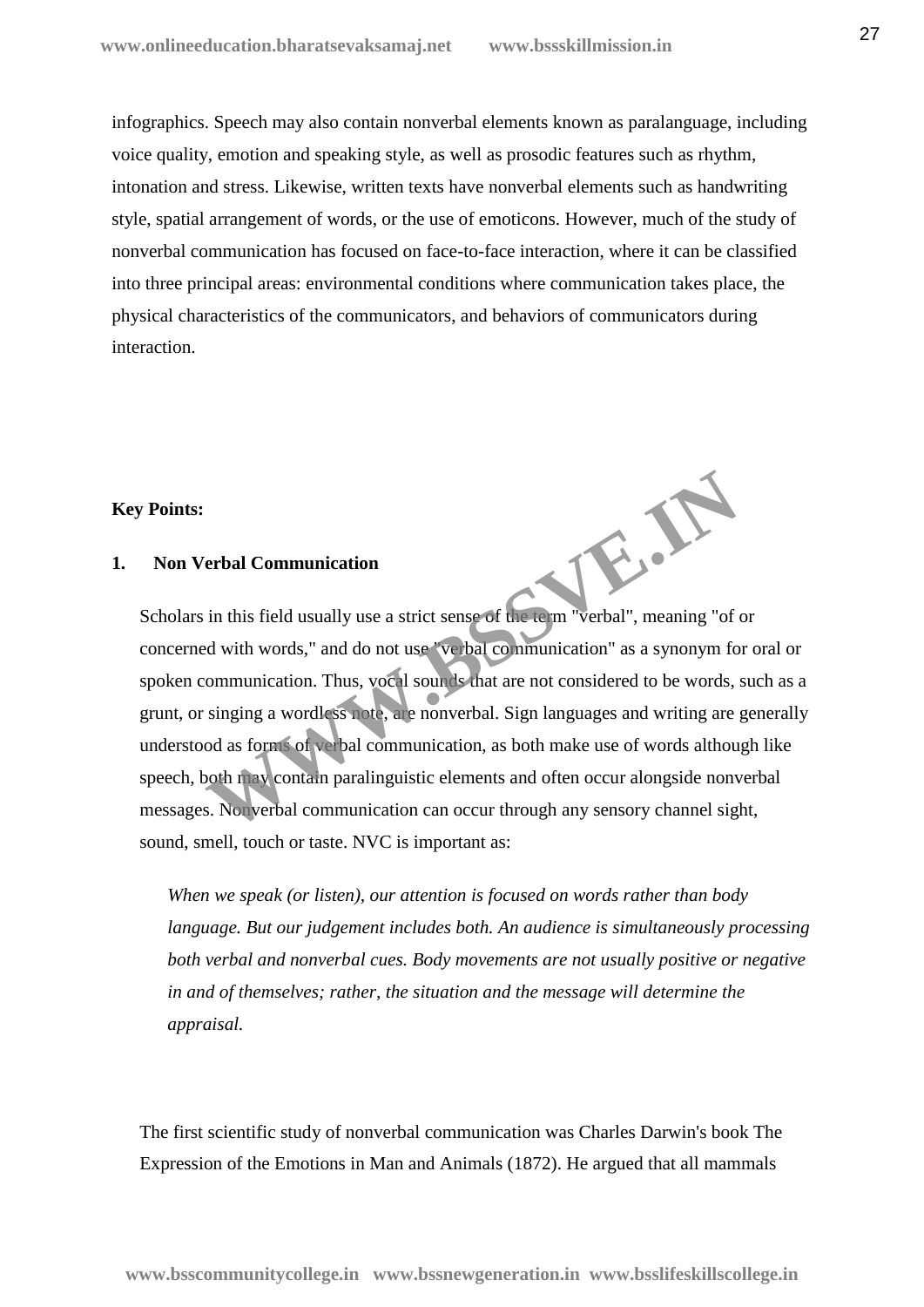infographics. Speech may also contain nonverbal elements known as paralanguage, including voice quality, emotion and speaking style, as well as prosodic features such as rhythm, intonation and stress. Likewise, written texts have nonverbal elements such as handwriting style, spatial arrangement of words, or the use of emoticons. However, much of the study of nonverbal communication has focused on face-to-face interaction, where it can be classified into three principal areas: environmental conditions where communication takes place, the physical characteristics of the communicators, and behaviors of communicators during interaction.

**Key Points:**

**1. Non Verbal Communication**

Scholars in this field usually use a strict sense of the term "verbal", meaning "of or concerned with words," and do not use "verbal communication" as a synonym for oral or spoken communication. Thus, vocal sounds that are not considered to be words, such as a grunt, or singing a wordless note, are nonverbal. Sign languages and writing are generally understood as forms of verbal communication, as both make use of words although like speech, both may contain paralinguistic elements and often occur alongside nonverbal messages. Nonverbal communication can occur through any sensory channel sight, sound, smell, touch or taste. NVC is important as:

*When we speak (or listen), our attention is focused on words rather than body language. But our judgement includes both. An audience is simultaneously processing both verbal and nonverbal cues. Body movements are not usually positive or negative in and of themselves; rather, the situation and the message will determine the appraisal.*

The first scientific study of nonverbal communication was Charles Darwin's book The Expression of the Emotions in Man and Animals (1872). He argued that all mammals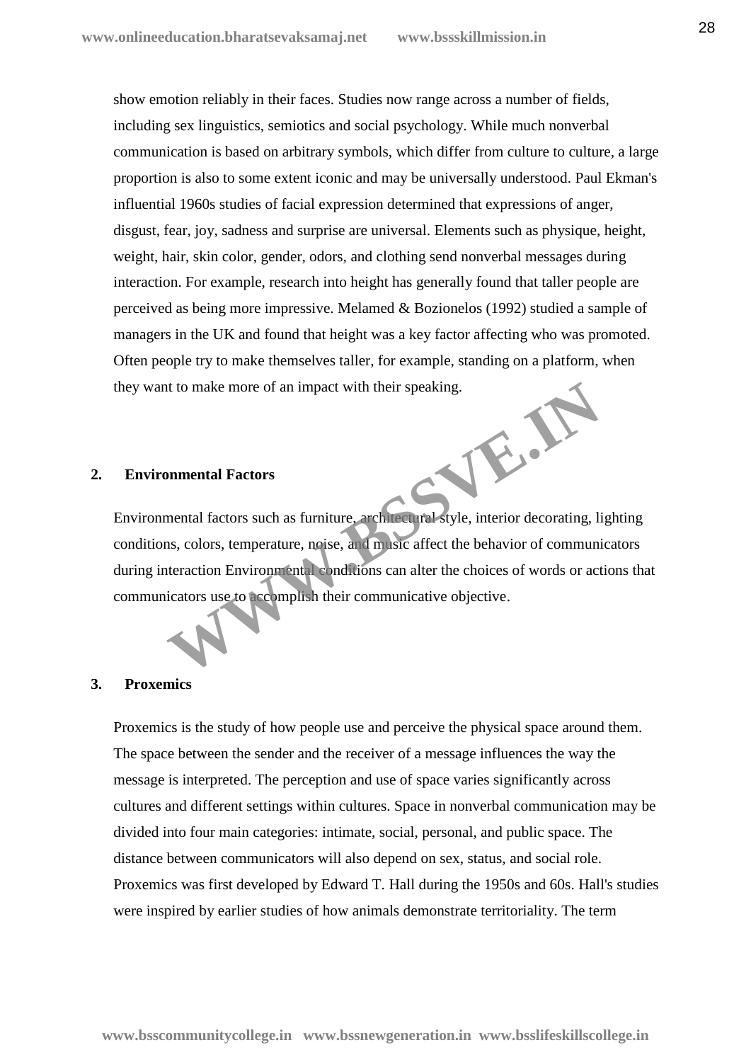show emotion reliably in their faces. Studies now range across a number of fields, including sex linguistics, semiotics and social psychology. While much nonverbal communication is based on arbitrary symbols, which differ from culture to culture, a large proportion is also to some extent iconic and may be universally understood. Paul Ekman's influential 1960s studies of facial expression determined that expressions of anger, disgust, fear, joy, sadness and surprise are universal. Elements such as physique, height, weight, hair, skin color, gender, odors, and clothing send nonverbal messages during interaction. For example, research into height has generally found that taller people are perceived as being more impressive. Melamed & Bozionelos (1992) studied a sample of managers in the UK and found that height was a key factor affecting who was promoted. Often people try to make themselves taller, for example, standing on a platform, when they want to make more of an impact with their speaking.

**2. Environmental Factors**

Environmental factors such as furniture, architectural style, interior decorating, lighting conditions, colors, temperature, noise, and music affect the behavior of communicators during interaction Environmental conditions can alter the choices of words or actions that communicators use to accomplish their communicative objective.

**3. Proxemics**

Proxemics is the study of how people use and perceive the physical space around them. The space between the sender and the receiver of a message influences the way the message is interpreted. The perception and use of space varies significantly across cultures and different settings within cultures. Space in nonverbal communication may be divided into four main categories: intimate, social, personal, and public space. The distance between communicators will also depend on sex, status, and social role. Proxemics was first developed by Edward T. Hall during the 1950s and 60s. Hall's studies were inspired by earlier studies of how animals demonstrate territoriality. The term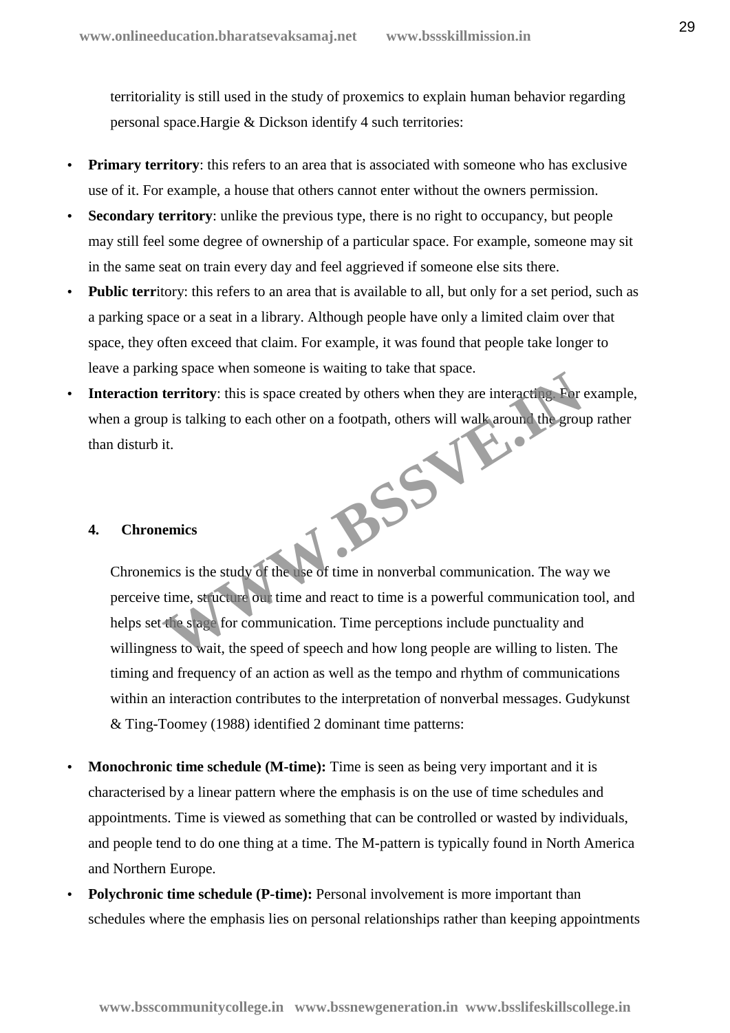territoriality is still used in the study of proxemics to explain human behavior regarding personal space.Hargie & Dickson identify 4 such territories:

- **Primary territory**: this refers to an area that is associated with someone who has exclusive use of it. For example, a house that others cannot enter without the owners permission.
- **Secondary territory**: unlike the previous type, there is no right to occupancy, but people may still feel some degree of ownership of a particular space. For example, someone may sit in the same seat on train every day and feel aggrieved if someone else sits there.
- **Public terr**itory: this refers to an area that is available to all, but only for a set period, such as a parking space or a seat in a library. Although people have only a limited claim over that space, they often exceed that claim. For example, it was found that people take longer to leave a parking space when someone is waiting to take that space.
- **Interaction territory**: this is space created by others when they are interacting. For example, when a group is talking to each other on a footpath, others will walk around the group rather than disturb it.

#### 4. Chronemics

Chronemics is the study of the use of time in nonverbal communication. The way we perceive time, structure our time and react to time is a powerful communication tool, and helps set the stage for communication. Time perceptions include punctuality and willingness to wait, the speed of speech and how long people are willing to listen. The timing and frequency of an action as well as the tempo and rhythm of communications within an interaction contributes to the interpretation of nonverbal messages. Gudykunst & Ting-Toomey (1988) identified 2 dominant time patterns:

- **Monochronic time schedule (M-time):** Time is seen as being very important and it is characterised by a linear pattern where the emphasis is on the use of time schedules and appointments. Time is viewed as something that can be controlled or wasted by individuals, and people tend to do one thing at a time. The M-pattern is typically found in North America and Northern Europe.
- **Polychronic time schedule (P-time):** Personal involvement is more important than schedules where the emphasis lies on personal relationships rather than keeping appointments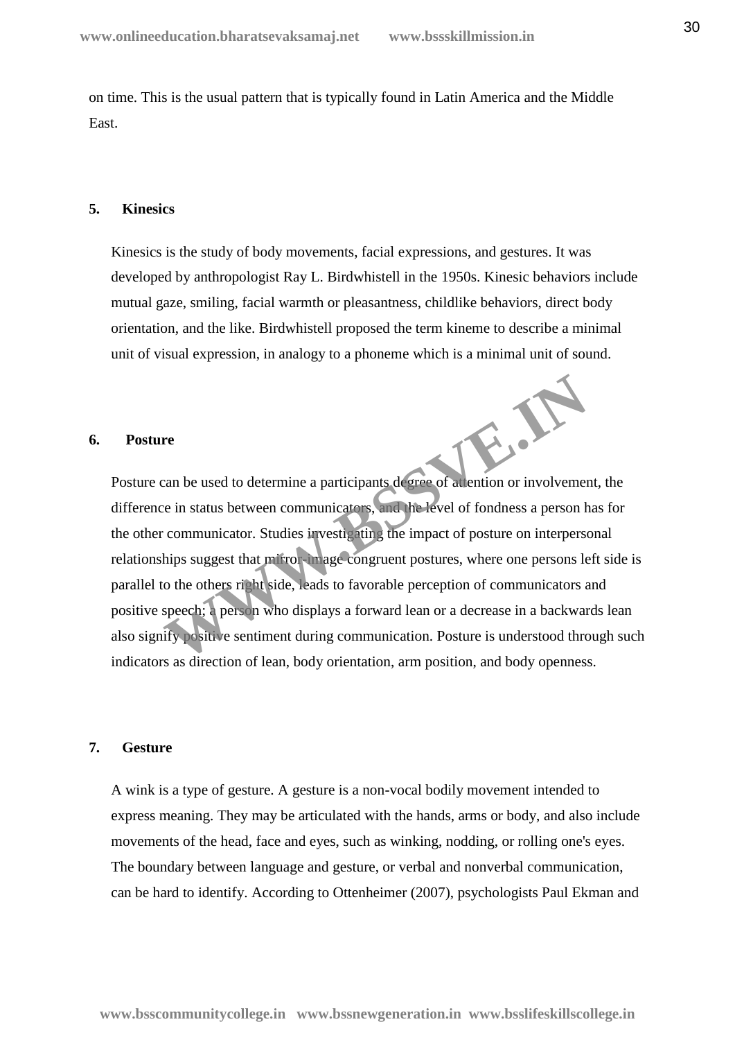on time. This is the usual pattern that is typically found in Latin America and the Middle East.

**5. Kinesics**

Kinesics is the study of body movements, facial expressions, and gestures. It was developed by anthropologist Ray L. Birdwhistell in the 1950s. Kinesic behaviors include mutual gaze, smiling, facial warmth or pleasantness, childlike behaviors, direct body orientation, and the like. Birdwhistell proposed the term kineme to describe a minimal unit of visual expression, in analogy to a phoneme which is a minimal unit of sound.

**6. Posture**

Posture can be used to determine a participants degree of attention or involvement, the difference in status between communicators, and the level of fondness a person has for the other communicator. Studies investigating the impact of posture on interpersonal relationships suggest that mirror-image congruent postures, where one persons left side is parallel to the others right side, leads to favorable perception of communicators and positive speech; a person who displays a forward lean or a decrease in a backwards lean also signify positive sentiment during communication. Posture is understood through such indicators as direction of lean, body orientation, arm position, and body openness.

**7. Gesture**

A wink is a type of gesture. A gesture is a non-vocal bodily movement intended to express meaning. They may be articulated with the hands, arms or body, and also include movements of the head, face and eyes, such as winking, nodding, or rolling one's eyes. The boundary between language and gesture, or verbal and nonverbal communication, can be hard to identify. According to Ottenheimer (2007), psychologists Paul Ekman and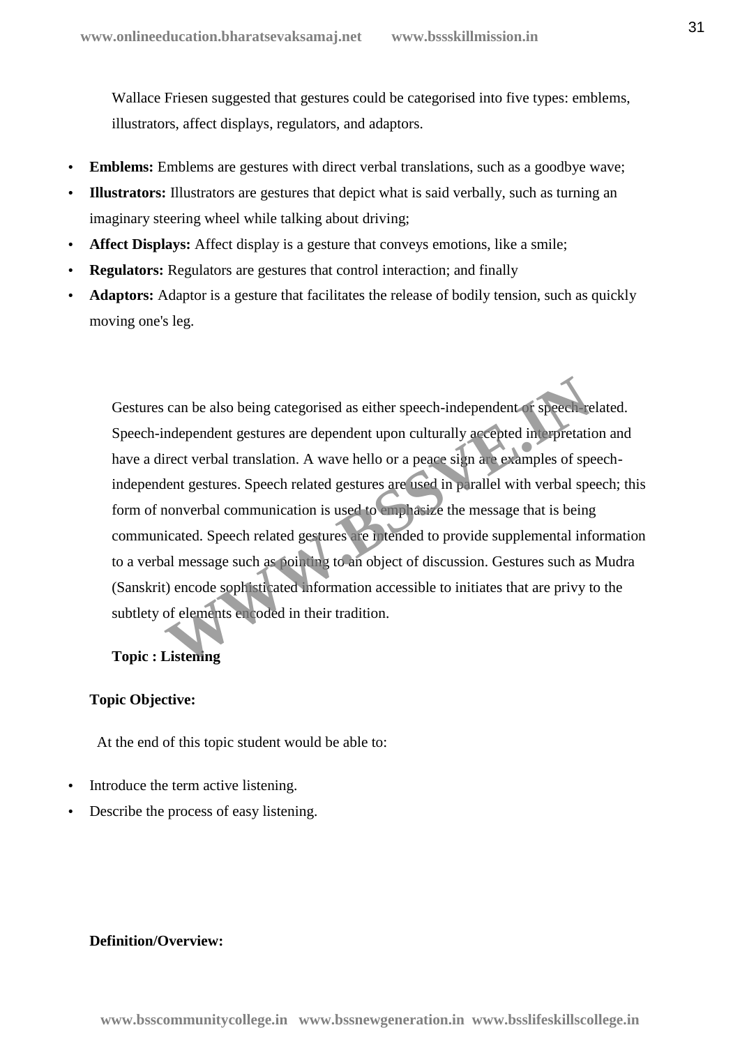Wallace Friesen suggested that gestures could be categorised into five types: emblems, illustrators, affect displays, regulators, and adaptors.

- **Emblems:** Emblems are gestures with direct verbal translations, such as a goodbye wave;
- **Illustrators:** Illustrators are gestures that depict what is said verbally, such as turning an imaginary steering wheel while talking about driving;
- **Affect Displays:** Affect display is a gesture that conveys emotions, like a smile;
- **Regulators:** Regulators are gestures that control interaction; and finally
- **Adaptors:** Adaptor is a gesture that facilitates the release of bodily tension, such as quickly moving one's leg.

Gestures can be also being categorised as either speech-independent or speech-related. Speech-independent gestures are dependent upon culturally accepted interpretation and have a direct verbal translation. A wave hello or a peace sign are examples of speech-independent gestures. Speech related gestures are used in parallel with verbal speech; this form of nonverbal communication is used to emphasize the message that is being communicated. Speech related gestures are intended to provide supplemental information to a verbal message such as pointing to an object of discussion. Gestures such as Mudra (Sanskrit) encode sophisticated information accessible to initiates that are privy to the subtlety of elements encoded in their tradition.

**Topic : Listening**

**Topic Objective:**

At the end of this topic student would be able to:

- Introduce the term active listening.
- Describe the process of easy listening.

**Definition/Overview:**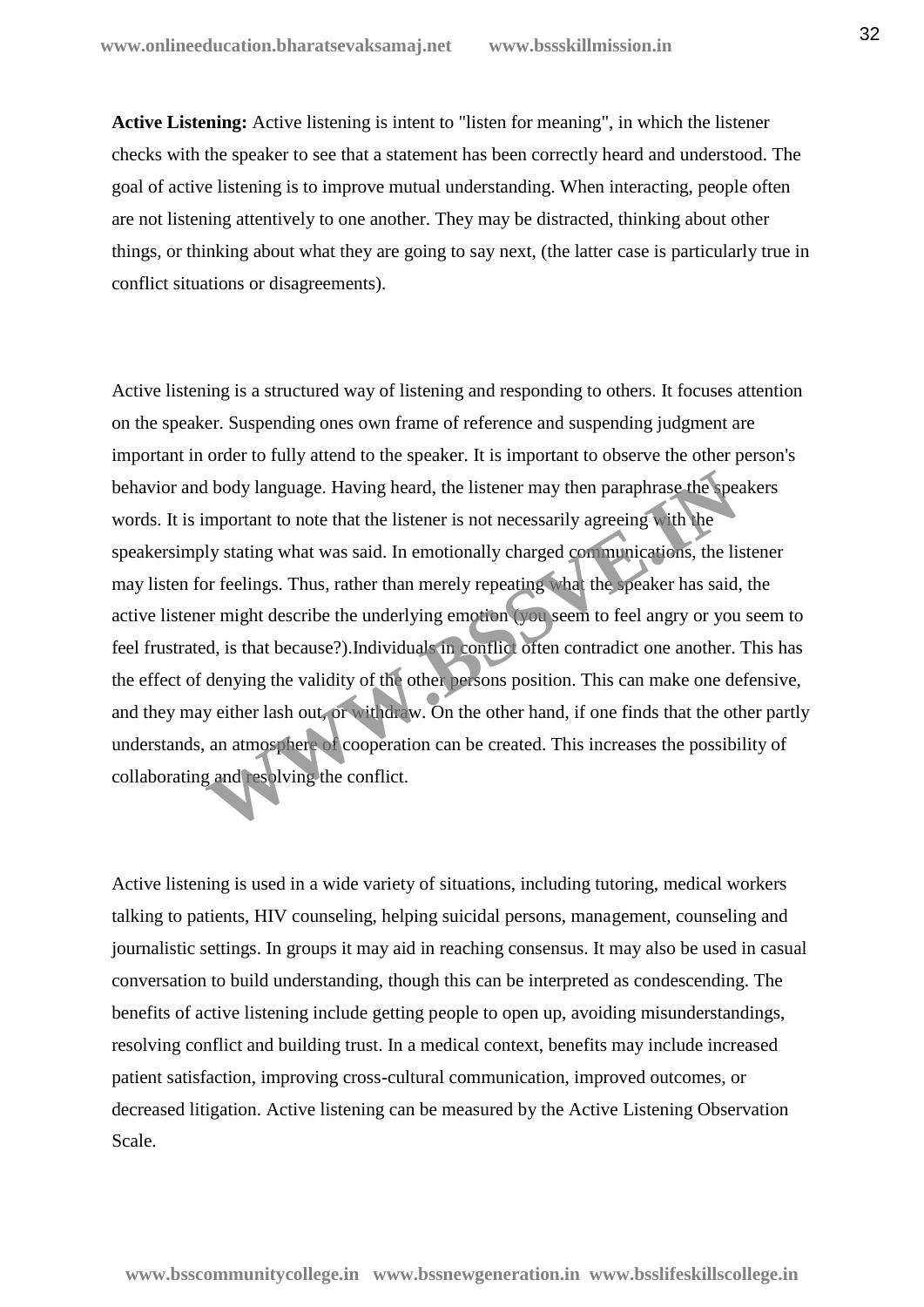**Active Listening:** Active listening is intent to "listen for meaning", in which the listener checks with the speaker to see that a statement has been correctly heard and understood. The goal of active listening is to improve mutual understanding. When interacting, people often are not listening attentively to one another. They may be distracted, thinking about other things, or thinking about what they are going to say next, (the latter case is particularly true in conflict situations or disagreements).

Active listening is a structured way of listening and responding to others. It focuses attention on the speaker. Suspending ones own frame of reference and suspending judgment are important in order to fully attend to the speaker. It is important to observe the other person's behavior and body language. Having heard, the listener may then paraphrase the speakers words. It is important to note that the listener is not necessarily agreeing with the speakersimply stating what was said. In emotionally charged communications, the listener may listen for feelings. Thus, rather than merely repeating what the speaker has said, the active listener might describe the underlying emotion (you seem to feel angry or you seem to feel frustrated, is that because?).Individuals in conflict often contradict one another. This has the effect of denying the validity of the other persons position. This can make one defensive, and they may either lash out, or withdraw. On the other hand, if one finds that the other partly understands, an atmosphere of cooperation can be created. This increases the possibility of collaborating and resolving the conflict.

Active listening is used in a wide variety of situations, including tutoring, medical workers talking to patients, HIV counseling, helping suicidal persons, management, counseling and journalistic settings. In groups it may aid in reaching consensus. It may also be used in casual conversation to build understanding, though this can be interpreted as condescending. The benefits of active listening include getting people to open up, avoiding misunderstandings, resolving conflict and building trust. In a medical context, benefits may include increased patient satisfaction, improving cross-cultural communication, improved outcomes, or decreased litigation. Active listening can be measured by the Active Listening Observation Scale.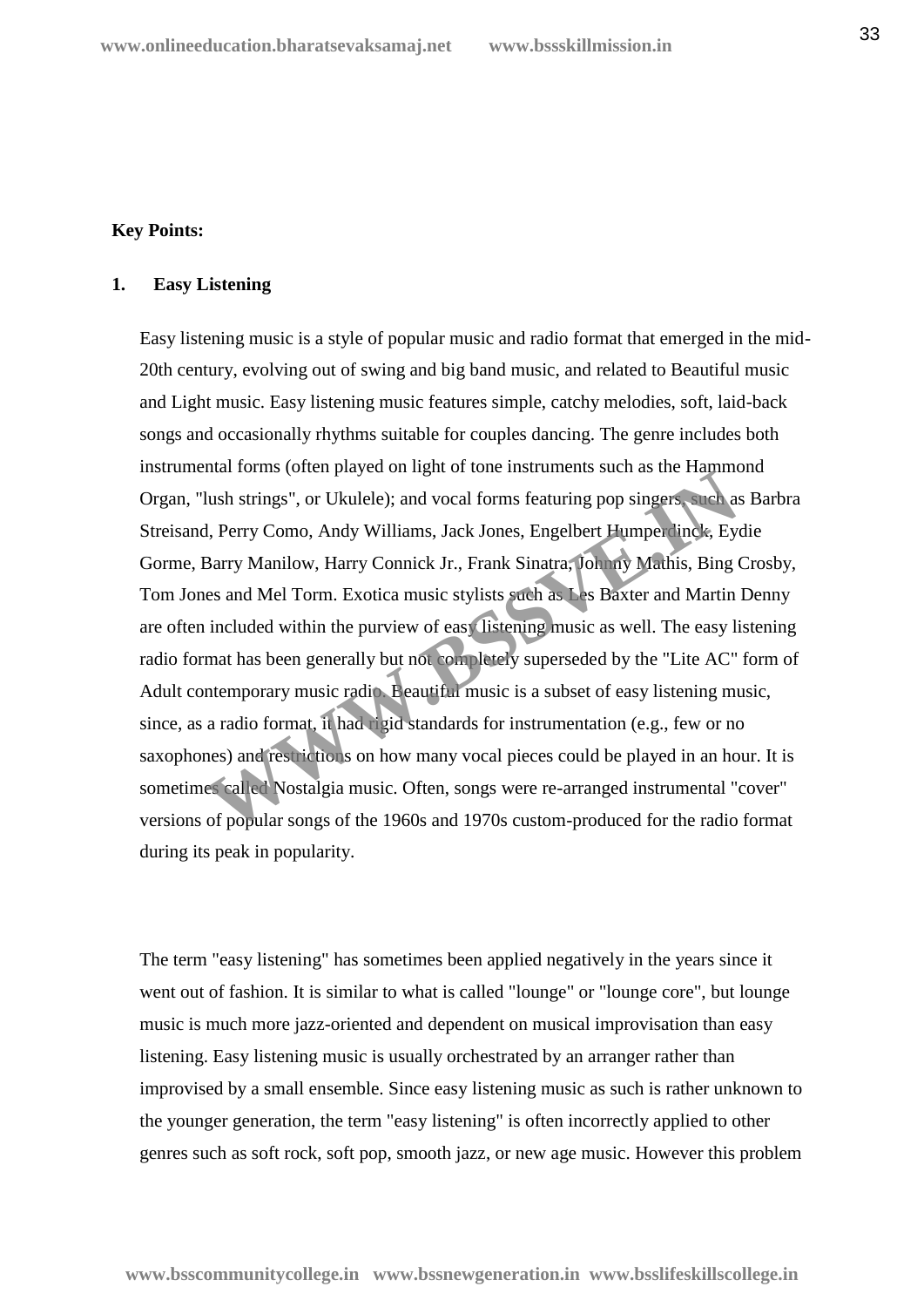**Key Points:**

**1. Easy Listening**

Easy listening music is a style of popular music and radio format that emerged in the mid-20th century, evolving out of swing and big band music, and related to Beautiful music and Light music. Easy listening music features simple, catchy melodies, soft, laid-back songs and occasionally rhythms suitable for couples dancing. The genre includes both instrumental forms (often played on light of tone instruments such as the Hammond Organ, "lush strings", or Ukulele); and vocal forms featuring pop singers, such as Barbra Streisand, Perry Como, Andy Williams, Jack Jones, Engelbert Humperdinck, Eydie Gorme, Barry Manilow, Harry Connick Jr., Frank Sinatra, Johnny Mathis, Bing Crosby, Tom Jones and Mel Torm. Exotica music stylists such as Les Baxter and Martin Denny are often included within the purview of easy listening music as well. The easy listening radio format has been generally but not completely superseded by the "Lite AC" form of Adult contemporary music radio. Beautiful music is a subset of easy listening music, since, as a radio format, it had rigid standards for instrumentation (e.g., few or no saxophones) and restrictions on how many vocal pieces could be played in an hour. It is sometimes called Nostalgia music. Often, songs were re-arranged instrumental "cover" versions of popular songs of the 1960s and 1970s custom-produced for the radio format during its peak in popularity.

The term "easy listening" has sometimes been applied negatively in the years since it went out of fashion. It is similar to what is called "lounge" or "lounge core", but lounge music is much more jazz-oriented and dependent on musical improvisation than easy listening. Easy listening music is usually orchestrated by an arranger rather than improvised by a small ensemble. Since easy listening music as such is rather unknown to the younger generation, the term "easy listening" is often incorrectly applied to other genres such as soft rock, soft pop, smooth jazz, or new age music. However this problem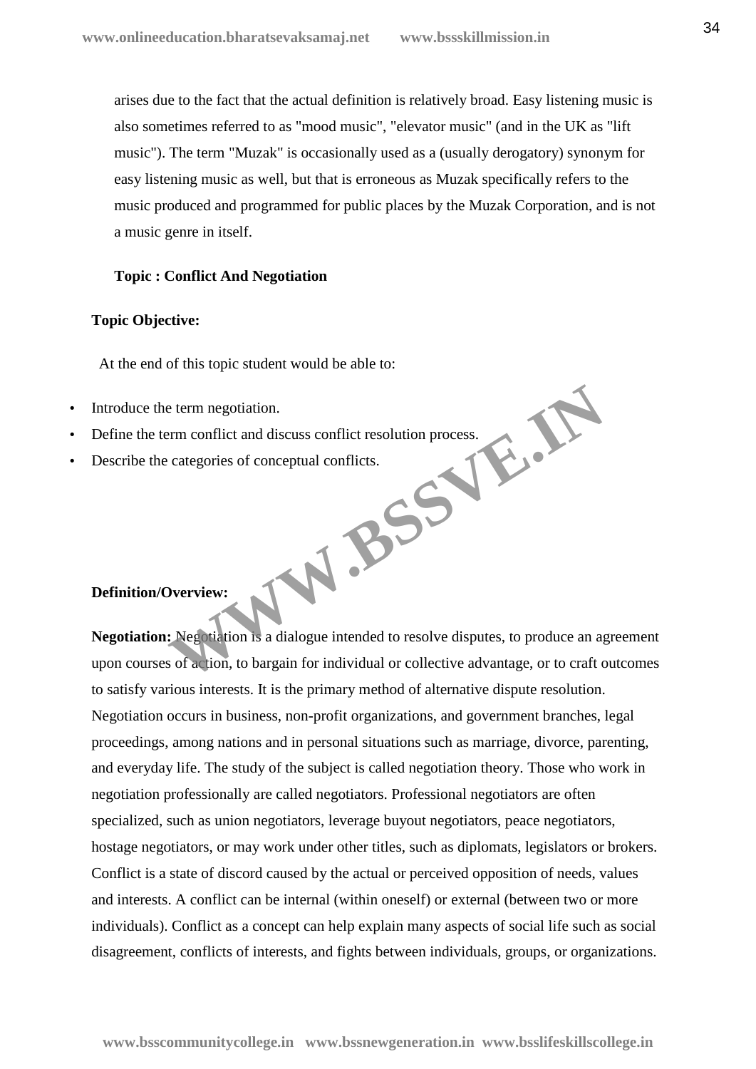arises due to the fact that the actual definition is relatively broad. Easy listening music is also sometimes referred to as "mood music", "elevator music" (and in the UK as "lift music"). The term "Muzak" is occasionally used as a (usually derogatory) synonym for easy listening music as well, but that is erroneous as Muzak specifically refers to the music produced and programmed for public places by the Muzak Corporation, and is not a music genre in itself.

**Topic : Conflict And Negotiation**

**Topic Objective:**

At the end of this topic student would be able to:

- Introduce the term negotiation.
- Define the term conflict and discuss conflict resolution process.
- Describe the categories of conceptual conflicts.

**Definition/Overview:**

**Negotiation:** Negotiation is a dialogue intended to resolve disputes, to produce an agreement upon courses of action, to bargain for individual or collective advantage, or to craft outcomes to satisfy various interests. It is the primary method of alternative dispute resolution. Negotiation occurs in business, non-profit organizations, and government branches, legal proceedings, among nations and in personal situations such as marriage, divorce, parenting, and everyday life. The study of the subject is called negotiation theory. Those who work in negotiation professionally are called negotiators. Professional negotiators are often specialized, such as union negotiators, leverage buyout negotiators, peace negotiators, hostage negotiators, or may work under other titles, such as diplomats, legislators or brokers. Conflict is a state of discord caused by the actual or perceived opposition of needs, values and interests. A conflict can be internal (within oneself) or external (between two or more individuals). Conflict as a concept can help explain many aspects of social life such as social disagreement, conflicts of interests, and fights between individuals, groups, or organizations.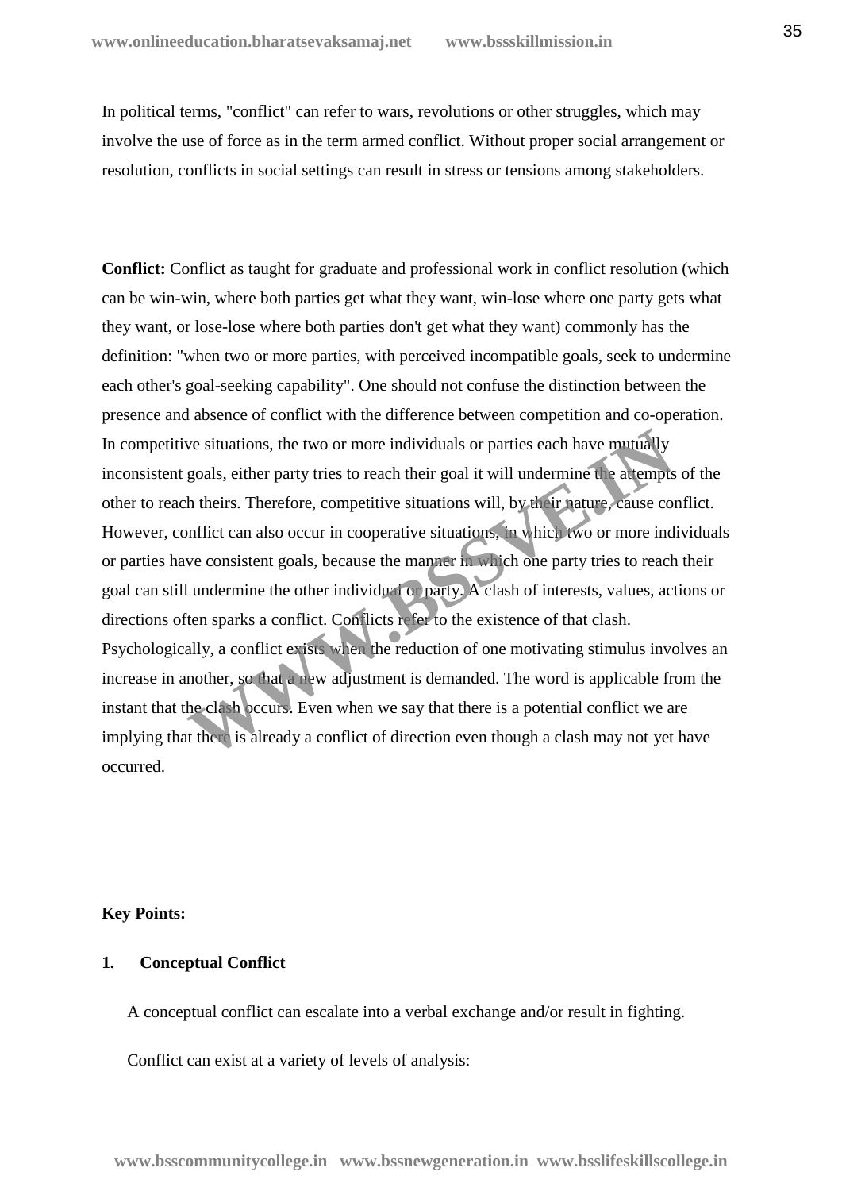In political terms, "conflict" can refer to wars, revolutions or other struggles, which may involve the use of force as in the term armed conflict. Without proper social arrangement or resolution, conflicts in social settings can result in stress or tensions among stakeholders.

**Conflict:** Conflict as taught for graduate and professional work in conflict resolution (which can be win-win, where both parties get what they want, win-lose where one party gets what they want, or lose-lose where both parties don't get what they want) commonly has the definition: "when two or more parties, with perceived incompatible goals, seek to undermine each other's goal-seeking capability". One should not confuse the distinction between the presence and absence of conflict with the difference between competition and co-operation. In competitive situations, the two or more individuals or parties each have mutually inconsistent goals, either party tries to reach their goal it will undermine the attempts of the other to reach theirs. Therefore, competitive situations will, by their nature, cause conflict. However, conflict can also occur in cooperative situations, in which two or more individuals or parties have consistent goals, because the manner in which one party tries to reach their goal can still undermine the other individual or party. A clash of interests, values, actions or directions often sparks a conflict. Conflicts refer to the existence of that clash. Psychologically, a conflict exists when the reduction of one motivating stimulus involves an increase in another, so that a new adjustment is demanded. The word is applicable from the instant that the clash occurs. Even when we say that there is a potential conflict we are implying that there is already a conflict of direction even though a clash may not yet have occurred.

**Key Points:**

**1. Conceptual Conflict**

A conceptual conflict can escalate into a verbal exchange and/or result in fighting.

Conflict can exist at a variety of levels of analysis: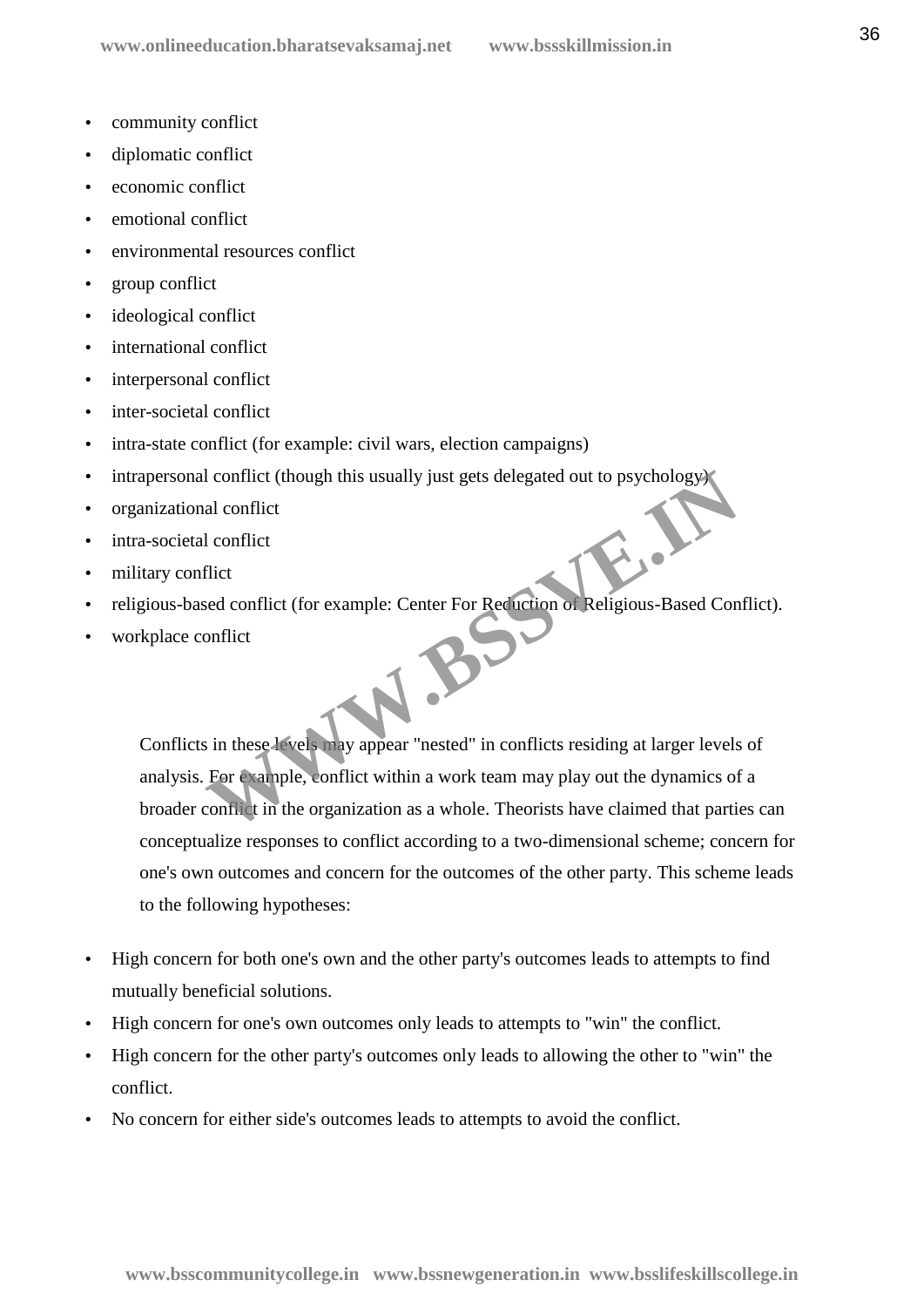- community conflict
- diplomatic conflict
- economic conflict
- emotional conflict
- environmental resources conflict
- group conflict
- ideological conflict
- international conflict
- interpersonal conflict
- inter-societal conflict
- intra-state conflict (for example: civil wars, election campaigns)
- intrapersonal conflict (though this usually just gets delegated out to psychology)
- organizational conflict
- intra-societal conflict
- military conflict
- religious-based conflict (for example: Center For Reduction of Religious-Based Conflict).
- workplace conflict

Conflicts in these levels may appear "nested" in conflicts residing at larger levels of analysis. For example, conflict within a work team may play out the dynamics of a broader conflict in the organization as a whole. Theorists have claimed that parties can conceptualize responses to conflict according to a two-dimensional scheme; concern for one's own outcomes and concern for the outcomes of the other party. This scheme leads to the following hypotheses:

- High concern for both one's own and the other party's outcomes leads to attempts to find mutually beneficial solutions.
- High concern for one's own outcomes only leads to attempts to "win" the conflict.
- High concern for the other party's outcomes only leads to allowing the other to "win" the conflict.
- No concern for either side's outcomes leads to attempts to avoid the conflict.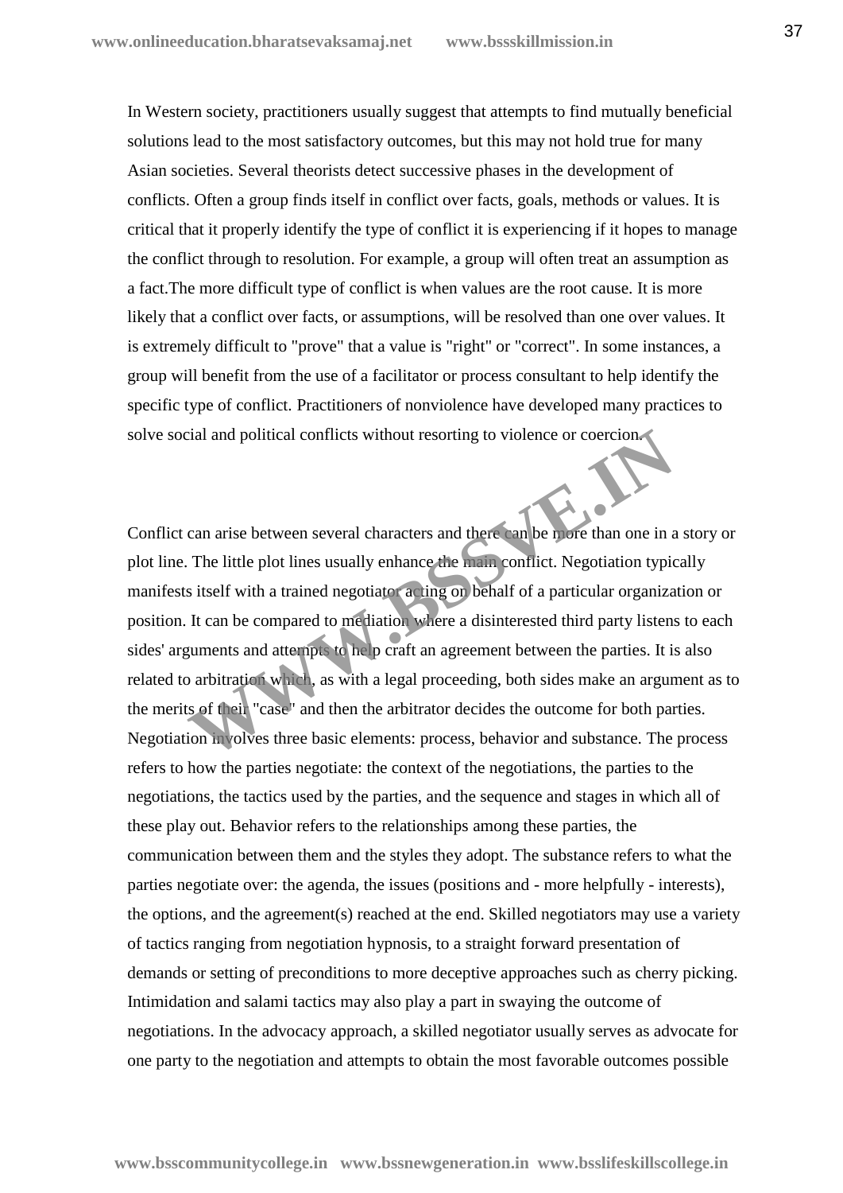In Western society, practitioners usually suggest that attempts to find mutually beneficial solutions lead to the most satisfactory outcomes, but this may not hold true for many Asian societies. Several theorists detect successive phases in the development of conflicts. Often a group finds itself in conflict over facts, goals, methods or values. It is critical that it properly identify the type of conflict it is experiencing if it hopes to manage the conflict through to resolution. For example, a group will often treat an assumption as a fact.The more difficult type of conflict is when values are the root cause. It is more likely that a conflict over facts, or assumptions, will be resolved than one over values. It is extremely difficult to "prove" that a value is "right" or "correct". In some instances, a group will benefit from the use of a facilitator or process consultant to help identify the specific type of conflict. Practitioners of nonviolence have developed many practices to solve social and political conflicts without resorting to violence or coercion.

Conflict can arise between several characters and there can be more than one in a story or plot line. The little plot lines usually enhance the main conflict. Negotiation typically manifests itself with a trained negotiator acting on behalf of a particular organization or position. It can be compared to mediation where a disinterested third party listens to each sides' arguments and attempts to help craft an agreement between the parties. It is also related to arbitration which, as with a legal proceeding, both sides make an argument as to the merits of their "case" and then the arbitrator decides the outcome for both parties. Negotiation involves three basic elements: process, behavior and substance. The process refers to how the parties negotiate: the context of the negotiations, the parties to the negotiations, the tactics used by the parties, and the sequence and stages in which all of these play out. Behavior refers to the relationships among these parties, the communication between them and the styles they adopt. The substance refers to what the parties negotiate over: the agenda, the issues (positions and - more helpfully - interests), the options, and the agreement(s) reached at the end. Skilled negotiators may use a variety of tactics ranging from negotiation hypnosis, to a straight forward presentation of demands or setting of preconditions to more deceptive approaches such as cherry picking. Intimidation and salami tactics may also play a part in swaying the outcome of negotiations. In the advocacy approach, a skilled negotiator usually serves as advocate for one party to the negotiation and attempts to obtain the most favorable outcomes possible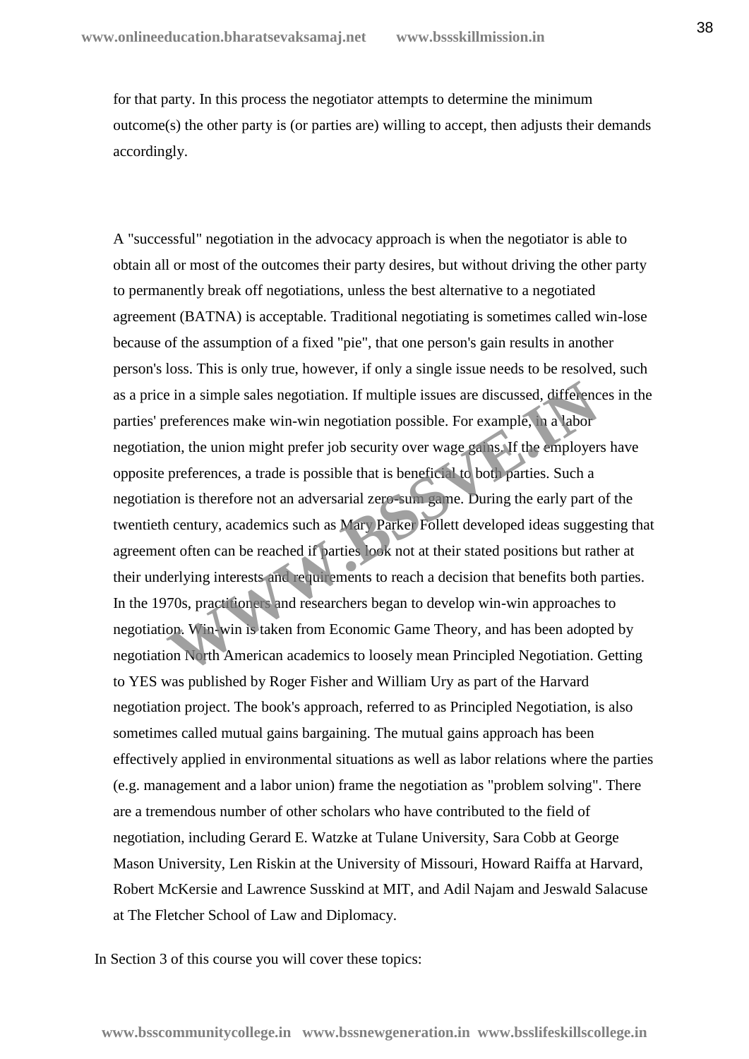for that party. In this process the negotiator attempts to determine the minimum outcome(s) the other party is (or parties are) willing to accept, then adjusts their demands accordingly.

A "successful" negotiation in the advocacy approach is when the negotiator is able to obtain all or most of the outcomes their party desires, but without driving the other party to permanently break off negotiations, unless the best alternative to a negotiated agreement (BATNA) is acceptable. Traditional negotiating is sometimes called win-lose because of the assumption of a fixed "pie", that one person's gain results in another person's loss. This is only true, however, if only a single issue needs to be resolved, such as a price in a simple sales negotiation. If multiple issues are discussed, differences in the parties' preferences make win-win negotiation possible. For example, in a labor negotiation, the union might prefer job security over wage gains. If the employers have opposite preferences, a trade is possible that is beneficial to both parties. Such a negotiation is therefore not an adversarial zero-sum game. During the early part of the twentieth century, academics such as Mary Parker Follett developed ideas suggesting that agreement often can be reached if parties look not at their stated positions but rather at their underlying interests and requirements to reach a decision that benefits both parties. In the 1970s, practitioners and researchers began to develop win-win approaches to negotiation. Win-win is taken from Economic Game Theory, and has been adopted by negotiation North American academics to loosely mean Principled Negotiation. Getting to YES was published by Roger Fisher and William Ury as part of the Harvard negotiation project. The book's approach, referred to as Principled Negotiation, is also sometimes called mutual gains bargaining. The mutual gains approach has been effectively applied in environmental situations as well as labor relations where the parties (e.g. management and a labor union) frame the negotiation as "problem solving". There are a tremendous number of other scholars who have contributed to the field of negotiation, including Gerard E. Watzke at Tulane University, Sara Cobb at George Mason University, Len Riskin at the University of Missouri, Howard Raiffa at Harvard, Robert McKersie and Lawrence Susskind at MIT, and Adil Najam and Jeswald Salacuse at The Fletcher School of Law and Diplomacy.

In Section 3 of this course you will cover these topics: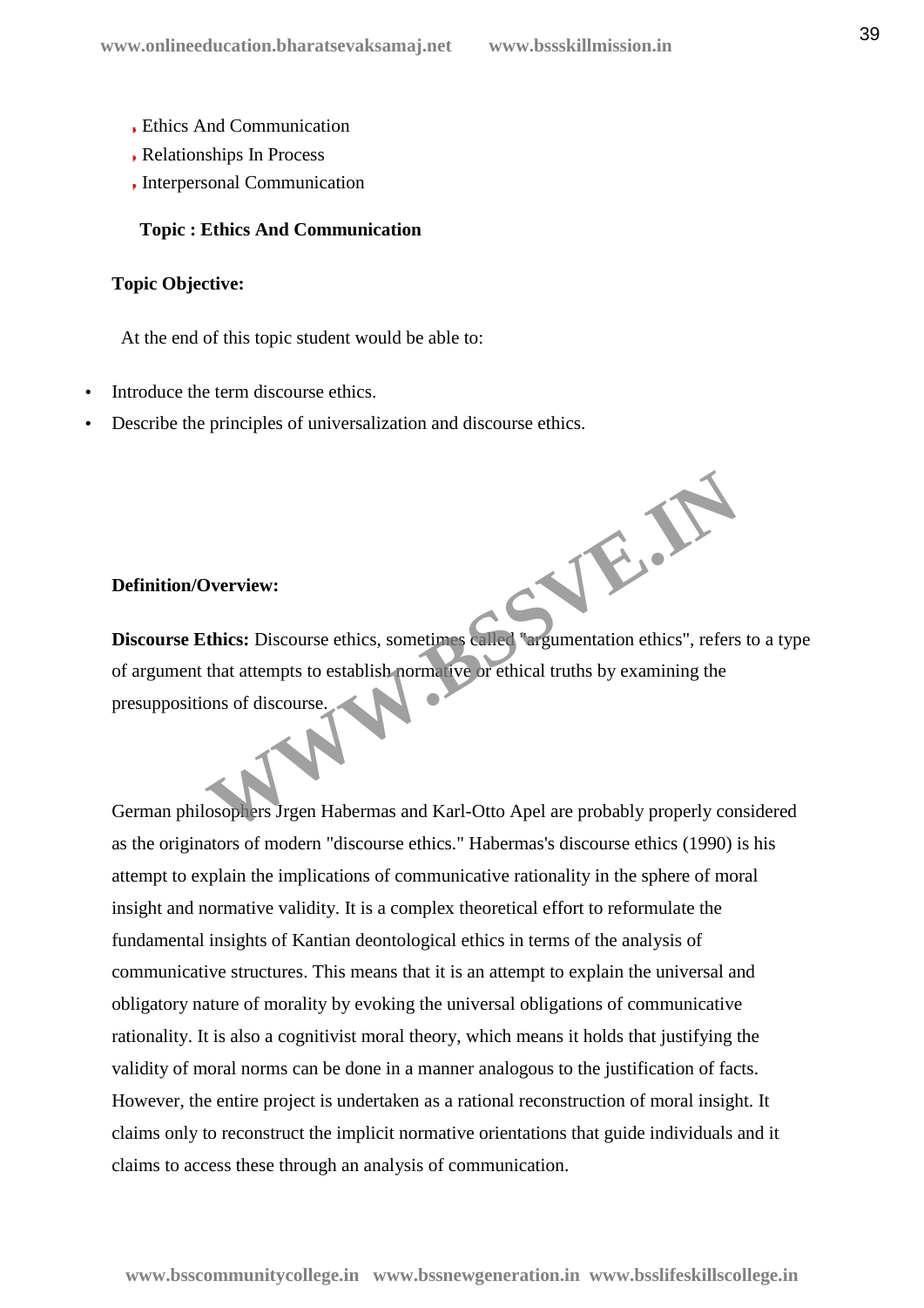- Ethics And Communication
- Relationships In Process
- Interpersonal Communication

### Topic : Ethics And Communication

**Topic Objective:**

At the end of this topic student would be able to:

- Introduce the term discourse ethics.
- Describe the principles of universalization and discourse ethics.

**Definition/Overview:**

**Discourse Ethics:** Discourse ethics, sometimes called "argumentation ethics", refers to a type of argument that attempts to establish normative or ethical truths by examining the presuppositions of discourse.

German philosophers Jrgen Habermas and Karl-Otto Apel are probably properly considered as the originators of modern "discourse ethics." Habermas's discourse ethics (1990) is his attempt to explain the implications of communicative rationality in the sphere of moral insight and normative validity. It is a complex theoretical effort to reformulate the fundamental insights of Kantian deontological ethics in terms of the analysis of communicative structures. This means that it is an attempt to explain the universal and obligatory nature of morality by evoking the universal obligations of communicative rationality. It is also a cognitivist moral theory, which means it holds that justifying the validity of moral norms can be done in a manner analogous to the justification of facts. However, the entire project is undertaken as a rational reconstruction of moral insight. It claims only to reconstruct the implicit normative orientations that guide individuals and it claims to access these through an analysis of communication.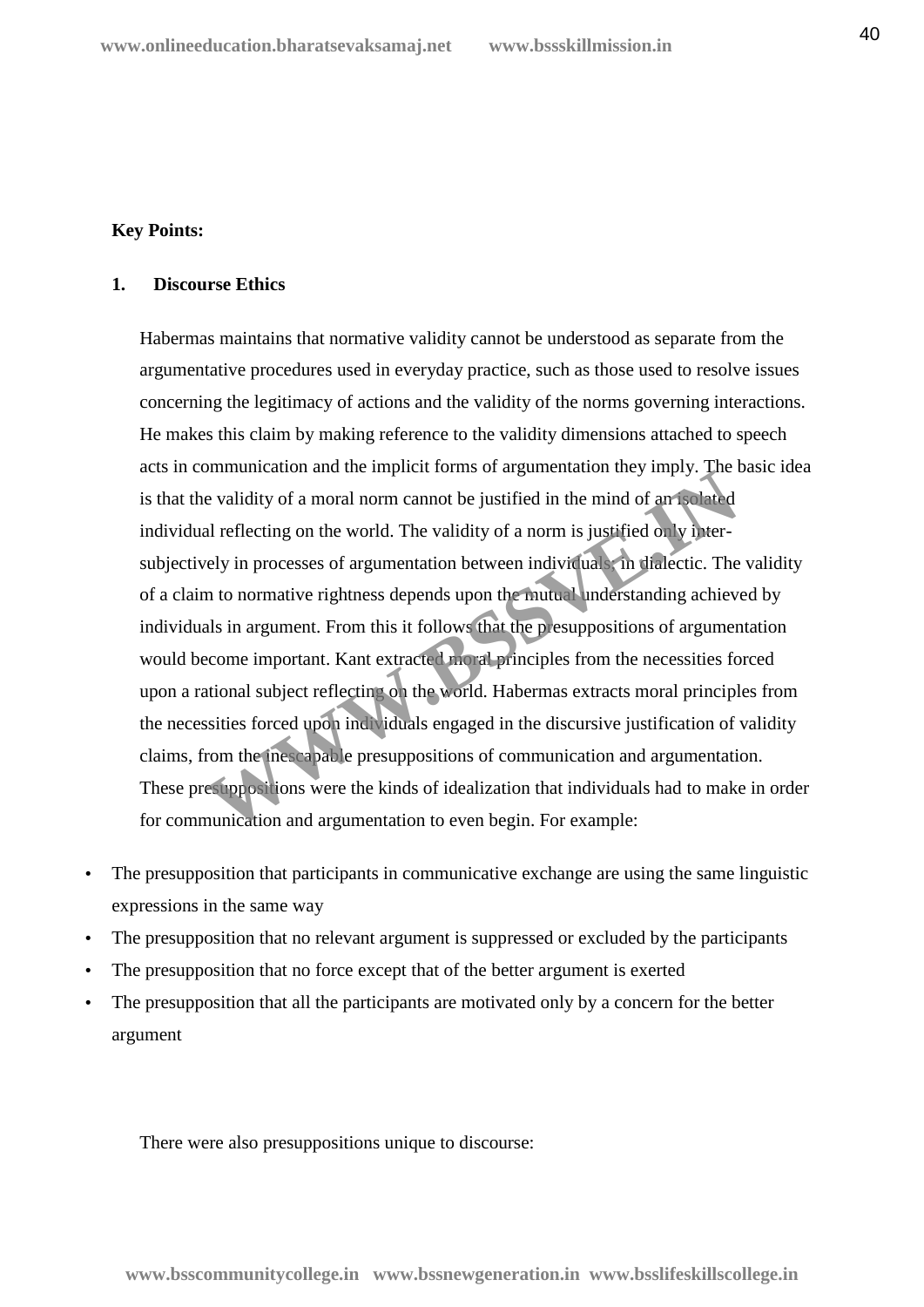**Key Points:**

**1. Discourse Ethics**

Habermas maintains that normative validity cannot be understood as separate from the argumentative procedures used in everyday practice, such as those used to resolve issues concerning the legitimacy of actions and the validity of the norms governing interactions. He makes this claim by making reference to the validity dimensions attached to speech acts in communication and the implicit forms of argumentation they imply. The basic idea is that the validity of a moral norm cannot be justified in the mind of an isolated individual reflecting on the world. The validity of a norm is justified only inter-subjectively in processes of argumentation between individuals, in dialectic. The validity of a claim to normative rightness depends upon the mutual understanding achieved by individuals in argument. From this it follows that the presuppositions of argumentation would become important. Kant extracted moral principles from the necessities forced upon a rational subject reflecting on the world. Habermas extracts moral principles from the necessities forced upon individuals engaged in the discursive justification of validity claims, from the inescapable presuppositions of communication and argumentation. These presuppositions were the kinds of idealization that individuals had to make in order for communication and argumentation to even begin. For example:

- The presupposition that participants in communicative exchange are using the same linguistic expressions in the same way
- The presupposition that no relevant argument is suppressed or excluded by the participants
- The presupposition that no force except that of the better argument is exerted
- The presupposition that all the participants are motivated only by a concern for the better argument

There were also presuppositions unique to discourse: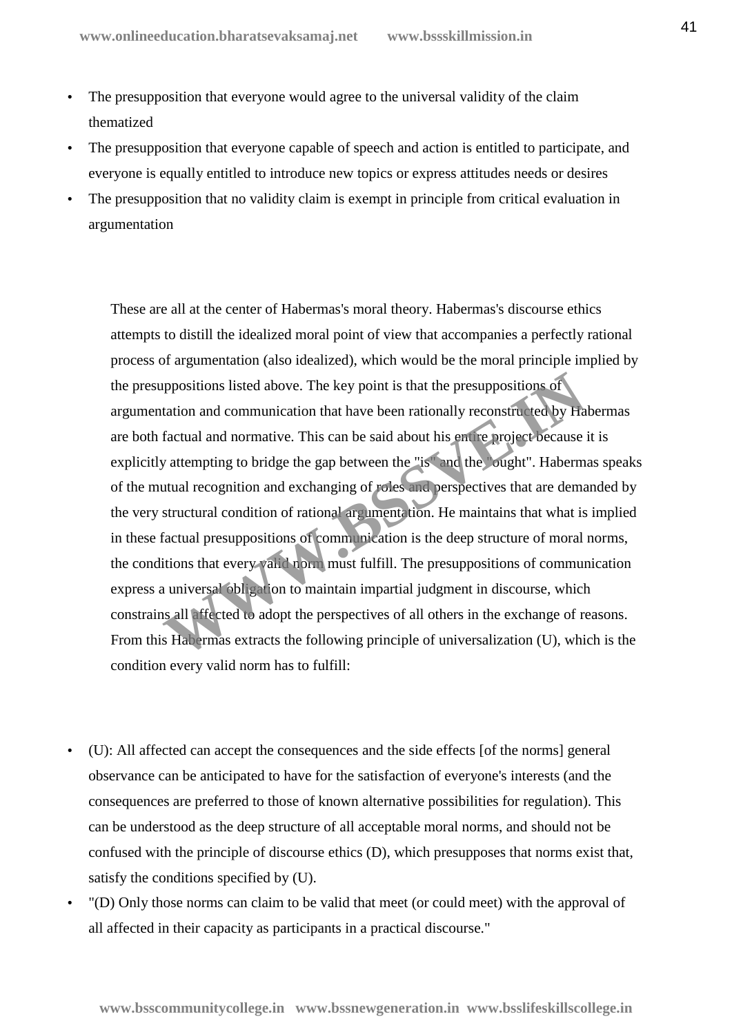- The presupposition that everyone would agree to the universal validity of the claim thematized
- The presupposition that everyone capable of speech and action is entitled to participate, and everyone is equally entitled to introduce new topics or express attitudes needs or desires
- The presupposition that no validity claim is exempt in principle from critical evaluation in argumentation

These are all at the center of Habermas's moral theory. Habermas's discourse ethics attempts to distill the idealized moral point of view that accompanies a perfectly rational process of argumentation (also idealized), which would be the moral principle implied by the presuppositions listed above. The key point is that the presuppositions of argumentation and communication that have been rationally reconstructed by Habermas are both factual and normative. This can be said about his entire project because it is explicitly attempting to bridge the gap between the "is" and the "ought". Habermas speaks of the mutual recognition and exchanging of roles and perspectives that are demanded by the very structural condition of rational argumentation. He maintains that what is implied in these factual presuppositions of communication is the deep structure of moral norms, the conditions that every valid norm must fulfill. The presuppositions of communication express a universal obligation to maintain impartial judgment in discourse, which constrains all affected to adopt the perspectives of all others in the exchange of reasons. From this Habermas extracts the following principle of universalization (U), which is the condition every valid norm has to fulfill:

- (U): All affected can accept the consequences and the side effects [of the norms] general observance can be anticipated to have for the satisfaction of everyone's interests (and the consequences are preferred to those of known alternative possibilities for regulation). This can be understood as the deep structure of all acceptable moral norms, and should not be confused with the principle of discourse ethics (D), which presupposes that norms exist that, satisfy the conditions specified by (U).
- "(D) Only those norms can claim to be valid that meet (or could meet) with the approval of all affected in their capacity as participants in a practical discourse."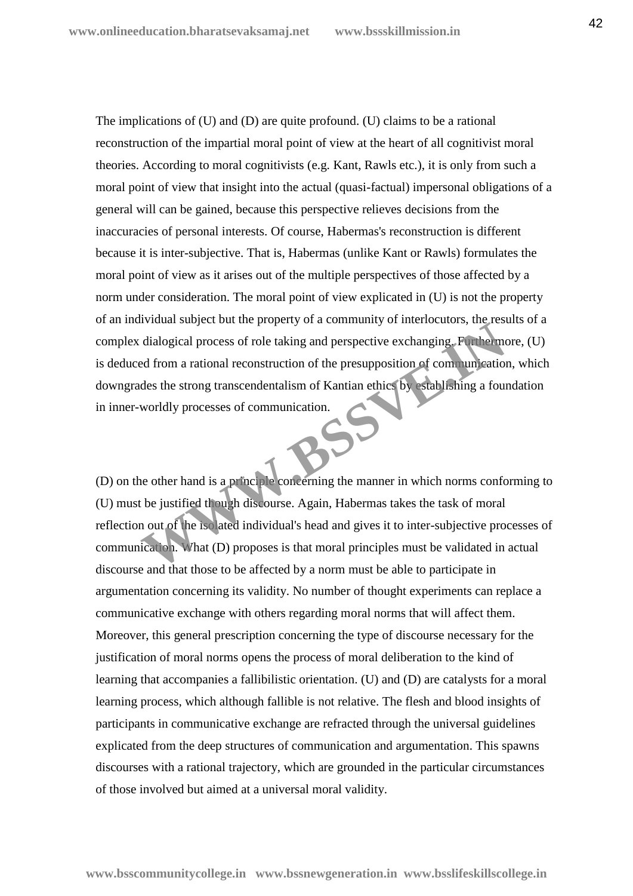The implications of (U) and (D) are quite profound. (U) claims to be a rational reconstruction of the impartial moral point of view at the heart of all cognitivist moral theories. According to moral cognitivists (e.g. Kant, Rawls etc.), it is only from such a moral point of view that insight into the actual (quasi-factual) impersonal obligations of a general will can be gained, because this perspective relieves decisions from the inaccuracies of personal interests. Of course, Habermas's reconstruction is different because it is inter-subjective. That is, Habermas (unlike Kant or Rawls) formulates the moral point of view as it arises out of the multiple perspectives of those affected by a norm under consideration. The moral point of view explicated in (U) is not the property of an individual subject but the property of a community of interlocutors, the results of a complex dialogical process of role taking and perspective exchanging. Furthermore, (U) is deduced from a rational reconstruction of the presupposition of communication, which downgrades the strong transcendentalism of Kantian ethics by establishing a foundation in inner-worldly processes of communication.

(D) on the other hand is a principle concerning the manner in which norms conforming to (U) must be justified though discourse. Again, Habermas takes the task of moral reflection out of the isolated individual's head and gives it to inter-subjective processes of communication. What (D) proposes is that moral principles must be validated in actual discourse and that those to be affected by a norm must be able to participate in argumentation concerning its validity. No number of thought experiments can replace a communicative exchange with others regarding moral norms that will affect them. Moreover, this general prescription concerning the type of discourse necessary for the justification of moral norms opens the process of moral deliberation to the kind of learning that accompanies a fallibilistic orientation. (U) and (D) are catalysts for a moral learning process, which although fallible is not relative. The flesh and blood insights of participants in communicative exchange are refracted through the universal guidelines explicated from the deep structures of communication and argumentation. This spawns discourses with a rational trajectory, which are grounded in the particular circumstances of those involved but aimed at a universal moral validity.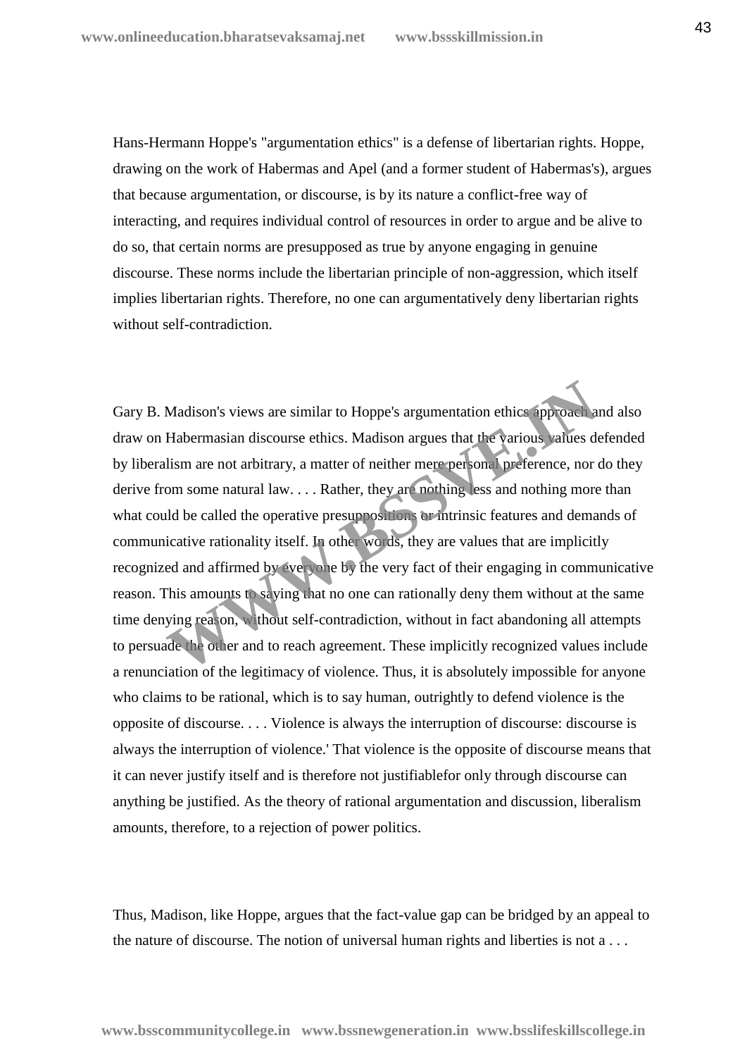Hans-Hermann Hoppe's "argumentation ethics" is a defense of libertarian rights. Hoppe, drawing on the work of Habermas and Apel (and a former student of Habermas's), argues that because argumentation, or discourse, is by its nature a conflict-free way of interacting, and requires individual control of resources in order to argue and be alive to do so, that certain norms are presupposed as true by anyone engaging in genuine discourse. These norms include the libertarian principle of non-aggression, which itself implies libertarian rights. Therefore, no one can argumentatively deny libertarian rights without self-contradiction.

Gary B. Madison's views are similar to Hoppe's argumentation ethics approach and also draw on Habermasian discourse ethics. Madison argues that the various values defended by liberalism are not arbitrary, a matter of neither mere personal preference, nor do they derive from some natural law. . . . Rather, they are nothing less and nothing more than what could be called the operative presuppositions or intrinsic features and demands of communicative rationality itself. In other words, they are values that are implicitly recognized and affirmed by everyone by the very fact of their engaging in communicative reason. This amounts to saying that no one can rationally deny them without at the same time denying reason, without self-contradiction, without in fact abandoning all attempts to persuade the other and to reach agreement. These implicitly recognized values include a renunciation of the legitimacy of violence. Thus, it is absolutely impossible for anyone who claims to be rational, which is to say human, outrightly to defend violence is the opposite of discourse. . . . Violence is always the interruption of discourse: discourse is always the interruption of violence.' That violence is the opposite of discourse means that it can never justify itself and is therefore not justifiablefor only through discourse can anything be justified. As the theory of rational argumentation and discussion, liberalism amounts, therefore, to a rejection of power politics.

Thus, Madison, like Hoppe, argues that the fact-value gap can be bridged by an appeal to the nature of discourse. The notion of universal human rights and liberties is not a . . .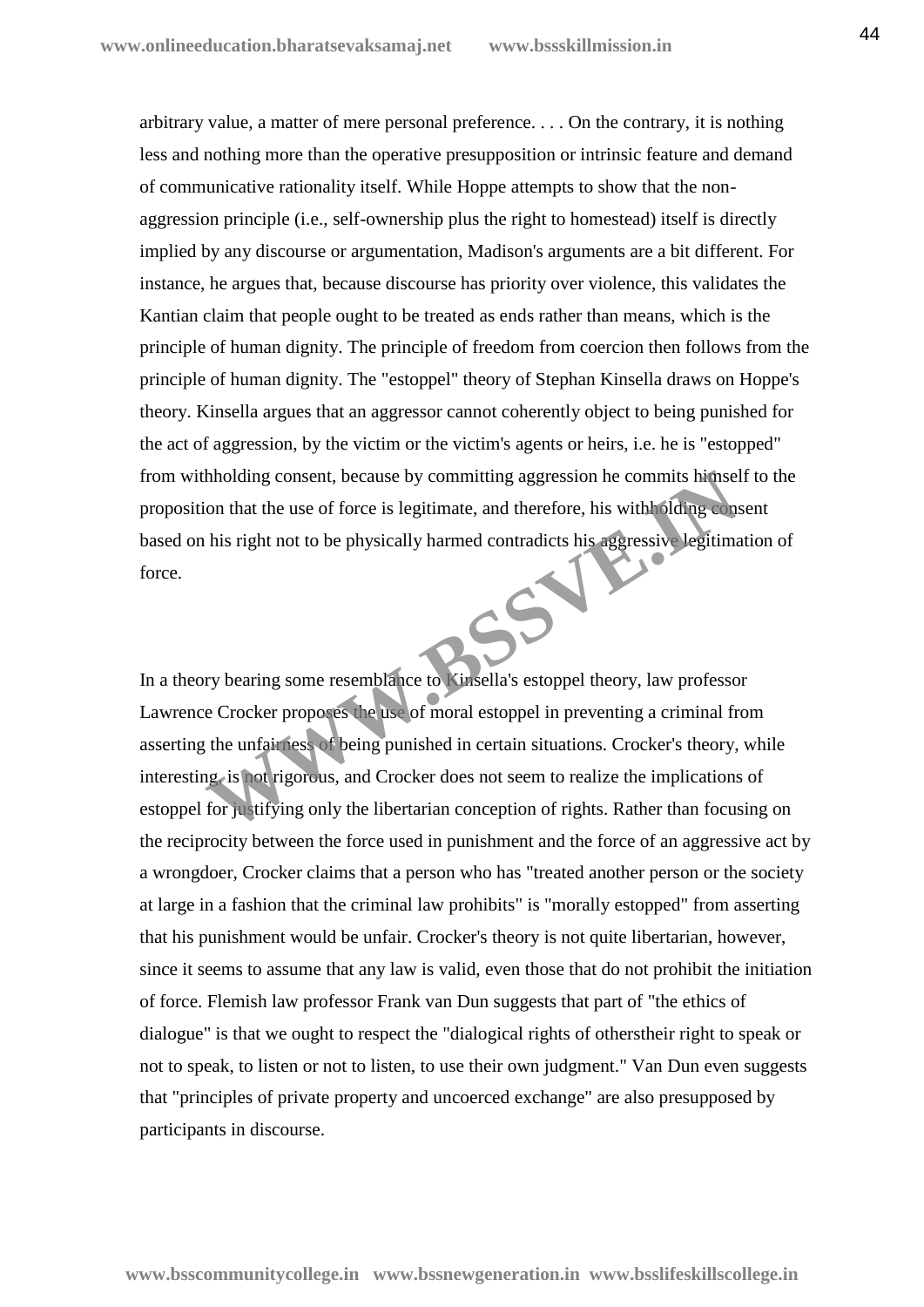arbitrary value, a matter of mere personal preference. . . . On the contrary, it is nothing less and nothing more than the operative presupposition or intrinsic feature and demand of communicative rationality itself. While Hoppe attempts to show that the non-aggression principle (i.e., self-ownership plus the right to homestead) itself is directly implied by any discourse or argumentation, Madison's arguments are a bit different. For instance, he argues that, because discourse has priority over violence, this validates the Kantian claim that people ought to be treated as ends rather than means, which is the principle of human dignity. The principle of freedom from coercion then follows from the principle of human dignity. The "estoppel" theory of Stephan Kinsella draws on Hoppe's theory. Kinsella argues that an aggressor cannot coherently object to being punished for the act of aggression, by the victim or the victim's agents or heirs, i.e. he is "estopped" from withholding consent, because by committing aggression he commits himself to the proposition that the use of force is legitimate, and therefore, his withholding consent based on his right not to be physically harmed contradicts his aggressive legitimation of force.

In a theory bearing some resemblance to Kinsella's estoppel theory, law professor Lawrence Crocker proposes the use of moral estoppel in preventing a criminal from asserting the unfairness of being punished in certain situations. Crocker's theory, while interesting, is not rigorous, and Crocker does not seem to realize the implications of estoppel for justifying only the libertarian conception of rights. Rather than focusing on the reciprocity between the force used in punishment and the force of an aggressive act by a wrongdoer, Crocker claims that a person who has "treated another person or the society at large in a fashion that the criminal law prohibits" is "morally estopped" from asserting that his punishment would be unfair. Crocker's theory is not quite libertarian, however, since it seems to assume that any law is valid, even those that do not prohibit the initiation of force. Flemish law professor Frank van Dun suggests that part of "the ethics of dialogue" is that we ought to respect the "dialogical rights of otherstheir right to speak or not to speak, to listen or not to listen, to use their own judgment." Van Dun even suggests that "principles of private property and uncoerced exchange" are also presupposed by participants in discourse.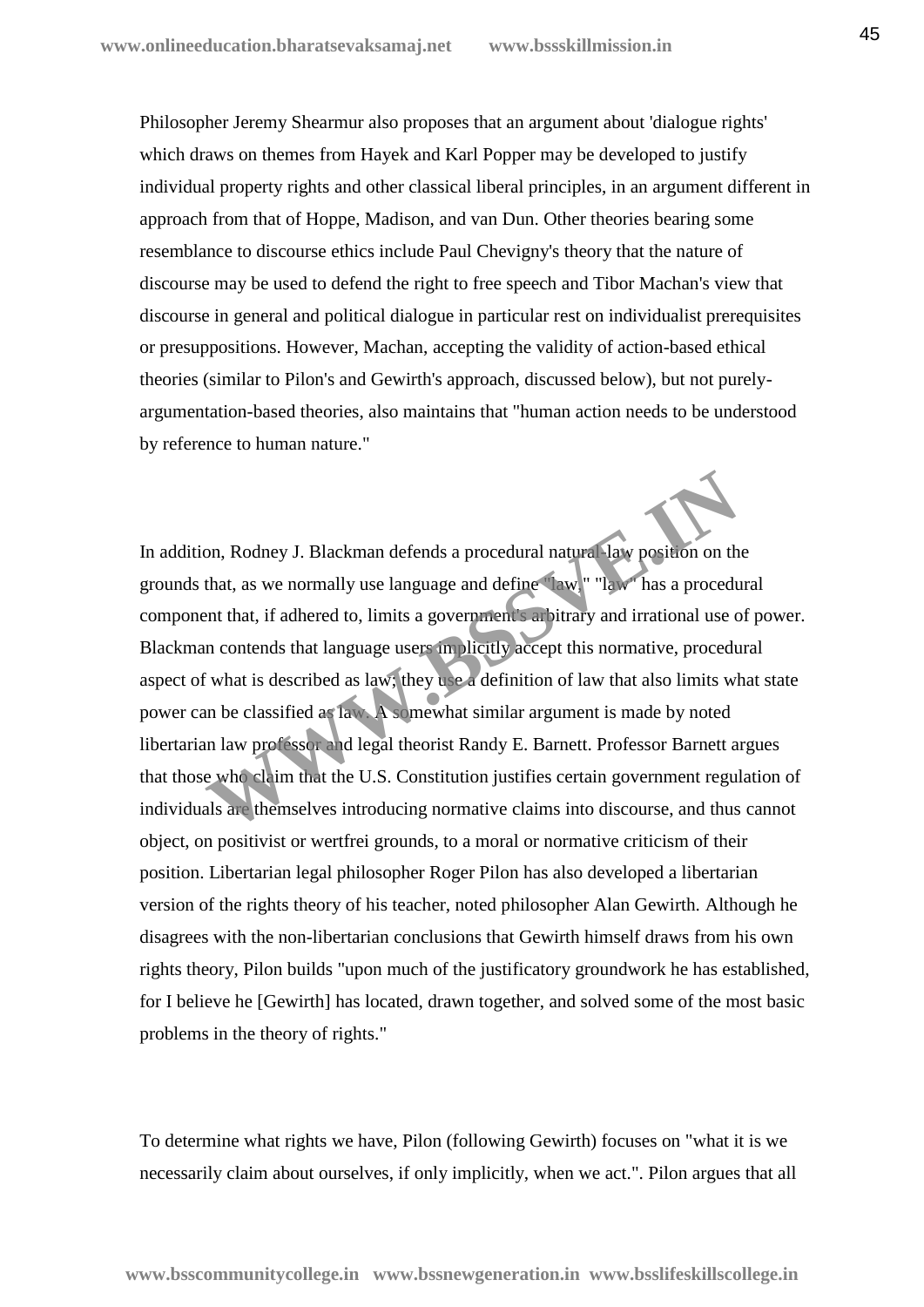Philosopher Jeremy Shearmur also proposes that an argument about 'dialogue rights' which draws on themes from Hayek and Karl Popper may be developed to justify individual property rights and other classical liberal principles, in an argument different in approach from that of Hoppe, Madison, and van Dun. Other theories bearing some resemblance to discourse ethics include Paul Chevigny's theory that the nature of discourse may be used to defend the right to free speech and Tibor Machan's view that discourse in general and political dialogue in particular rest on individualist prerequisites or presuppositions. However, Machan, accepting the validity of action-based ethical theories (similar to Pilon's and Gewirth's approach, discussed below), but not purely-argumentation-based theories, also maintains that "human action needs to be understood by reference to human nature."

In addition, Rodney J. Blackman defends a procedural natural-law position on the grounds that, as we normally use language and define "law," "law" has a procedural component that, if adhered to, limits a government's arbitrary and irrational use of power. Blackman contends that language users implicitly accept this normative, procedural aspect of what is described as law; they use a definition of law that also limits what state power can be classified as law. A somewhat similar argument is made by noted libertarian law professor and legal theorist Randy E. Barnett. Professor Barnett argues that those who claim that the U.S. Constitution justifies certain government regulation of individuals are themselves introducing normative claims into discourse, and thus cannot object, on positivist or wertfrei grounds, to a moral or normative criticism of their position. Libertarian legal philosopher Roger Pilon has also developed a libertarian version of the rights theory of his teacher, noted philosopher Alan Gewirth. Although he disagrees with the non-libertarian conclusions that Gewirth himself draws from his own rights theory, Pilon builds "upon much of the justificatory groundwork he has established, for I believe he [Gewirth] has located, drawn together, and solved some of the most basic problems in the theory of rights."

To determine what rights we have, Pilon (following Gewirth) focuses on "what it is we necessarily claim about ourselves, if only implicitly, when we act.". Pilon argues that all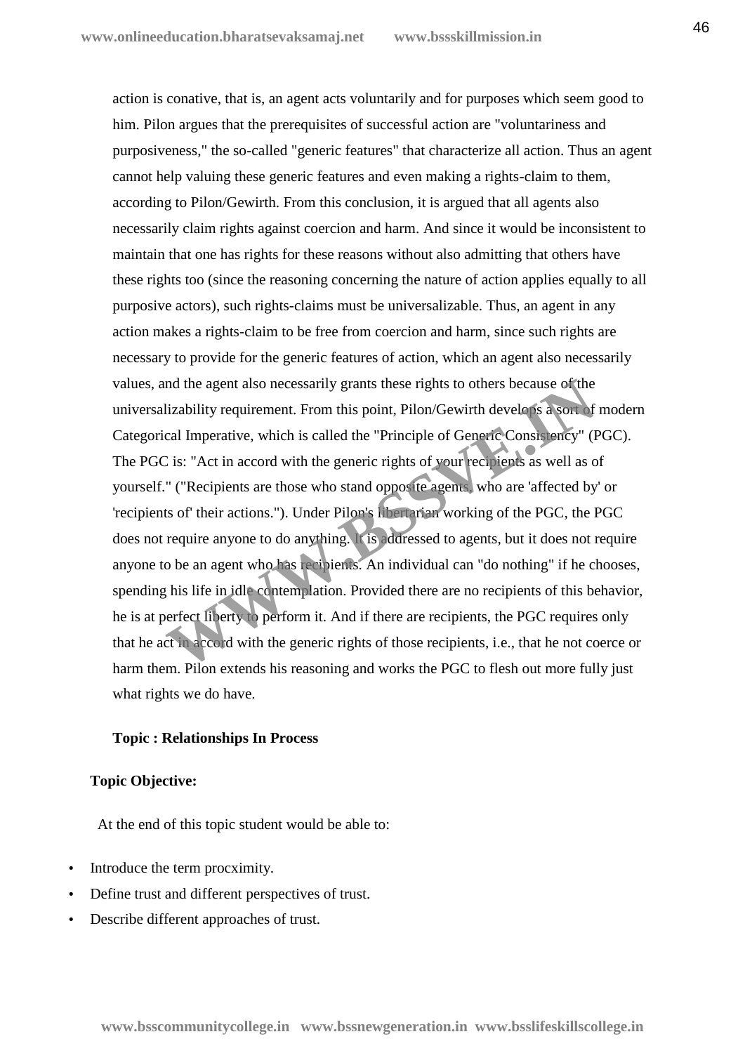action is conative, that is, an agent acts voluntarily and for purposes which seem good to him. Pilon argues that the prerequisites of successful action are "voluntariness and purposiveness," the so-called "generic features" that characterize all action. Thus an agent cannot help valuing these generic features and even making a rights-claim to them, according to Pilon/Gewirth. From this conclusion, it is argued that all agents also necessarily claim rights against coercion and harm. And since it would be inconsistent to maintain that one has rights for these reasons without also admitting that others have these rights too (since the reasoning concerning the nature of action applies equally to all purposive actors), such rights-claims must be universalizable. Thus, an agent in any action makes a rights-claim to be free from coercion and harm, since such rights are necessary to provide for the generic features of action, which an agent also necessarily values, and the agent also necessarily grants these rights to others because of the universalizability requirement. From this point, Pilon/Gewirth develops a sort of modern Categorical Imperative, which is called the "Principle of Generic Consistency" (PGC). The PGC is: "Act in accord with the generic rights of your recipients as well as of yourself." ("Recipients are those who stand opposite agents, who are 'affected by' or 'recipients of' their actions."). Under Pilon's libertarian working of the PGC, the PGC does not require anyone to do anything. It is addressed to agents, but it does not require anyone to be an agent who has recipients. An individual can "do nothing" if he chooses, spending his life in idle contemplation. Provided there are no recipients of this behavior, he is at perfect liberty to perform it. And if there are recipients, the PGC requires only that he act in accord with the generic rights of those recipients, i.e., that he not coerce or harm them. Pilon extends his reasoning and works the PGC to flesh out more fully just what rights we do have.

**Topic : Relationships In Process**

**Topic Objective:**

At the end of this topic student would be able to:

- Introduce the term procximity.
- Define trust and different perspectives of trust.
- Describe different approaches of trust.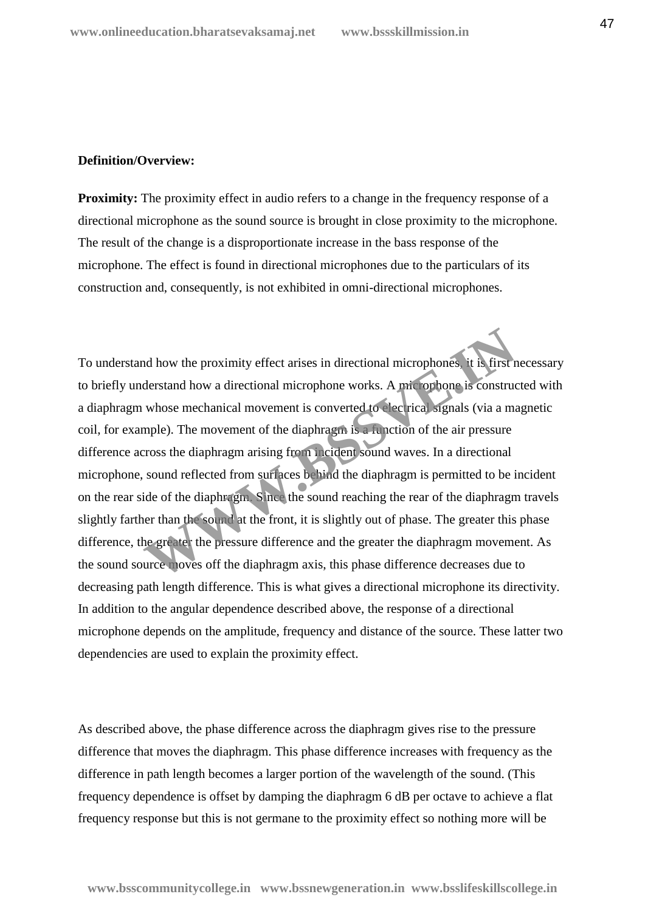**Definition/Overview:**

**Proximity:** The proximity effect in audio refers to a change in the frequency response of a directional microphone as the sound source is brought in close proximity to the microphone. The result of the change is a disproportionate increase in the bass response of the microphone. The effect is found in directional microphones due to the particulars of its construction and, consequently, is not exhibited in omni-directional microphones.

To understand how the proximity effect arises in directional microphones, it is first necessary to briefly understand how a directional microphone works. A microphone is constructed with a diaphragm whose mechanical movement is converted to electrical signals (via a magnetic coil, for example). The movement of the diaphragm is a function of the air pressure difference across the diaphragm arising from incident sound waves. In a directional microphone, sound reflected from surfaces behind the diaphragm is permitted to be incident on the rear side of the diaphragm. Since the sound reaching the rear of the diaphragm travels slightly farther than the sound at the front, it is slightly out of phase. The greater this phase difference, the greater the pressure difference and the greater the diaphragm movement. As the sound source moves off the diaphragm axis, this phase difference decreases due to decreasing path length difference. This is what gives a directional microphone its directivity. In addition to the angular dependence described above, the response of a directional microphone depends on the amplitude, frequency and distance of the source. These latter two dependencies are used to explain the proximity effect.

As described above, the phase difference across the diaphragm gives rise to the pressure difference that moves the diaphragm. This phase difference increases with frequency as the difference in path length becomes a larger portion of the wavelength of the sound. (This frequency dependence is offset by damping the diaphragm 6 dB per octave to achieve a flat frequency response but this is not germane to the proximity effect so nothing more will be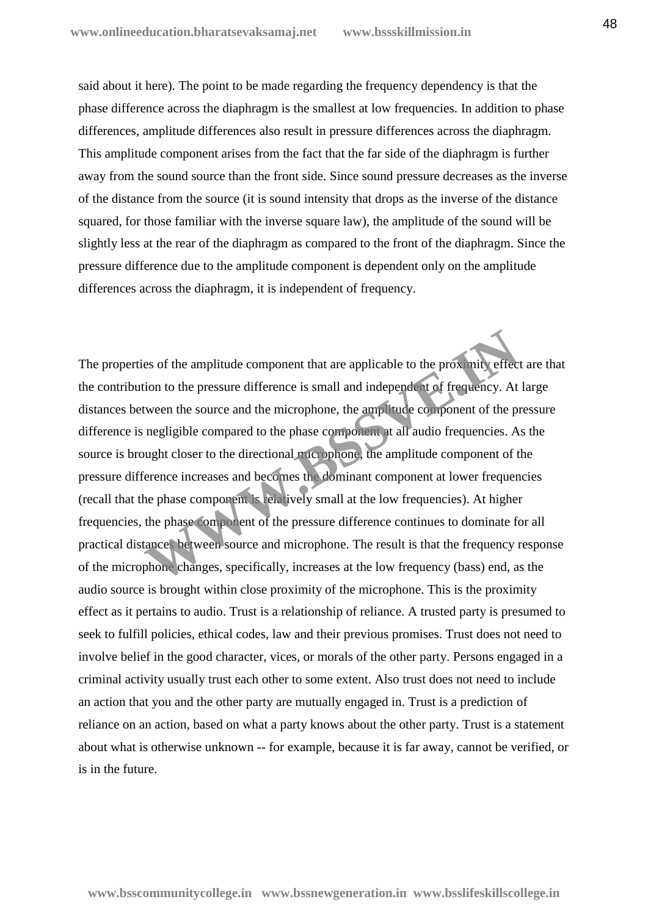said about it here). The point to be made regarding the frequency dependency is that the phase difference across the diaphragm is the smallest at low frequencies. In addition to phase differences, amplitude differences also result in pressure differences across the diaphragm. This amplitude component arises from the fact that the far side of the diaphragm is further away from the sound source than the front side. Since sound pressure decreases as the inverse of the distance from the source (it is sound intensity that drops as the inverse of the distance squared, for those familiar with the inverse square law), the amplitude of the sound will be slightly less at the rear of the diaphragm as compared to the front of the diaphragm. Since the pressure difference due to the amplitude component is dependent only on the amplitude differences across the diaphragm, it is independent of frequency.

The properties of the amplitude component that are applicable to the proximity effect are that the contribution to the pressure difference is small and independent of frequency. At large distances between the source and the microphone, the amplitude component of the pressure difference is negligible compared to the phase component at all audio frequencies. As the source is brought closer to the directional microphone, the amplitude component of the pressure difference increases and becomes the dominant component at lower frequencies (recall that the phase component is relatively small at the low frequencies). At higher frequencies, the phase component of the pressure difference continues to dominate for all practical distances between source and microphone. The result is that the frequency response of the microphone changes, specifically, increases at the low frequency (bass) end, as the audio source is brought within close proximity of the microphone. This is the proximity effect as it pertains to audio. Trust is a relationship of reliance. A trusted party is presumed to seek to fulfill policies, ethical codes, law and their previous promises. Trust does not need to involve belief in the good character, vices, or morals of the other party. Persons engaged in a criminal activity usually trust each other to some extent. Also trust does not need to include an action that you and the other party are mutually engaged in. Trust is a prediction of reliance on an action, based on what a party knows about the other party. Trust is a statement about what is otherwise unknown -- for example, because it is far away, cannot be verified, or is in the future.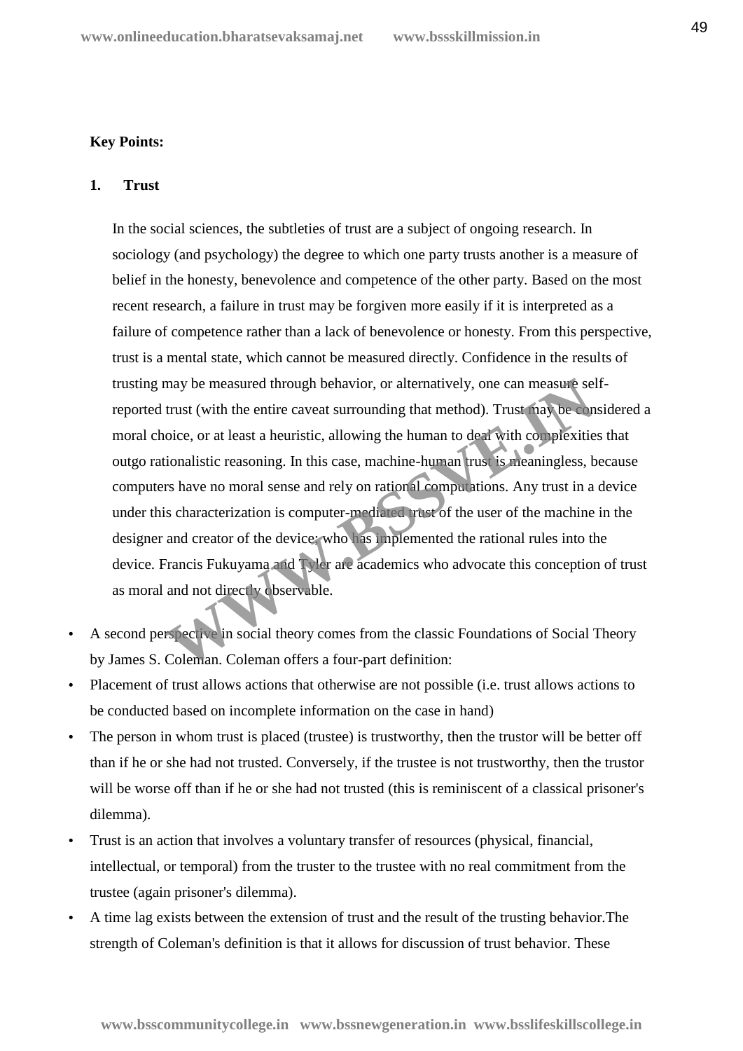**Key Points:**

**1. Trust**

In the social sciences, the subtleties of trust are a subject of ongoing research. In sociology (and psychology) the degree to which one party trusts another is a measure of belief in the honesty, benevolence and competence of the other party. Based on the most recent research, a failure in trust may be forgiven more easily if it is interpreted as a failure of competence rather than a lack of benevolence or honesty. From this perspective, trust is a mental state, which cannot be measured directly. Confidence in the results of trusting may be measured through behavior, or alternatively, one can measure self-reported trust (with the entire caveat surrounding that method). Trust may be considered a moral choice, or at least a heuristic, allowing the human to deal with complexities that outgo rationalistic reasoning. In this case, machine-human trust is meaningless, because computers have no moral sense and rely on rational computations. Any trust in a device under this characterization is computer-mediated trust of the user of the machine in the designer and creator of the device; who has implemented the rational rules into the device. Francis Fukuyama and Tyler are academics who advocate this conception of trust as moral and not directly observable.

- A second perspective in social theory comes from the classic Foundations of Social Theory by James S. Coleman. Coleman offers a four-part definition:
- Placement of trust allows actions that otherwise are not possible (i.e. trust allows actions to be conducted based on incomplete information on the case in hand)
- The person in whom trust is placed (trustee) is trustworthy, then the trustor will be better off than if he or she had not trusted. Conversely, if the trustee is not trustworthy, then the trustor will be worse off than if he or she had not trusted (this is reminiscent of a classical prisoner's dilemma).
- Trust is an action that involves a voluntary transfer of resources (physical, financial, intellectual, or temporal) from the truster to the trustee with no real commitment from the trustee (again prisoner's dilemma).
- A time lag exists between the extension of trust and the result of the trusting behavior.The strength of Coleman's definition is that it allows for discussion of trust behavior. These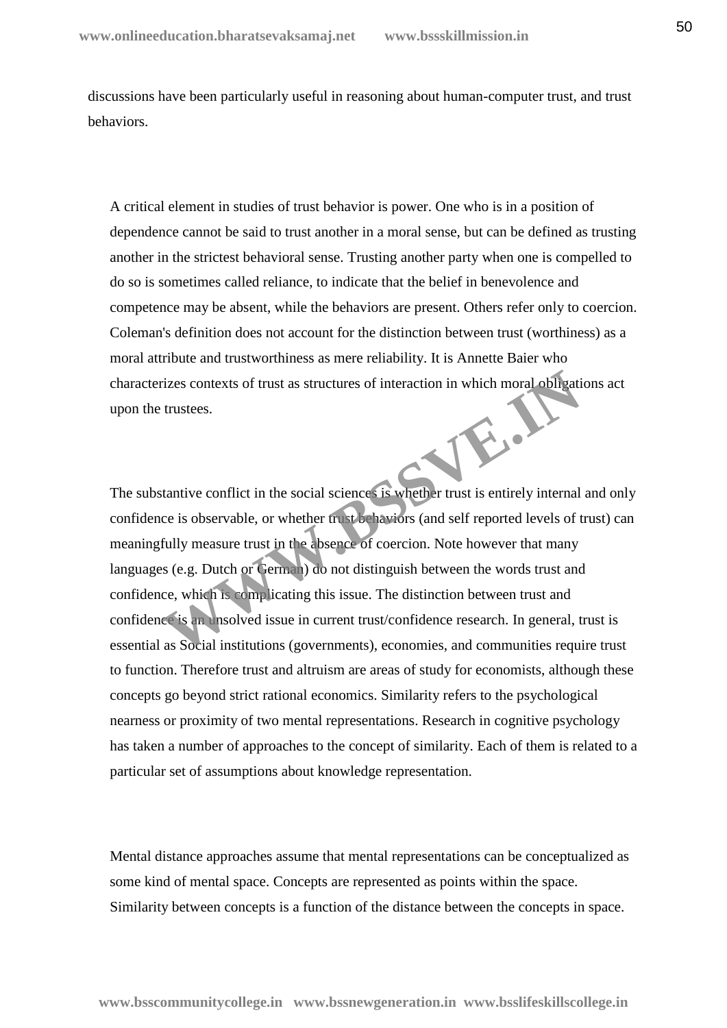discussions have been particularly useful in reasoning about human-computer trust, and trust behaviors.

A critical element in studies of trust behavior is power. One who is in a position of dependence cannot be said to trust another in a moral sense, but can be defined as trusting another in the strictest behavioral sense. Trusting another party when one is compelled to do so is sometimes called reliance, to indicate that the belief in benevolence and competence may be absent, while the behaviors are present. Others refer only to coercion. Coleman's definition does not account for the distinction between trust (worthiness) as a moral attribute and trustworthiness as mere reliability. It is Annette Baier who characterizes contexts of trust as structures of interaction in which moral obligations act upon the trustees.

The substantive conflict in the social sciences is whether trust is entirely internal and only confidence is observable, or whether trust behaviors (and self reported levels of trust) can meaningfully measure trust in the absence of coercion. Note however that many languages (e.g. Dutch or German) do not distinguish between the words trust and confidence, which is complicating this issue. The distinction between trust and confidence is an unsolved issue in current trust/confidence research. In general, trust is essential as Social institutions (governments), economies, and communities require trust to function. Therefore trust and altruism are areas of study for economists, although these concepts go beyond strict rational economics. Similarity refers to the psychological nearness or proximity of two mental representations. Research in cognitive psychology has taken a number of approaches to the concept of similarity. Each of them is related to a particular set of assumptions about knowledge representation.

Mental distance approaches assume that mental representations can be conceptualized as some kind of mental space. Concepts are represented as points within the space. Similarity between concepts is a function of the distance between the concepts in space.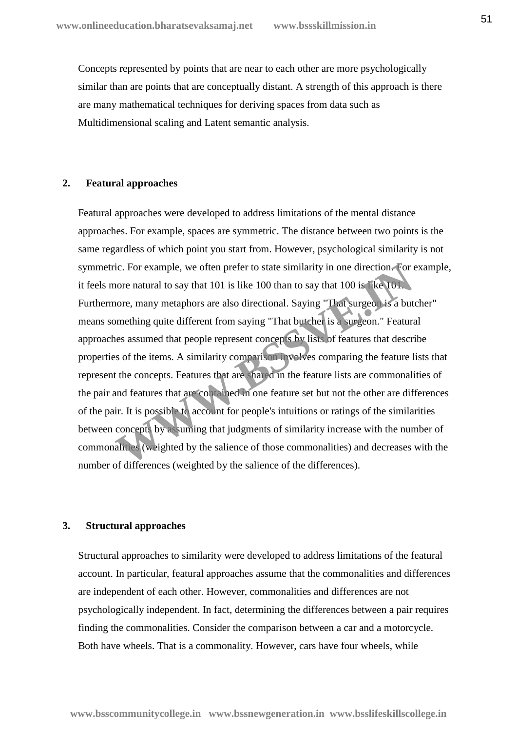Concepts represented by points that are near to each other are more psychologically similar than are points that are conceptually distant. A strength of this approach is there are many mathematical techniques for deriving spaces from data such as Multidimensional scaling and Latent semantic analysis.

## 2. Featural approaches

Featural approaches were developed to address limitations of the mental distance approaches. For example, spaces are symmetric. The distance between two points is the same regardless of which point you start from. However, psychological similarity is not symmetric. For example, we often prefer to state similarity in one direction. For example, it feels more natural to say that 101 is like 100 than to say that 100 is like 101. Furthermore, many metaphors are also directional. Saying "That surgeon is a butcher" means something quite different from saying "That butcher is a surgeon." Featural approaches assumed that people represent concepts by lists of features that describe properties of the items. A similarity comparison involves comparing the feature lists that represent the concepts. Features that are shared in the feature lists are commonalities of the pair and features that are contained in one feature set but not the other are differences of the pair. It is possible to account for people's intuitions or ratings of the similarities between concepts by assuming that judgments of similarity increase with the number of commonalities (weighted by the salience of those commonalities) and decreases with the number of differences (weighted by the salience of the differences).

## 3. Structural approaches

Structural approaches to similarity were developed to address limitations of the featural account. In particular, featural approaches assume that the commonalities and differences are independent of each other. However, commonalities and differences are not psychologically independent. In fact, determining the differences between a pair requires finding the commonalities. Consider the comparison between a car and a motorcycle. Both have wheels. That is a commonality. However, cars have four wheels, while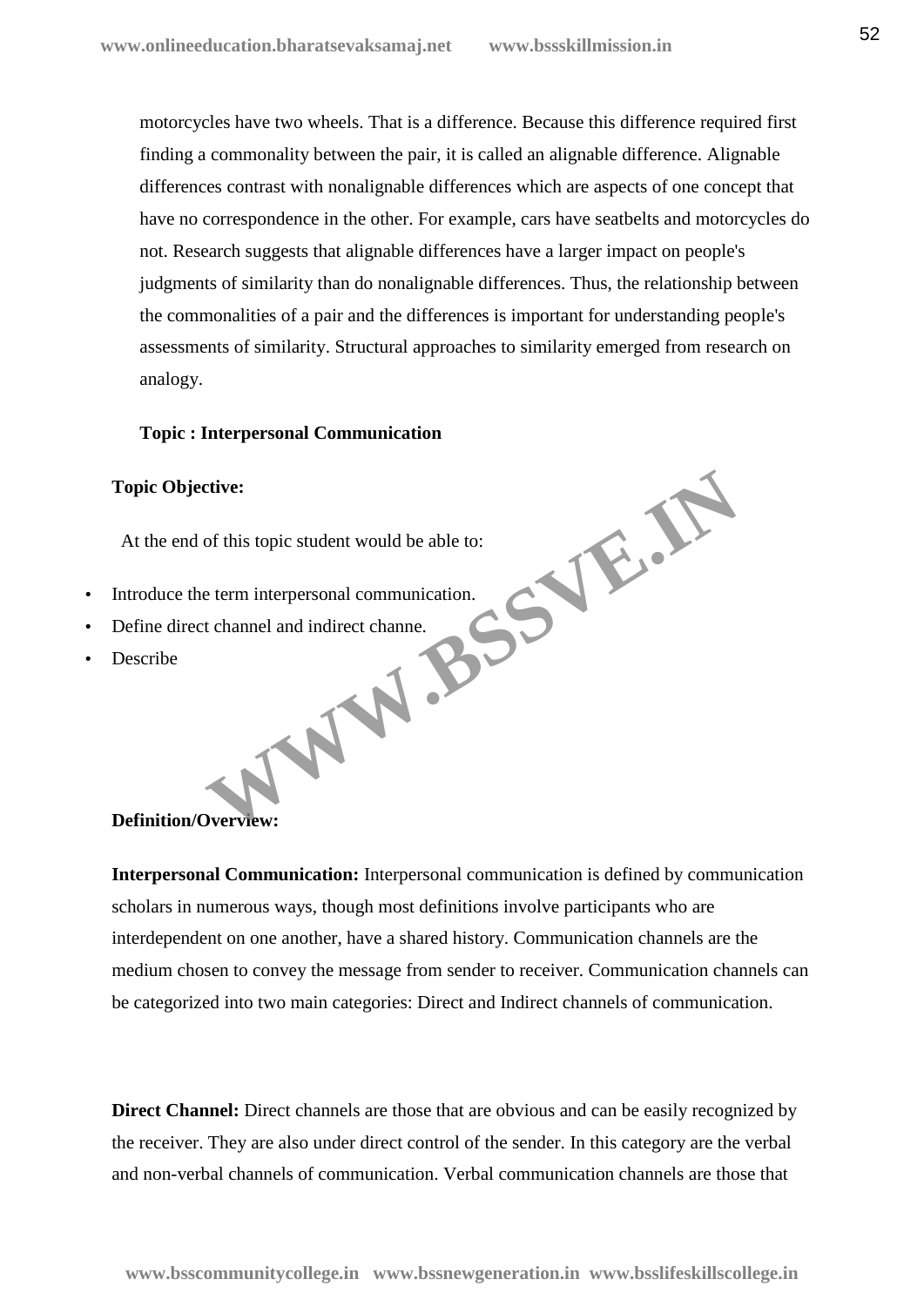motorcycles have two wheels. That is a difference. Because this difference required first finding a commonality between the pair, it is called an alignable difference. Alignable differences contrast with nonalignable differences which are aspects of one concept that have no correspondence in the other. For example, cars have seatbelts and motorcycles do not. Research suggests that alignable differences have a larger impact on people's judgments of similarity than do nonalignable differences. Thus, the relationship between the commonalities of a pair and the differences is important for understanding people's assessments of similarity. Structural approaches to similarity emerged from research on analogy.

**Topic : Interpersonal Communication**

**Topic Objective:**

At the end of this topic student would be able to:

- Introduce the term interpersonal communication.
- Define direct channel and indirect channe.
- Describe

**Definition/Overview:**

**Interpersonal Communication:** Interpersonal communication is defined by communication scholars in numerous ways, though most definitions involve participants who are interdependent on one another, have a shared history. Communication channels are the medium chosen to convey the message from sender to receiver. Communication channels can be categorized into two main categories: Direct and Indirect channels of communication.

**Direct Channel:** Direct channels are those that are obvious and can be easily recognized by the receiver. They are also under direct control of the sender. In this category are the verbal and non-verbal channels of communication. Verbal communication channels are those that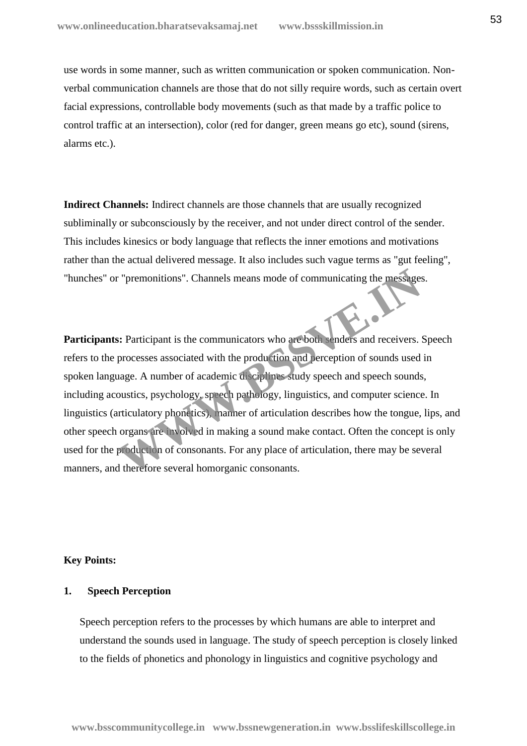use words in some manner, such as written communication or spoken communication. Non-verbal communication channels are those that do not silly require words, such as certain overt facial expressions, controllable body movements (such as that made by a traffic police to control traffic at an intersection), color (red for danger, green means go etc), sound (sirens, alarms etc.).

**Indirect Channels:** Indirect channels are those channels that are usually recognized subliminally or subconsciously by the receiver, and not under direct control of the sender. This includes kinesics or body language that reflects the inner emotions and motivations rather than the actual delivered message. It also includes such vague terms as "gut feeling", "hunches" or "premonitions". Channels means mode of communicating the messages.

**Participants:** Participant is the communicators who are both senders and receivers. Speech refers to the processes associated with the production and perception of sounds used in spoken language. A number of academic disciplines study speech and speech sounds, including acoustics, psychology, speech pathology, linguistics, and computer science. In linguistics (articulatory phonetics), manner of articulation describes how the tongue, lips, and other speech organs are involved in making a sound make contact. Often the concept is only used for the production of consonants. For any place of articulation, there may be several manners, and therefore several homorganic consonants.

**Key Points:**

**1. Speech Perception**

Speech perception refers to the processes by which humans are able to interpret and understand the sounds used in language. The study of speech perception is closely linked to the fields of phonetics and phonology in linguistics and cognitive psychology and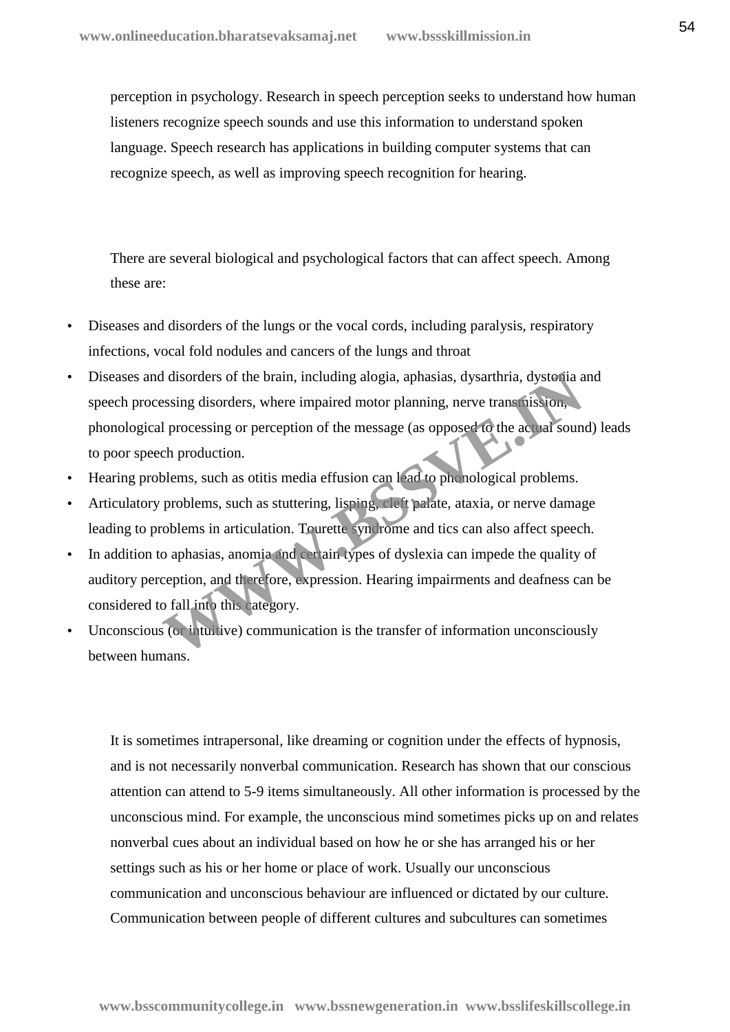perception in psychology. Research in speech perception seeks to understand how human listeners recognize speech sounds and use this information to understand spoken language. Speech research has applications in building computer systems that can recognize speech, as well as improving speech recognition for hearing.

There are several biological and psychological factors that can affect speech. Among these are:

- Diseases and disorders of the lungs or the vocal cords, including paralysis, respiratory infections, vocal fold nodules and cancers of the lungs and throat
- Diseases and disorders of the brain, including alogia, aphasias, dysarthria, dystonia and speech processing disorders, where impaired motor planning, nerve transmission, phonological processing or perception of the message (as opposed to the actual sound) leads to poor speech production.
- Hearing problems, such as otitis media effusion can lead to phonological problems.
- Articulatory problems, such as stuttering, lisping, cleft palate, ataxia, or nerve damage leading to problems in articulation. Tourette syndrome and tics can also affect speech.
- In addition to aphasias, anomia and certain types of dyslexia can impede the quality of auditory perception, and therefore, expression. Hearing impairments and deafness can be considered to fall into this category.
- Unconscious (or intuitive) communication is the transfer of information unconsciously between humans.

It is sometimes intrapersonal, like dreaming or cognition under the effects of hypnosis, and is not necessarily nonverbal communication. Research has shown that our conscious attention can attend to 5-9 items simultaneously. All other information is processed by the unconscious mind. For example, the unconscious mind sometimes picks up on and relates nonverbal cues about an individual based on how he or she has arranged his or her settings such as his or her home or place of work. Usually our unconscious communication and unconscious behaviour are influenced or dictated by our culture. Communication between people of different cultures and subcultures can sometimes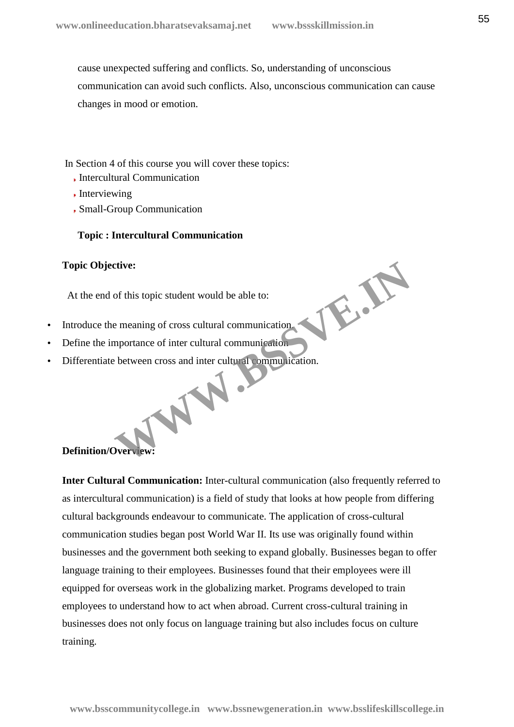cause unexpected suffering and conflicts. So, understanding of unconscious communication can avoid such conflicts. Also, unconscious communication can cause changes in mood or emotion.

In Section 4 of this course you will cover these topics:

- Intercultural Communication
- Interviewing
- Small-Group Communication

**Topic : Intercultural Communication**

**Topic Objective:**

At the end of this topic student would be able to:

- Introduce the meaning of cross cultural communication
- Define the importance of inter cultural communication
- Differentiate between cross and inter cultural communication.

**Definition/Overview:**

**Inter Cultural Communication:** Inter-cultural communication (also frequently referred to as intercultural communication) is a field of study that looks at how people from differing cultural backgrounds endeavour to communicate. The application of cross-cultural communication studies began post World War II. Its use was originally found within businesses and the government both seeking to expand globally. Businesses began to offer language training to their employees. Businesses found that their employees were ill equipped for overseas work in the globalizing market. Programs developed to train employees to understand how to act when abroad. Current cross-cultural training in businesses does not only focus on language training but also includes focus on culture training.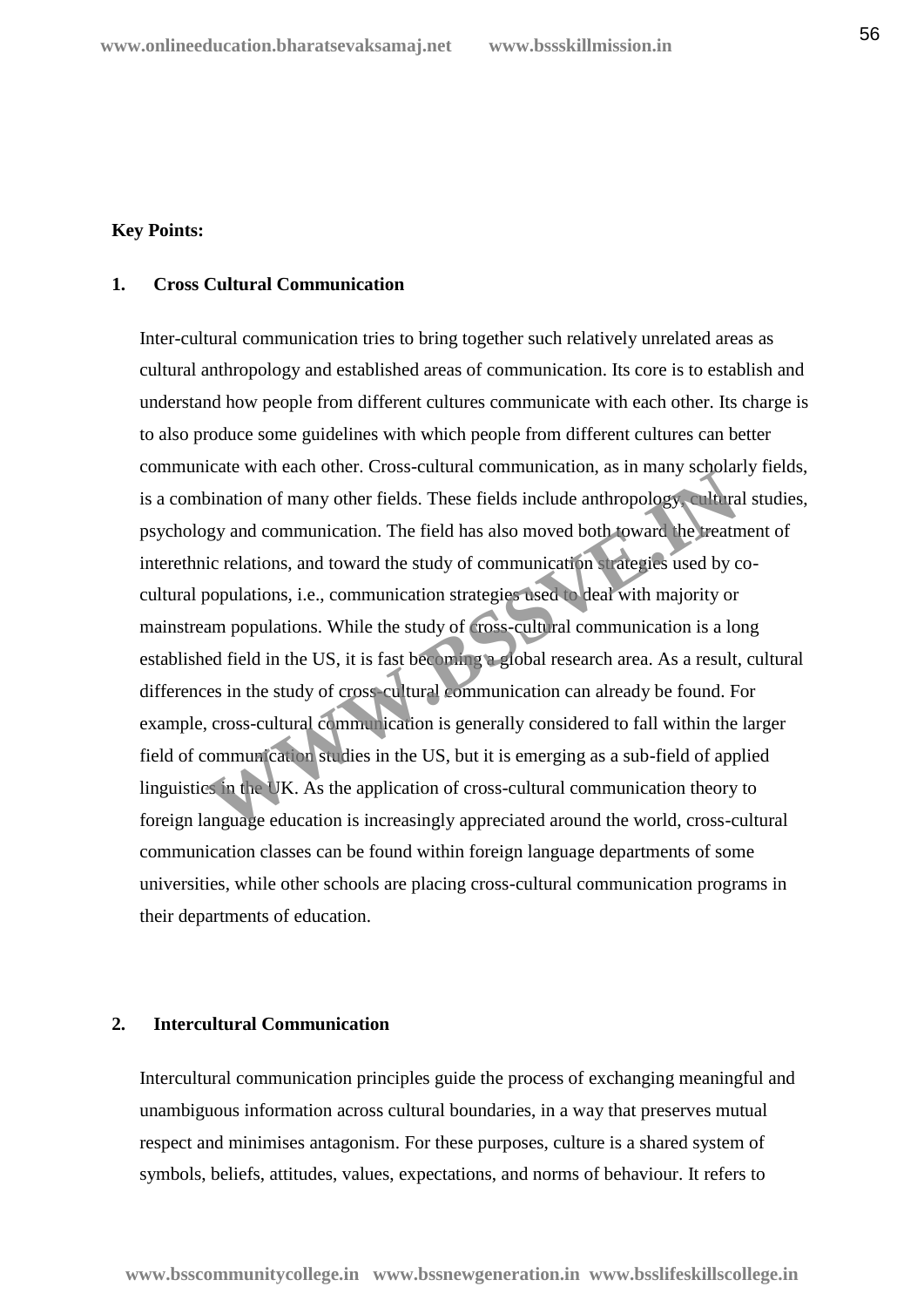**Key Points:**

**1. Cross Cultural Communication**

Inter-cultural communication tries to bring together such relatively unrelated areas as cultural anthropology and established areas of communication. Its core is to establish and understand how people from different cultures communicate with each other. Its charge is to also produce some guidelines with which people from different cultures can better communicate with each other. Cross-cultural communication, as in many scholarly fields, is a combination of many other fields. These fields include anthropology, cultural studies, psychology and communication. The field has also moved both toward the treatment of interethnic relations, and toward the study of communication strategies used by co-cultural populations, i.e., communication strategies used to deal with majority or mainstream populations. While the study of cross-cultural communication is a long established field in the US, it is fast becoming a global research area. As a result, cultural differences in the study of cross-cultural communication can already be found. For example, cross-cultural communication is generally considered to fall within the larger field of communication studies in the US, but it is emerging as a sub-field of applied linguistics in the UK. As the application of cross-cultural communication theory to foreign language education is increasingly appreciated around the world, cross-cultural communication classes can be found within foreign language departments of some universities, while other schools are placing cross-cultural communication programs in their departments of education.

**2. Intercultural Communication**

Intercultural communication principles guide the process of exchanging meaningful and unambiguous information across cultural boundaries, in a way that preserves mutual respect and minimises antagonism. For these purposes, culture is a shared system of symbols, beliefs, attitudes, values, expectations, and norms of behaviour. It refers to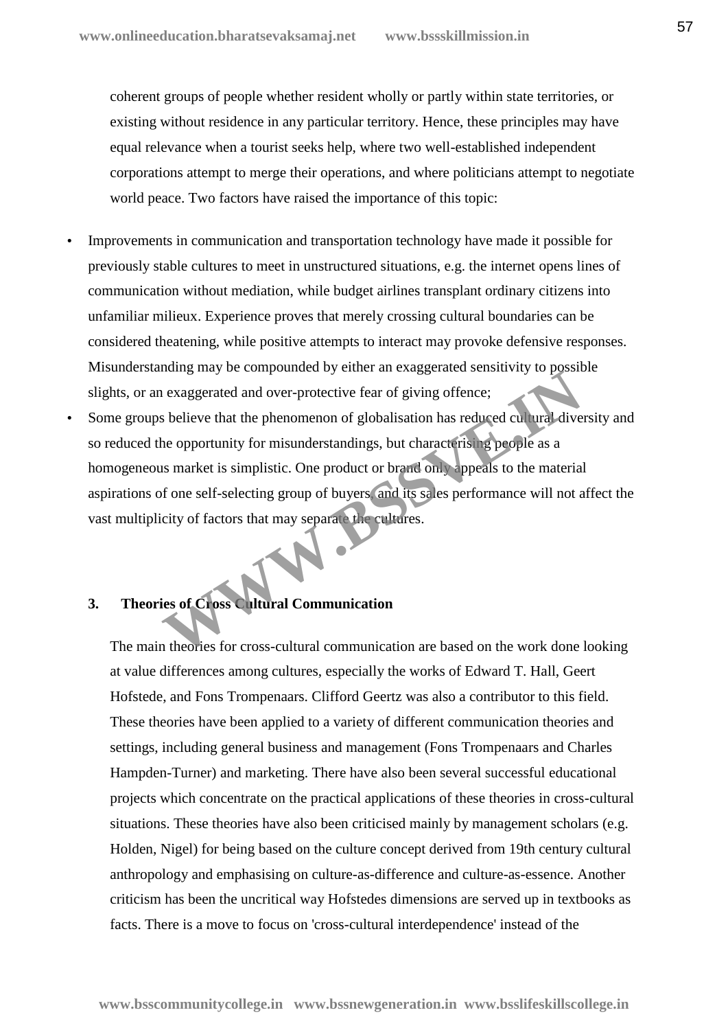coherent groups of people whether resident wholly or partly within state territories, or existing without residence in any particular territory. Hence, these principles may have equal relevance when a tourist seeks help, where two well-established independent corporations attempt to merge their operations, and where politicians attempt to negotiate world peace. Two factors have raised the importance of this topic:

- Improvements in communication and transportation technology have made it possible for previously stable cultures to meet in unstructured situations, e.g. the internet opens lines of communication without mediation, while budget airlines transplant ordinary citizens into unfamiliar milieux. Experience proves that merely crossing cultural boundaries can be considered theatening, while positive attempts to interact may provoke defensive responses. Misunderstanding may be compounded by either an exaggerated sensitivity to possible slights, or an exaggerated and over-protective fear of giving offence;
- Some groups believe that the phenomenon of globalisation has reduced cultural diversity and so reduced the opportunity for misunderstandings, but characterising people as a homogeneous market is simplistic. One product or brand only appeals to the material aspirations of one self-selecting group of buyers, and its sales performance will not affect the vast multiplicity of factors that may separate the cultures.

## 3. Theories of Cross Cultural Communication

The main theories for cross-cultural communication are based on the work done looking at value differences among cultures, especially the works of Edward T. Hall, Geert Hofstede, and Fons Trompenaars. Clifford Geertz was also a contributor to this field. These theories have been applied to a variety of different communication theories and settings, including general business and management (Fons Trompenaars and Charles Hampden-Turner) and marketing. There have also been several successful educational projects which concentrate on the practical applications of these theories in cross-cultural situations. These theories have also been criticised mainly by management scholars (e.g. Holden, Nigel) for being based on the culture concept derived from 19th century cultural anthropology and emphasising on culture-as-difference and culture-as-essence. Another criticism has been the uncritical way Hofstedes dimensions are served up in textbooks as facts. There is a move to focus on 'cross-cultural interdependence' instead of the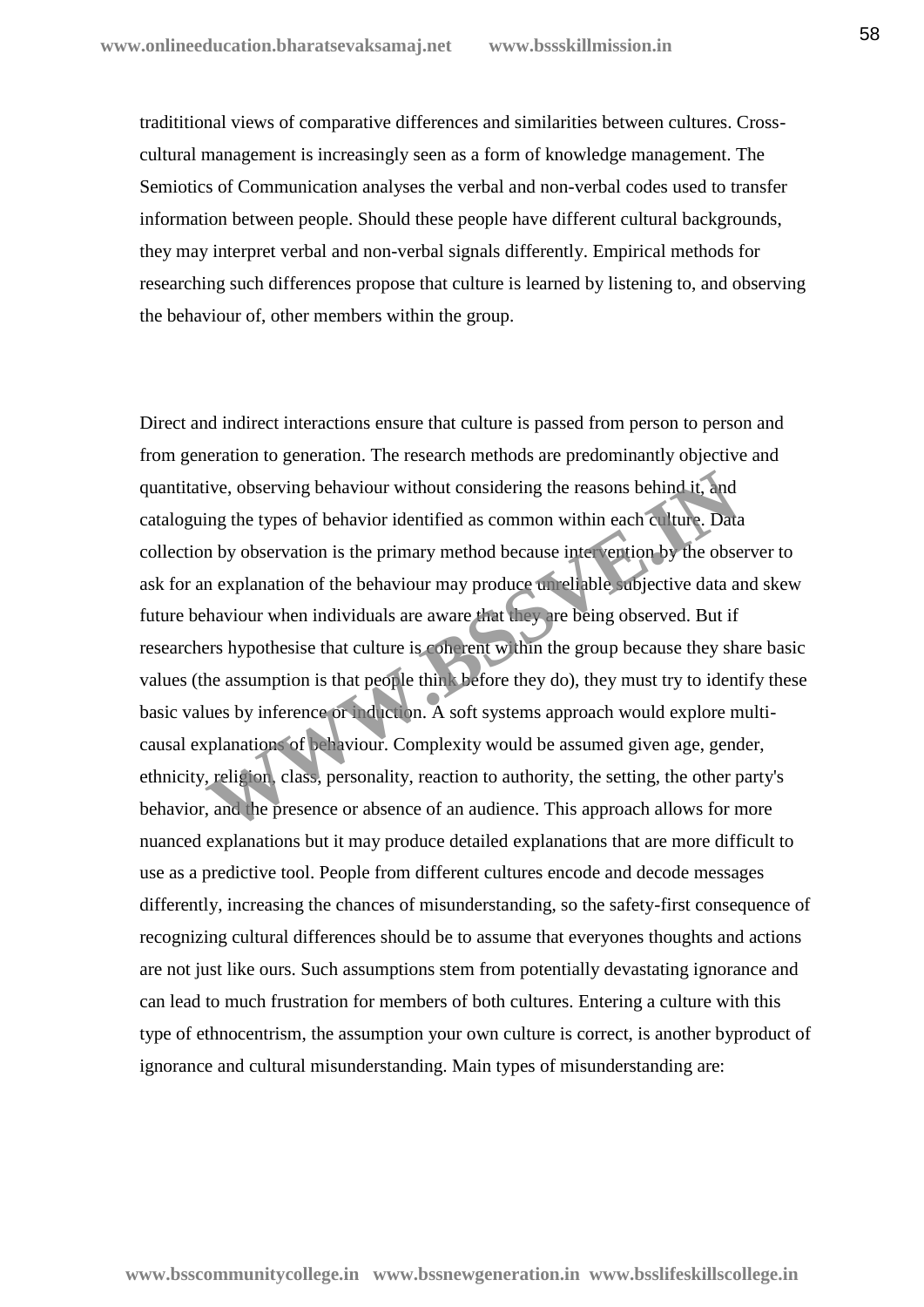tradititional views of comparative differences and similarities between cultures. Cross-cultural management is increasingly seen as a form of knowledge management. The Semiotics of Communication analyses the verbal and non-verbal codes used to transfer information between people. Should these people have different cultural backgrounds, they may interpret verbal and non-verbal signals differently. Empirical methods for researching such differences propose that culture is learned by listening to, and observing the behaviour of, other members within the group.

Direct and indirect interactions ensure that culture is passed from person to person and from generation to generation. The research methods are predominantly objective and quantitative, observing behaviour without considering the reasons behind it, and cataloguing the types of behavior identified as common within each culture. Data collection by observation is the primary method because intervention by the observer to ask for an explanation of the behaviour may produce unreliable subjective data and skew future behaviour when individuals are aware that they are being observed. But if researchers hypothesise that culture is coherent within the group because they share basic values (the assumption is that people think before they do), they must try to identify these basic values by inference or induction. A soft systems approach would explore multi-causal explanations of behaviour. Complexity would be assumed given age, gender, ethnicity, religion, class, personality, reaction to authority, the setting, the other party's behavior, and the presence or absence of an audience. This approach allows for more nuanced explanations but it may produce detailed explanations that are more difficult to use as a predictive tool. People from different cultures encode and decode messages differently, increasing the chances of misunderstanding, so the safety-first consequence of recognizing cultural differences should be to assume that everyones thoughts and actions are not just like ours. Such assumptions stem from potentially devastating ignorance and can lead to much frustration for members of both cultures. Entering a culture with this type of ethnocentrism, the assumption your own culture is correct, is another byproduct of ignorance and cultural misunderstanding. Main types of misunderstanding are: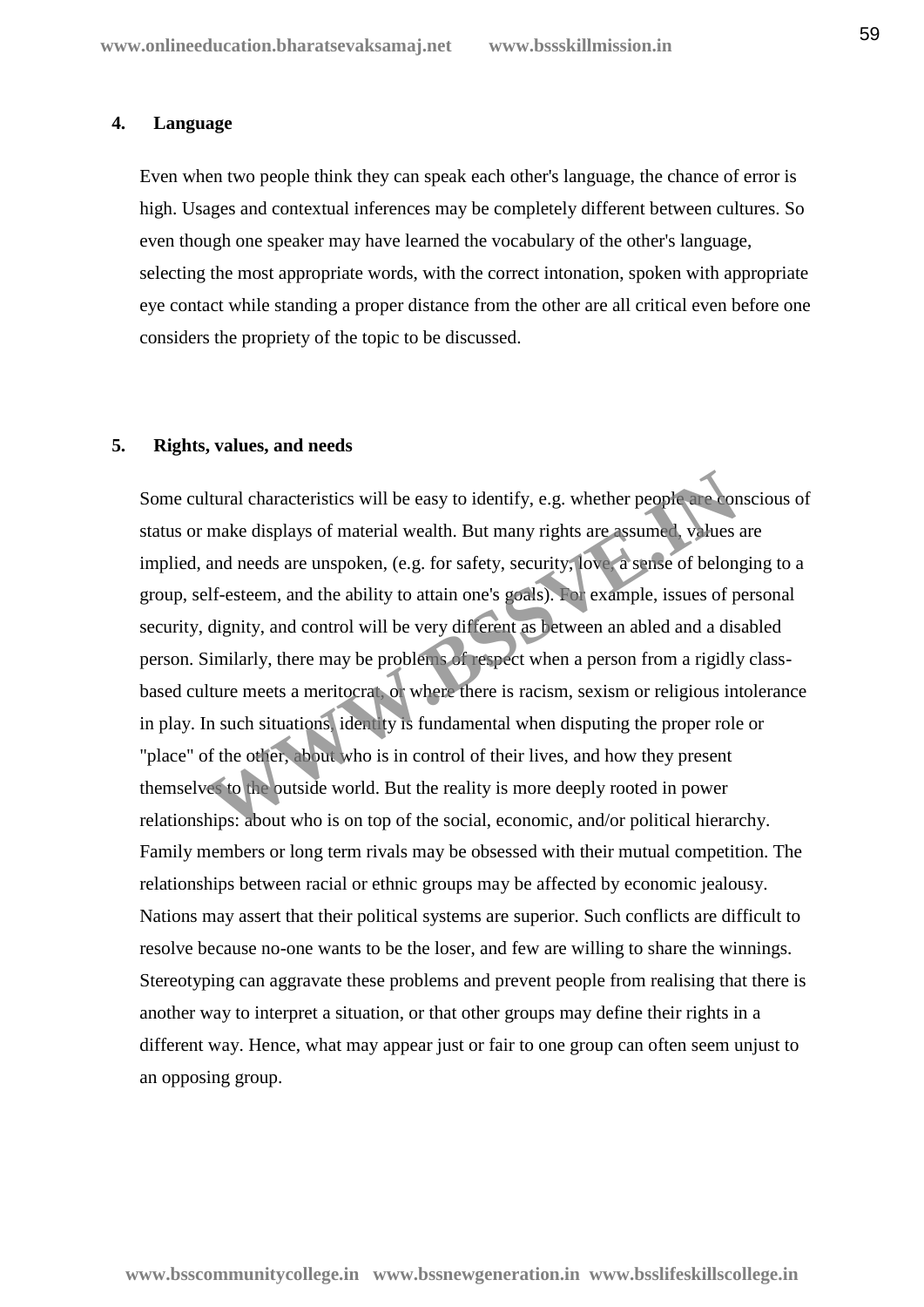### 4. Language

Even when two people think they can speak each other's language, the chance of error is high. Usages and contextual inferences may be completely different between cultures. So even though one speaker may have learned the vocabulary of the other's language, selecting the most appropriate words, with the correct intonation, spoken with appropriate eye contact while standing a proper distance from the other are all critical even before one considers the propriety of the topic to be discussed.

### 5. Rights, values, and needs

Some cultural characteristics will be easy to identify, e.g. whether people are conscious of status or make displays of material wealth. But many rights are assumed, values are implied, and needs are unspoken, (e.g. for safety, security, love, a sense of belonging to a group, self-esteem, and the ability to attain one's goals). For example, issues of personal security, dignity, and control will be very different as between an abled and a disabled person. Similarly, there may be problems of respect when a person from a rigidly class-based culture meets a meritocrat, or where there is racism, sexism or religious intolerance in play. In such situations, identity is fundamental when disputing the proper role or "place" of the other, about who is in control of their lives, and how they present themselves to the outside world. But the reality is more deeply rooted in power relationships: about who is on top of the social, economic, and/or political hierarchy. Family members or long term rivals may be obsessed with their mutual competition. The relationships between racial or ethnic groups may be affected by economic jealousy. Nations may assert that their political systems are superior. Such conflicts are difficult to resolve because no-one wants to be the loser, and few are willing to share the winnings. Stereotyping can aggravate these problems and prevent people from realising that there is another way to interpret a situation, or that other groups may define their rights in a different way. Hence, what may appear just or fair to one group can often seem unjust to an opposing group.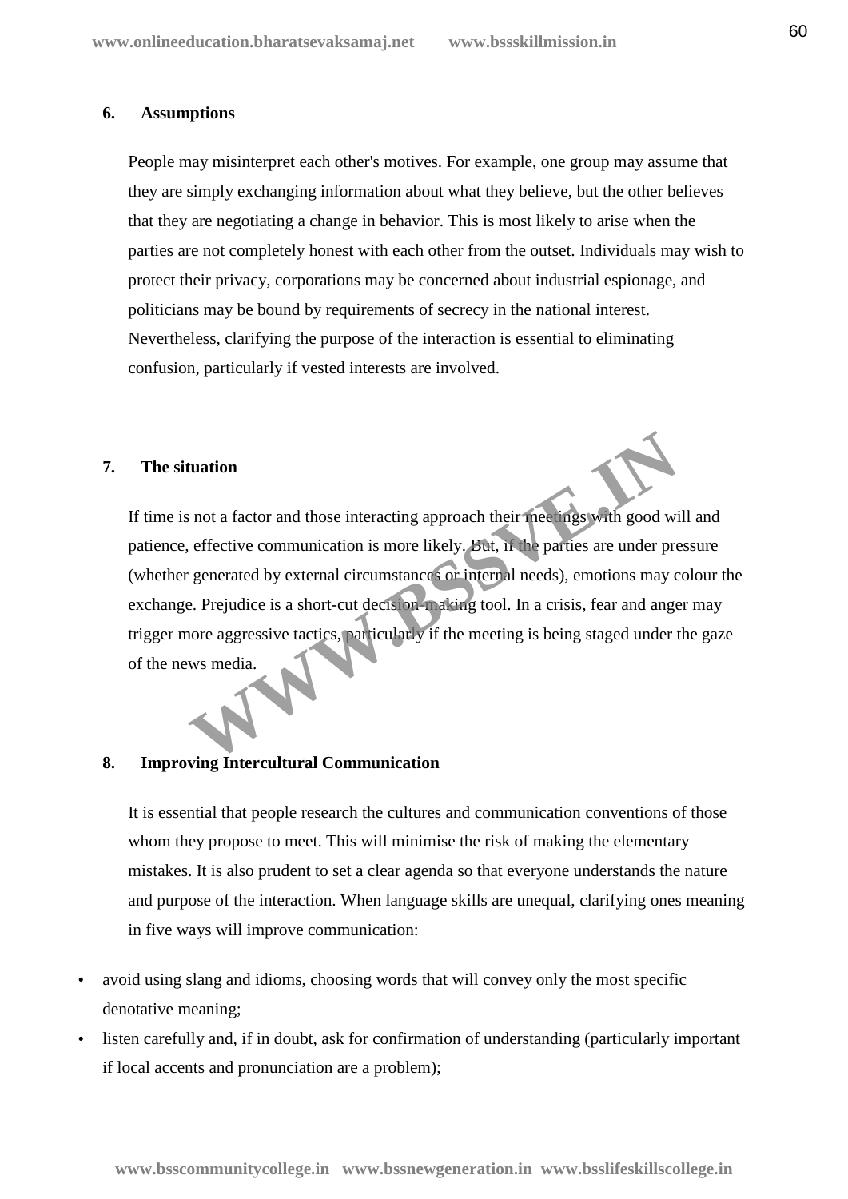### 6. Assumptions

People may misinterpret each other's motives. For example, one group may assume that they are simply exchanging information about what they believe, but the other believes that they are negotiating a change in behavior. This is most likely to arise when the parties are not completely honest with each other from the outset. Individuals may wish to protect their privacy, corporations may be concerned about industrial espionage, and politicians may be bound by requirements of secrecy in the national interest. Nevertheless, clarifying the purpose of the interaction is essential to eliminating confusion, particularly if vested interests are involved.

### 7. The situation

If time is not a factor and those interacting approach their meetings with good will and patience, effective communication is more likely. But, if the parties are under pressure (whether generated by external circumstances or internal needs), emotions may colour the exchange. Prejudice is a short-cut decision-making tool. In a crisis, fear and anger may trigger more aggressive tactics, particularly if the meeting is being staged under the gaze of the news media.

### 8. Improving Intercultural Communication

It is essential that people research the cultures and communication conventions of those whom they propose to meet. This will minimise the risk of making the elementary mistakes. It is also prudent to set a clear agenda so that everyone understands the nature and purpose of the interaction. When language skills are unequal, clarifying ones meaning in five ways will improve communication:

- avoid using slang and idioms, choosing words that will convey only the most specific denotative meaning;
- listen carefully and, if in doubt, ask for confirmation of understanding (particularly important if local accents and pronunciation are a problem);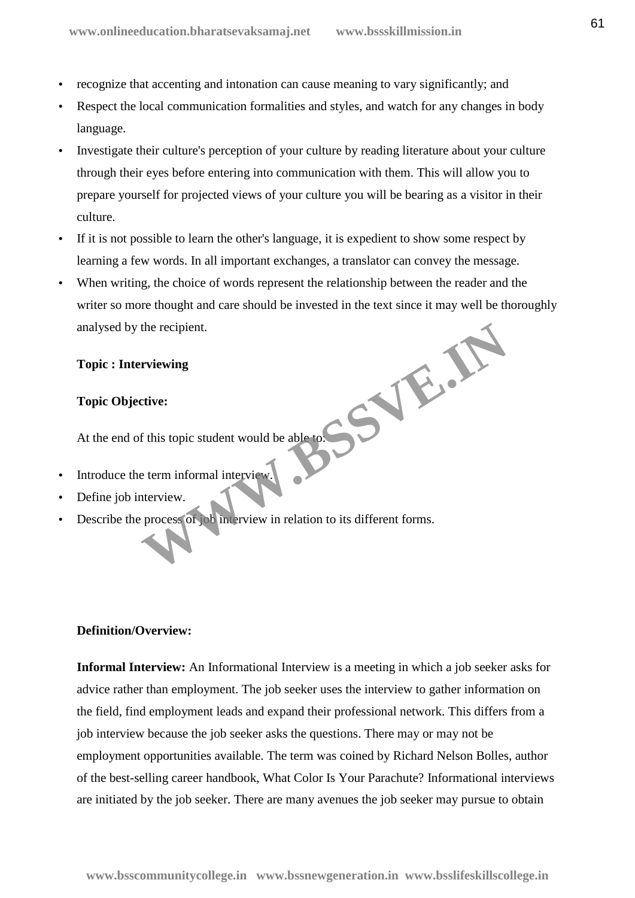- recognize that accenting and intonation can cause meaning to vary significantly; and
- Respect the local communication formalities and styles, and watch for any changes in body language.
- Investigate their culture's perception of your culture by reading literature about your culture through their eyes before entering into communication with them. This will allow you to prepare yourself for projected views of your culture you will be bearing as a visitor in their culture.
- If it is not possible to learn the other's language, it is expedient to show some respect by learning a few words. In all important exchanges, a translator can convey the message.
- When writing, the choice of words represent the relationship between the reader and the writer so more thought and care should be invested in the text since it may well be thoroughly analysed by the recipient.

**Topic : Interviewing**

**Topic Objective:**

At the end of this topic student would be able to:

- Introduce the term informal interview.
- Define job interview.
- Describe the process of job interview in relation to its different forms.

**Definition/Overview:**

**Informal Interview:** An Informational Interview is a meeting in which a job seeker asks for advice rather than employment. The job seeker uses the interview to gather information on the field, find employment leads and expand their professional network. This differs from a job interview because the job seeker asks the questions. There may or may not be employment opportunities available. The term was coined by Richard Nelson Bolles, author of the best-selling career handbook, What Color Is Your Parachute? Informational interviews are initiated by the job seeker. There are many avenues the job seeker may pursue to obtain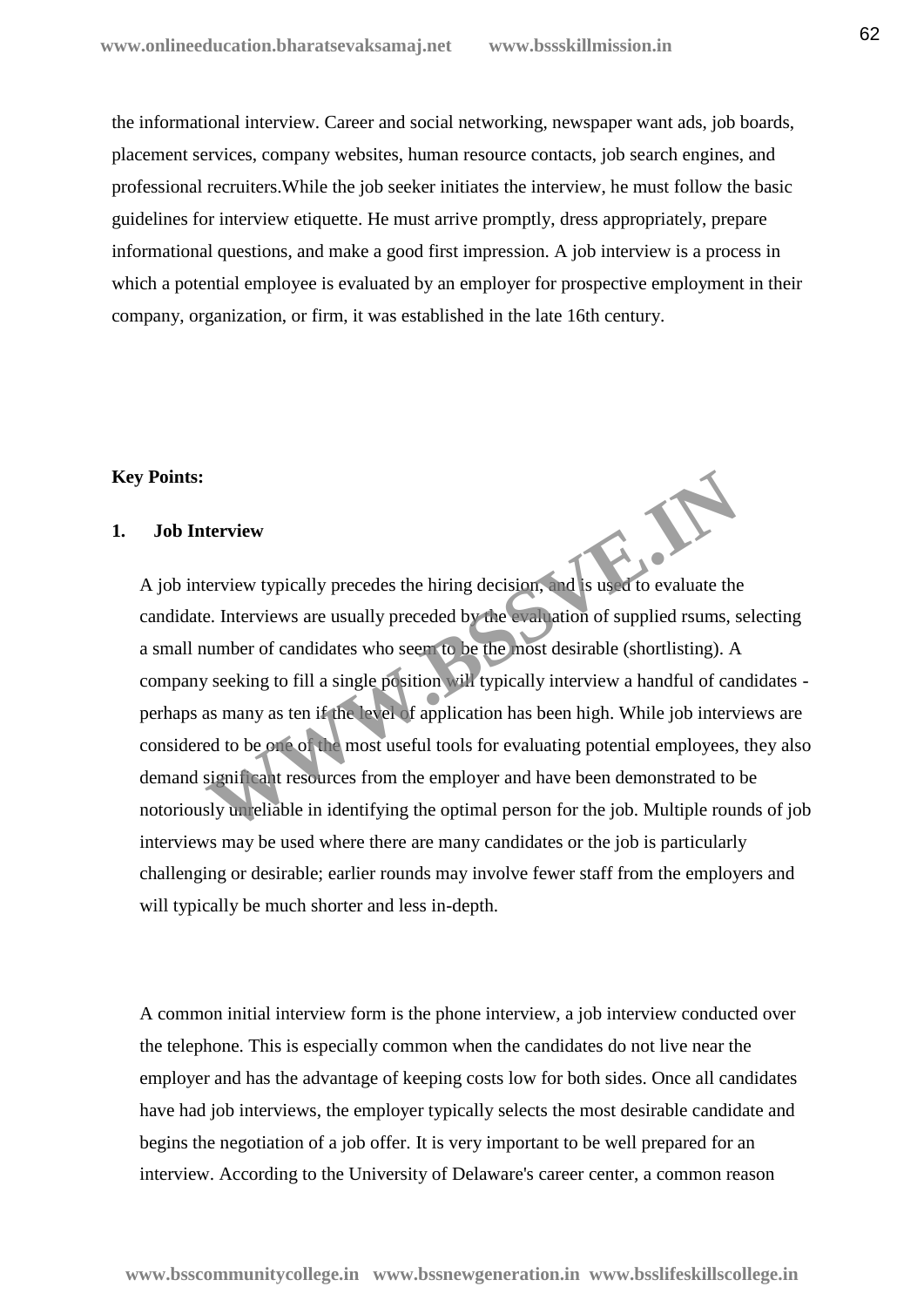the informational interview. Career and social networking, newspaper want ads, job boards, placement services, company websites, human resource contacts, job search engines, and professional recruiters.While the job seeker initiates the interview, he must follow the basic guidelines for interview etiquette. He must arrive promptly, dress appropriately, prepare informational questions, and make a good first impression. A job interview is a process in which a potential employee is evaluated by an employer for prospective employment in their company, organization, or firm, it was established in the late 16th century.

**Key Points:**

**1. Job Interview**

A job interview typically precedes the hiring decision, and is used to evaluate the candidate. Interviews are usually preceded by the evaluation of supplied rsums, selecting a small number of candidates who seem to be the most desirable (shortlisting). A company seeking to fill a single position will typically interview a handful of candidates - perhaps as many as ten if the level of application has been high. While job interviews are considered to be one of the most useful tools for evaluating potential employees, they also demand significant resources from the employer and have been demonstrated to be notoriously unreliable in identifying the optimal person for the job. Multiple rounds of job interviews may be used where there are many candidates or the job is particularly challenging or desirable; earlier rounds may involve fewer staff from the employers and will typically be much shorter and less in-depth.

A common initial interview form is the phone interview, a job interview conducted over the telephone. This is especially common when the candidates do not live near the employer and has the advantage of keeping costs low for both sides. Once all candidates have had job interviews, the employer typically selects the most desirable candidate and begins the negotiation of a job offer. It is very important to be well prepared for an interview. According to the University of Delaware's career center, a common reason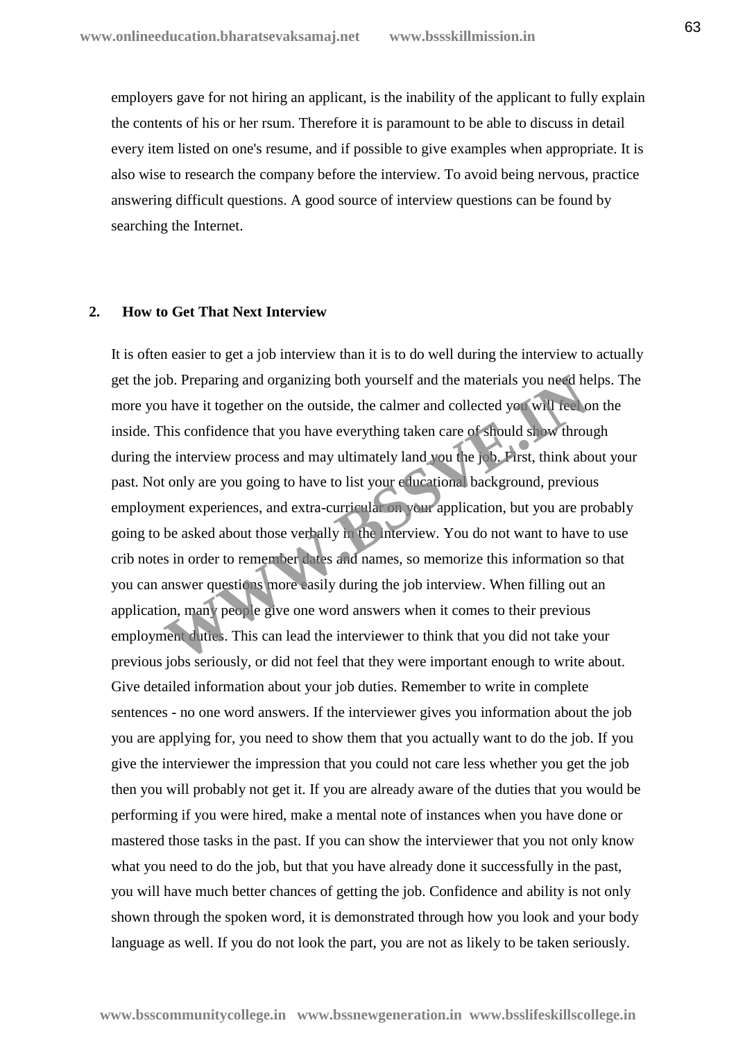employers gave for not hiring an applicant, is the inability of the applicant to fully explain the contents of his or her rsum. Therefore it is paramount to be able to discuss in detail every item listed on one's resume, and if possible to give examples when appropriate. It is also wise to research the company before the interview. To avoid being nervous, practice answering difficult questions. A good source of interview questions can be found by searching the Internet.

## 2. How to Get That Next Interview

It is often easier to get a job interview than it is to do well during the interview to actually get the job. Preparing and organizing both yourself and the materials you need helps. The more you have it together on the outside, the calmer and collected you will feel on the inside. This confidence that you have everything taken care of should show through during the interview process and may ultimately land you the job. First, think about your past. Not only are you going to have to list your educational background, previous employment experiences, and extra-curricular on your application, but you are probably going to be asked about those verbally in the interview. You do not want to have to use crib notes in order to remember dates and names, so memorize this information so that you can answer questions more easily during the job interview. When filling out an application, many people give one word answers when it comes to their previous employment duties. This can lead the interviewer to think that you did not take your previous jobs seriously, or did not feel that they were important enough to write about. Give detailed information about your job duties. Remember to write in complete sentences - no one word answers. If the interviewer gives you information about the job you are applying for, you need to show them that you actually want to do the job. If you give the interviewer the impression that you could not care less whether you get the job then you will probably not get it. If you are already aware of the duties that you would be performing if you were hired, make a mental note of instances when you have done or mastered those tasks in the past. If you can show the interviewer that you not only know what you need to do the job, but that you have already done it successfully in the past, you will have much better chances of getting the job. Confidence and ability is not only shown through the spoken word, it is demonstrated through how you look and your body language as well. If you do not look the part, you are not as likely to be taken seriously.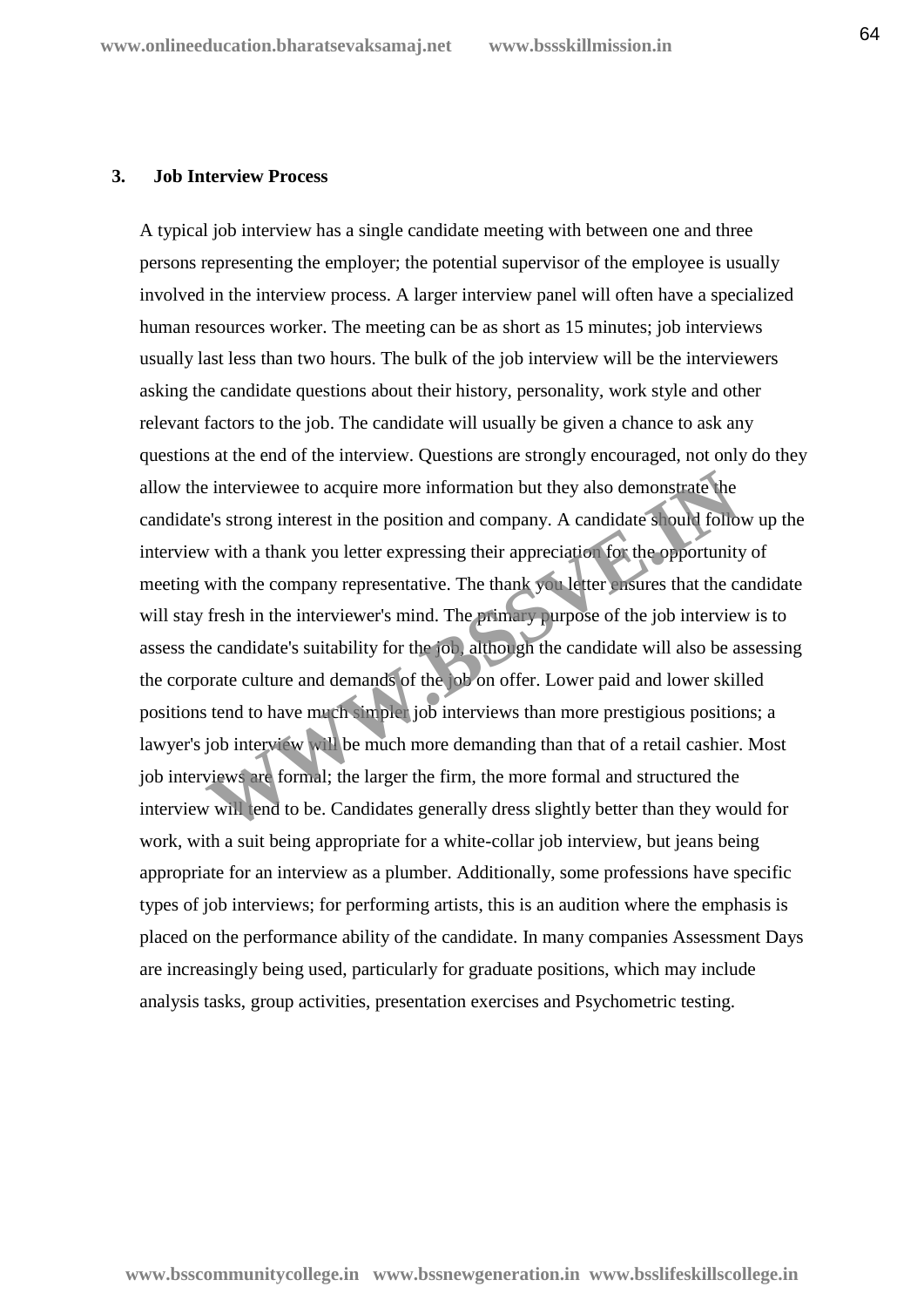### 3. Job Interview Process

A typical job interview has a single candidate meeting with between one and three persons representing the employer; the potential supervisor of the employee is usually involved in the interview process. A larger interview panel will often have a specialized human resources worker. The meeting can be as short as 15 minutes; job interviews usually last less than two hours. The bulk of the job interview will be the interviewers asking the candidate questions about their history, personality, work style and other relevant factors to the job. The candidate will usually be given a chance to ask any questions at the end of the interview. Questions are strongly encouraged, not only do they allow the interviewee to acquire more information but they also demonstrate the candidate's strong interest in the position and company. A candidate should follow up the interview with a thank you letter expressing their appreciation for the opportunity of meeting with the company representative. The thank you letter ensures that the candidate will stay fresh in the interviewer's mind. The primary purpose of the job interview is to assess the candidate's suitability for the job, although the candidate will also be assessing the corporate culture and demands of the job on offer. Lower paid and lower skilled positions tend to have much simpler job interviews than more prestigious positions; a lawyer's job interview will be much more demanding than that of a retail cashier. Most job interviews are formal; the larger the firm, the more formal and structured the interview will tend to be. Candidates generally dress slightly better than they would for work, with a suit being appropriate for a white-collar job interview, but jeans being appropriate for an interview as a plumber. Additionally, some professions have specific types of job interviews; for performing artists, this is an audition where the emphasis is placed on the performance ability of the candidate. In many companies Assessment Days are increasingly being used, particularly for graduate positions, which may include analysis tasks, group activities, presentation exercises and Psychometric testing.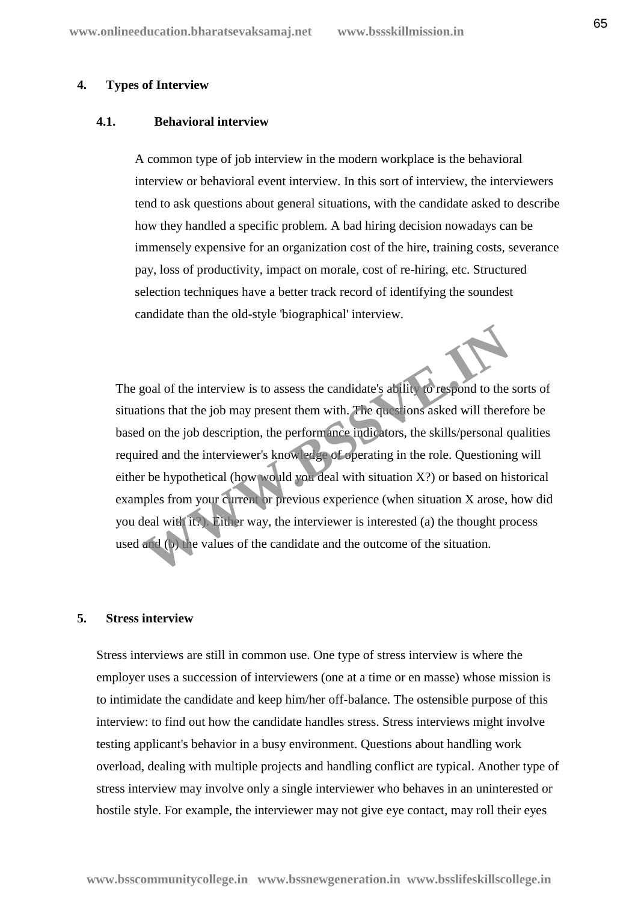## 4. Types of Interview

### 4.1. Behavioral interview

A common type of job interview in the modern workplace is the behavioral interview or behavioral event interview. In this sort of interview, the interviewers tend to ask questions about general situations, with the candidate asked to describe how they handled a specific problem. A bad hiring decision nowadays can be immensely expensive for an organization cost of the hire, training costs, severance pay, loss of productivity, impact on morale, cost of re-hiring, etc. Structured selection techniques have a better track record of identifying the soundest candidate than the old-style 'biographical' interview.

The goal of the interview is to assess the candidate's ability to respond to the sorts of situations that the job may present them with. The questions asked will therefore be based on the job description, the performance indicators, the skills/personal qualities required and the interviewer's knowledge of operating in the role. Questioning will either be hypothetical (how would you deal with situation X?) or based on historical examples from your current or previous experience (when situation X arose, how did you deal with it?). Either way, the interviewer is interested (a) the thought process used and (b) the values of the candidate and the outcome of the situation.

## 5. Stress interview

Stress interviews are still in common use. One type of stress interview is where the employer uses a succession of interviewers (one at a time or en masse) whose mission is to intimidate the candidate and keep him/her off-balance. The ostensible purpose of this interview: to find out how the candidate handles stress. Stress interviews might involve testing applicant's behavior in a busy environment. Questions about handling work overload, dealing with multiple projects and handling conflict are typical. Another type of stress interview may involve only a single interviewer who behaves in an uninterested or hostile style. For example, the interviewer may not give eye contact, may roll their eyes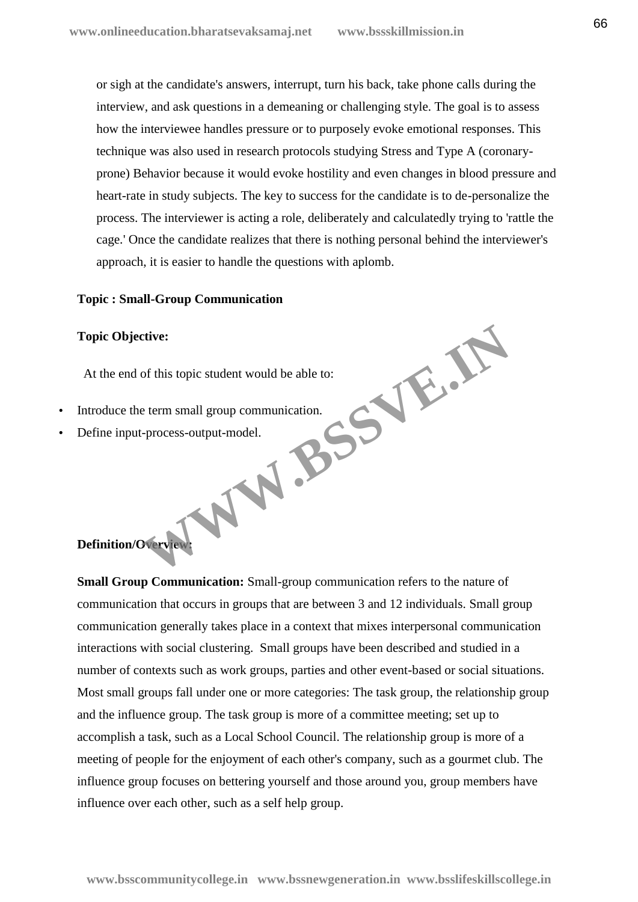or sigh at the candidate's answers, interrupt, turn his back, take phone calls during the interview, and ask questions in a demeaning or challenging style. The goal is to assess how the interviewee handles pressure or to purposely evoke emotional responses. This technique was also used in research protocols studying Stress and Type A (coronary-prone) Behavior because it would evoke hostility and even changes in blood pressure and heart-rate in study subjects. The key to success for the candidate is to de-personalize the process. The interviewer is acting a role, deliberately and calculatedly trying to 'rattle the cage.' Once the candidate realizes that there is nothing personal behind the interviewer's approach, it is easier to handle the questions with aplomb.

**Topic : Small-Group Communication**

**Topic Objective:**

At the end of this topic student would be able to:

- Introduce the term small group communication.
- Define input-process-output-model.

**Definition/Overview:**

**Small Group Communication:** Small-group communication refers to the nature of communication that occurs in groups that are between 3 and 12 individuals. Small group communication generally takes place in a context that mixes interpersonal communication interactions with social clustering. Small groups have been described and studied in a number of contexts such as work groups, parties and other event-based or social situations. Most small groups fall under one or more categories: The task group, the relationship group and the influence group. The task group is more of a committee meeting; set up to accomplish a task, such as a Local School Council. The relationship group is more of a meeting of people for the enjoyment of each other's company, such as a gourmet club. The influence group focuses on bettering yourself and those around you, group members have influence over each other, such as a self help group.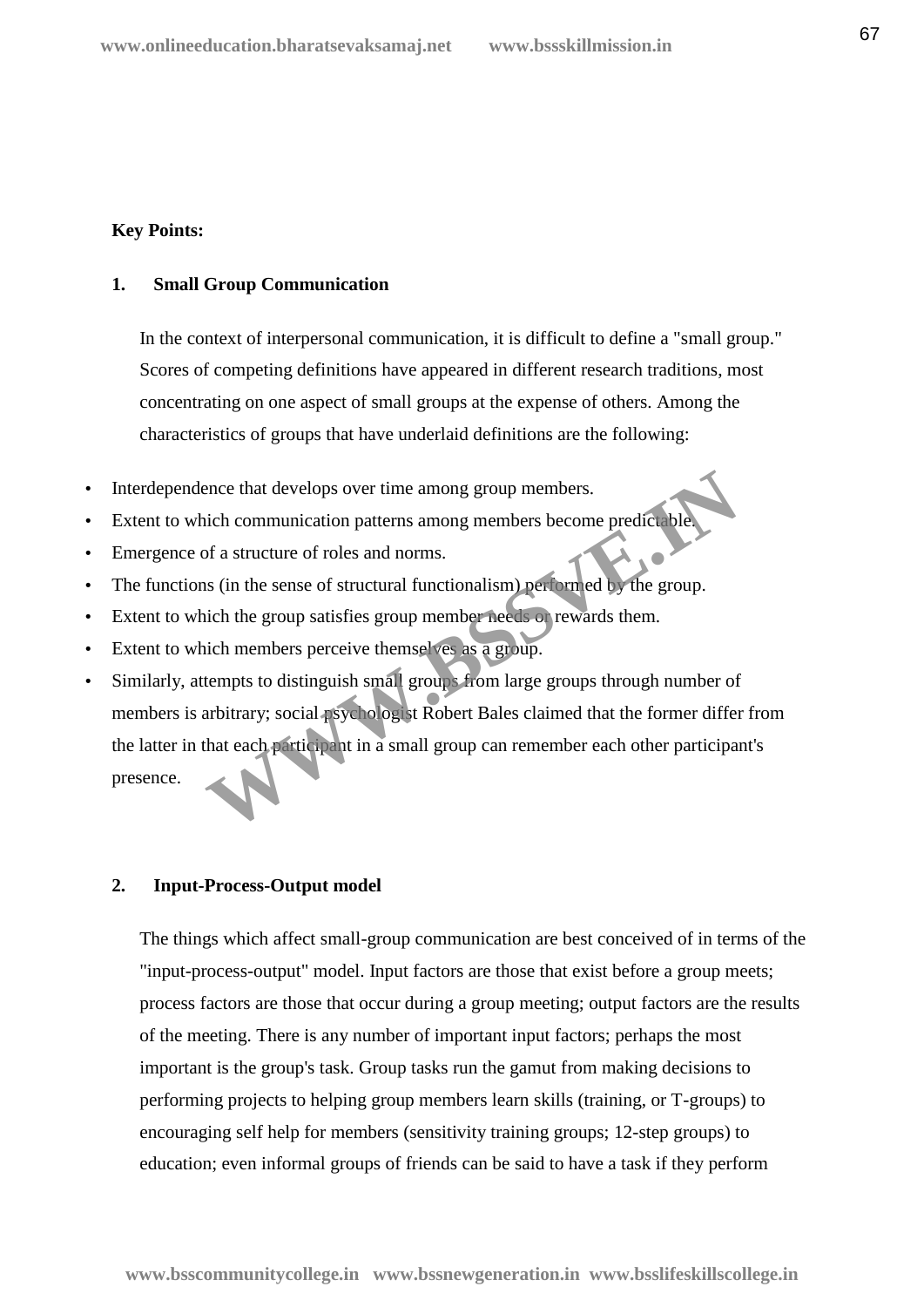**Key Points:**

**1. Small Group Communication**

In the context of interpersonal communication, it is difficult to define a "small group." Scores of competing definitions have appeared in different research traditions, most concentrating on one aspect of small groups at the expense of others. Among the characteristics of groups that have underlaid definitions are the following:

- Interdependence that develops over time among group members.
- Extent to which communication patterns among members become predictable.
- Emergence of a structure of roles and norms.
- The functions (in the sense of structural functionalism) performed by the group.
- Extent to which the group satisfies group member needs or rewards them.
- Extent to which members perceive themselves as a group.
- Similarly, attempts to distinguish small groups from large groups through number of members is arbitrary; social psychologist Robert Bales claimed that the former differ from the latter in that each participant in a small group can remember each other participant's presence.

**2. Input-Process-Output model**

The things which affect small-group communication are best conceived of in terms of the "input-process-output" model. Input factors are those that exist before a group meets; process factors are those that occur during a group meeting; output factors are the results of the meeting. There is any number of important input factors; perhaps the most important is the group's task. Group tasks run the gamut from making decisions to performing projects to helping group members learn skills (training, or T-groups) to encouraging self help for members (sensitivity training groups; 12-step groups) to education; even informal groups of friends can be said to have a task if they perform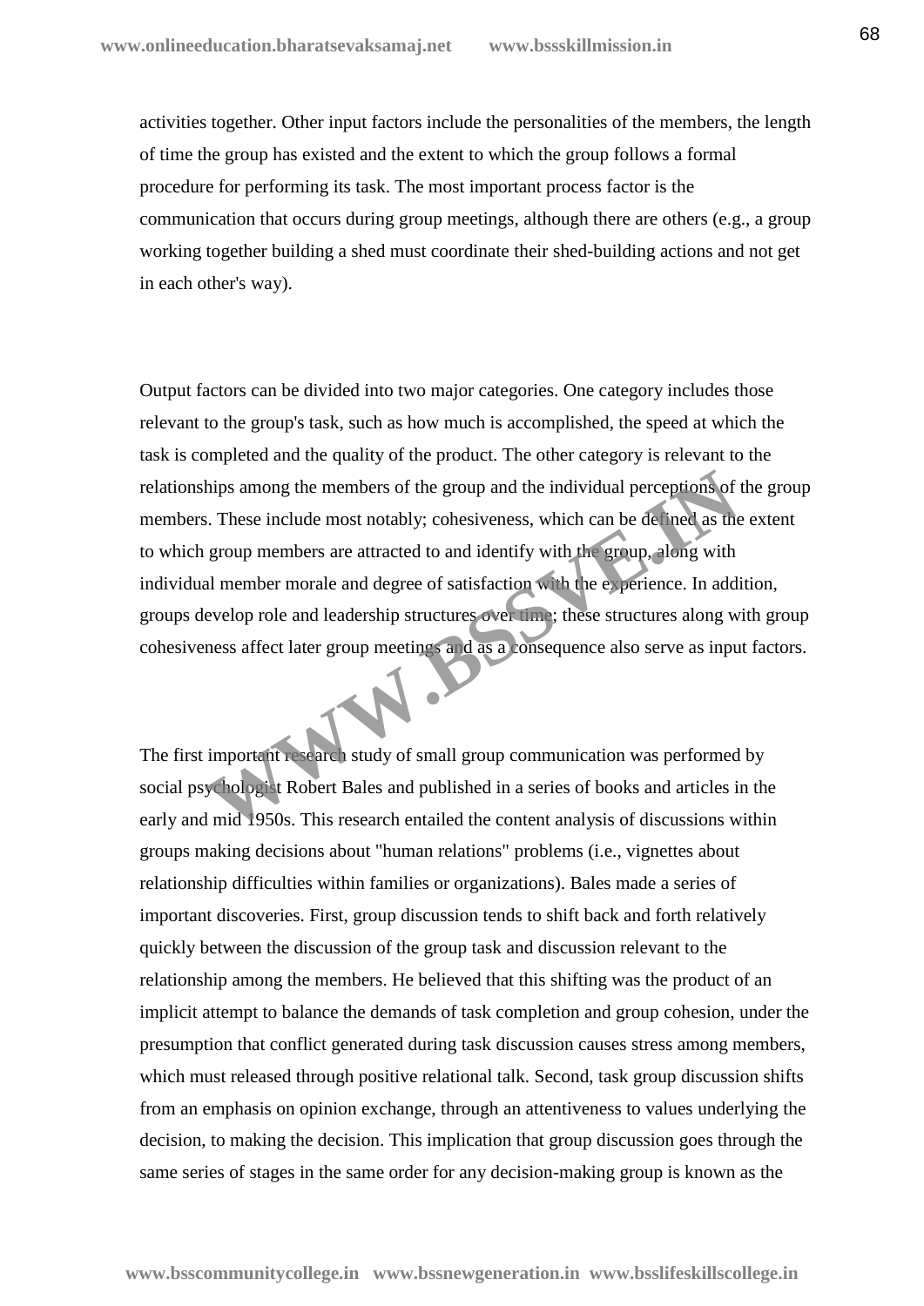activities together. Other input factors include the personalities of the members, the length of time the group has existed and the extent to which the group follows a formal procedure for performing its task. The most important process factor is the communication that occurs during group meetings, although there are others (e.g., a group working together building a shed must coordinate their shed-building actions and not get in each other's way).

Output factors can be divided into two major categories. One category includes those relevant to the group's task, such as how much is accomplished, the speed at which the task is completed and the quality of the product. The other category is relevant to the relationships among the members of the group and the individual perceptions of the group members. These include most notably; cohesiveness, which can be defined as the extent to which group members are attracted to and identify with the group, along with individual member morale and degree of satisfaction with the experience. In addition, groups develop role and leadership structures over time; these structures along with group cohesiveness affect later group meetings and as a consequence also serve as input factors.

The first important research study of small group communication was performed by social psychologist Robert Bales and published in a series of books and articles in the early and mid 1950s. This research entailed the content analysis of discussions within groups making decisions about "human relations" problems (i.e., vignettes about relationship difficulties within families or organizations). Bales made a series of important discoveries. First, group discussion tends to shift back and forth relatively quickly between the discussion of the group task and discussion relevant to the relationship among the members. He believed that this shifting was the product of an implicit attempt to balance the demands of task completion and group cohesion, under the presumption that conflict generated during task discussion causes stress among members, which must released through positive relational talk. Second, task group discussion shifts from an emphasis on opinion exchange, through an attentiveness to values underlying the decision, to making the decision. This implication that group discussion goes through the same series of stages in the same order for any decision-making group is known as the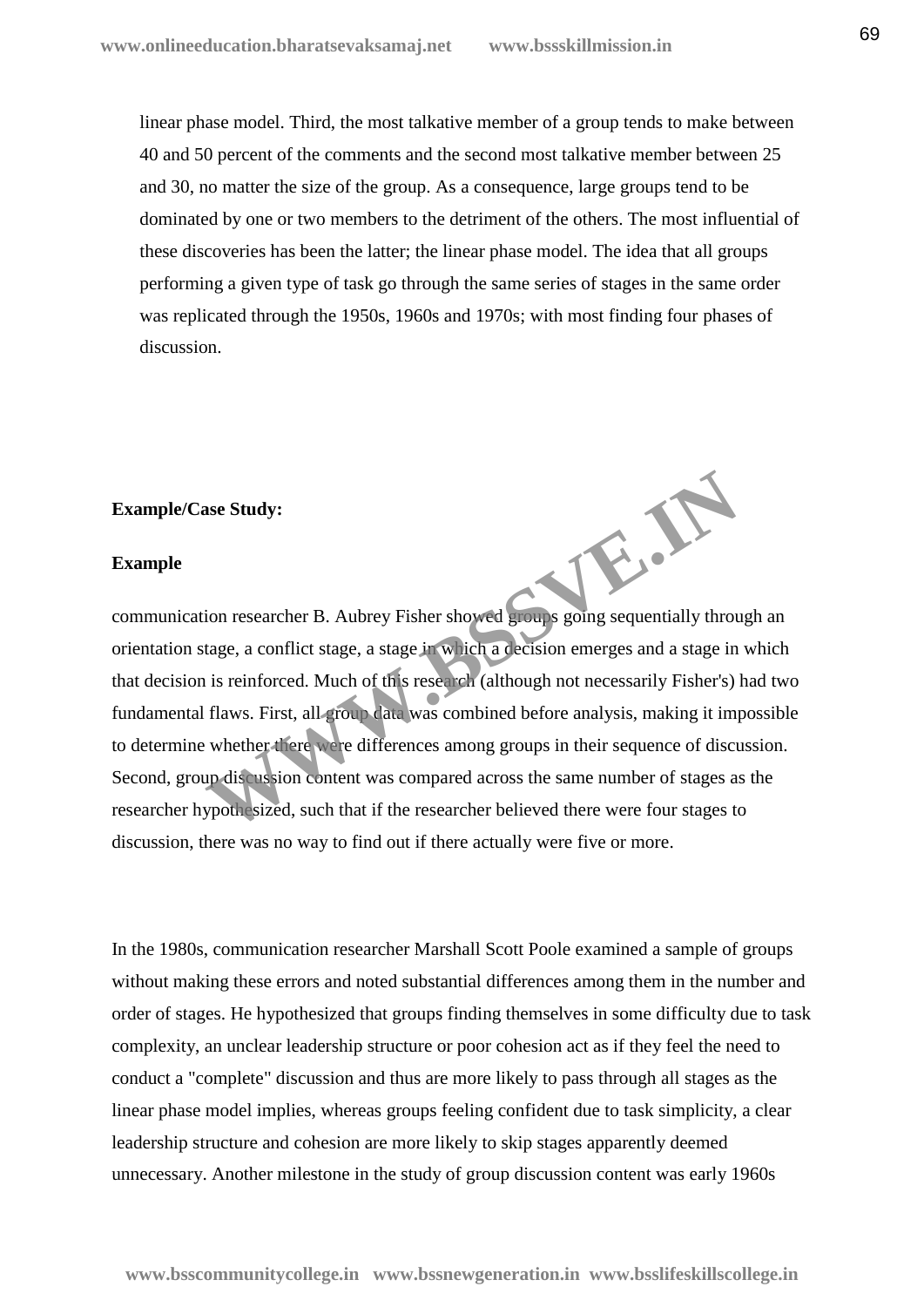linear phase model. Third, the most talkative member of a group tends to make between 40 and 50 percent of the comments and the second most talkative member between 25 and 30, no matter the size of the group. As a consequence, large groups tend to be dominated by one or two members to the detriment of the others. The most influential of these discoveries has been the latter; the linear phase model. The idea that all groups performing a given type of task go through the same series of stages in the same order was replicated through the 1950s, 1960s and 1970s; with most finding four phases of discussion.

**Example/Case Study:**

**Example**

communication researcher B. Aubrey Fisher showed groups going sequentially through an orientation stage, a conflict stage, a stage in which a decision emerges and a stage in which that decision is reinforced. Much of this research (although not necessarily Fisher's) had two fundamental flaws. First, all group data was combined before analysis, making it impossible to determine whether there were differences among groups in their sequence of discussion. Second, group discussion content was compared across the same number of stages as the researcher hypothesized, such that if the researcher believed there were four stages to discussion, there was no way to find out if there actually were five or more.

In the 1980s, communication researcher Marshall Scott Poole examined a sample of groups without making these errors and noted substantial differences among them in the number and order of stages. He hypothesized that groups finding themselves in some difficulty due to task complexity, an unclear leadership structure or poor cohesion act as if they feel the need to conduct a "complete" discussion and thus are more likely to pass through all stages as the linear phase model implies, whereas groups feeling confident due to task simplicity, a clear leadership structure and cohesion are more likely to skip stages apparently deemed unnecessary. Another milestone in the study of group discussion content was early 1960s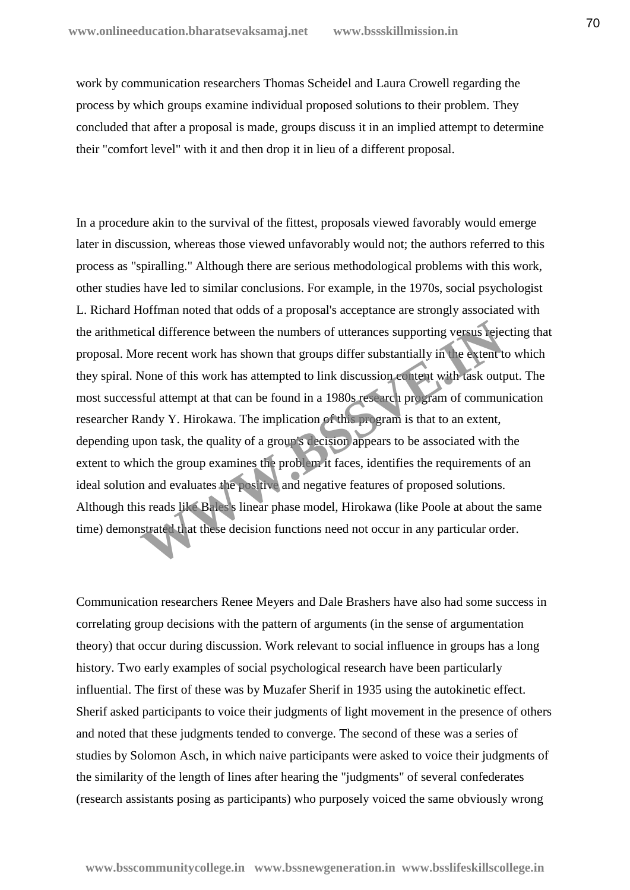work by communication researchers Thomas Scheidel and Laura Crowell regarding the process by which groups examine individual proposed solutions to their problem. They concluded that after a proposal is made, groups discuss it in an implied attempt to determine their "comfort level" with it and then drop it in lieu of a different proposal.

In a procedure akin to the survival of the fittest, proposals viewed favorably would emerge later in discussion, whereas those viewed unfavorably would not; the authors referred to this process as "spiralling." Although there are serious methodological problems with this work, other studies have led to similar conclusions. For example, in the 1970s, social psychologist L. Richard Hoffman noted that odds of a proposal's acceptance are strongly associated with the arithmetical difference between the numbers of utterances supporting versus rejecting that proposal. More recent work has shown that groups differ substantially in the extent to which they spiral. None of this work has attempted to link discussion content with task output. The most successful attempt at that can be found in a 1980s research program of communication researcher Randy Y. Hirokawa. The implication of this program is that to an extent, depending upon task, the quality of a group's decision appears to be associated with the extent to which the group examines the problem it faces, identifies the requirements of an ideal solution and evaluates the positive and negative features of proposed solutions. Although this reads like Bales's linear phase model, Hirokawa (like Poole at about the same time) demonstrated that these decision functions need not occur in any particular order.

Communication researchers Renee Meyers and Dale Brashers have also had some success in correlating group decisions with the pattern of arguments (in the sense of argumentation theory) that occur during discussion. Work relevant to social influence in groups has a long history. Two early examples of social psychological research have been particularly influential. The first of these was by Muzafer Sherif in 1935 using the autokinetic effect. Sherif asked participants to voice their judgments of light movement in the presence of others and noted that these judgments tended to converge. The second of these was a series of studies by Solomon Asch, in which naive participants were asked to voice their judgments of the similarity of the length of lines after hearing the "judgments" of several confederates (research assistants posing as participants) who purposely voiced the same obviously wrong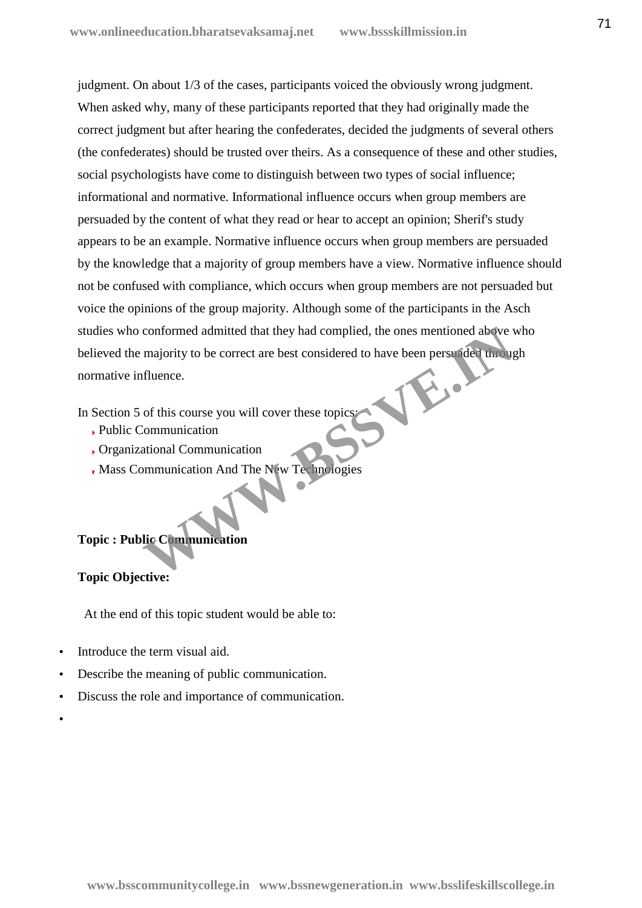judgment. On about 1/3 of the cases, participants voiced the obviously wrong judgment. When asked why, many of these participants reported that they had originally made the correct judgment but after hearing the confederates, decided the judgments of several others (the confederates) should be trusted over theirs. As a consequence of these and other studies, social psychologists have come to distinguish between two types of social influence; informational and normative. Informational influence occurs when group members are persuaded by the content of what they read or hear to accept an opinion; Sherif's study appears to be an example. Normative influence occurs when group members are persuaded by the knowledge that a majority of group members have a view. Normative influence should not be confused with compliance, which occurs when group members are not persuaded but voice the opinions of the group majority. Although some of the participants in the Asch studies who conformed admitted that they had complied, the ones mentioned above who believed the majority to be correct are best considered to have been persuaded through normative influence.

In Section 5 of this course you will cover these topics:

- Public Communication
- Organizational Communication
- Mass Communication And The New Technologies

**Topic : Public Communication**

**Topic Objective:**

At the end of this topic student would be able to:

- Introduce the term visual aid.
- Describe the meaning of public communication.
- Discuss the role and importance of communication.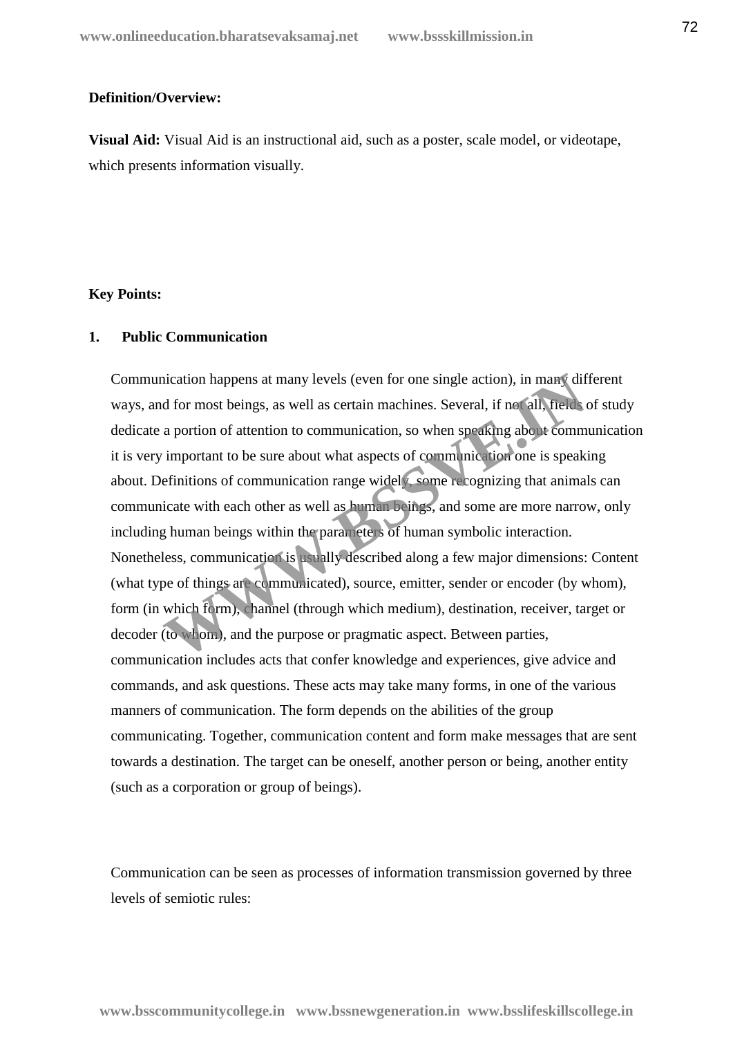**Definition/Overview:**

**Visual Aid:** Visual Aid is an instructional aid, such as a poster, scale model, or videotape, which presents information visually.

**Key Points:**

**1. Public Communication**

Communication happens at many levels (even for one single action), in many different ways, and for most beings, as well as certain machines. Several, if not all, fields of study dedicate a portion of attention to communication, so when speaking about communication it is very important to be sure about what aspects of communication one is speaking about. Definitions of communication range widely, some recognizing that animals can communicate with each other as well as human beings, and some are more narrow, only including human beings within the parameters of human symbolic interaction. Nonetheless, communication is usually described along a few major dimensions: Content (what type of things are communicated), source, emitter, sender or encoder (by whom), form (in which form), channel (through which medium), destination, receiver, target or decoder (to whom), and the purpose or pragmatic aspect. Between parties, communication includes acts that confer knowledge and experiences, give advice and commands, and ask questions. These acts may take many forms, in one of the various manners of communication. The form depends on the abilities of the group communicating. Together, communication content and form make messages that are sent towards a destination. The target can be oneself, another person or being, another entity (such as a corporation or group of beings).

Communication can be seen as processes of information transmission governed by three levels of semiotic rules: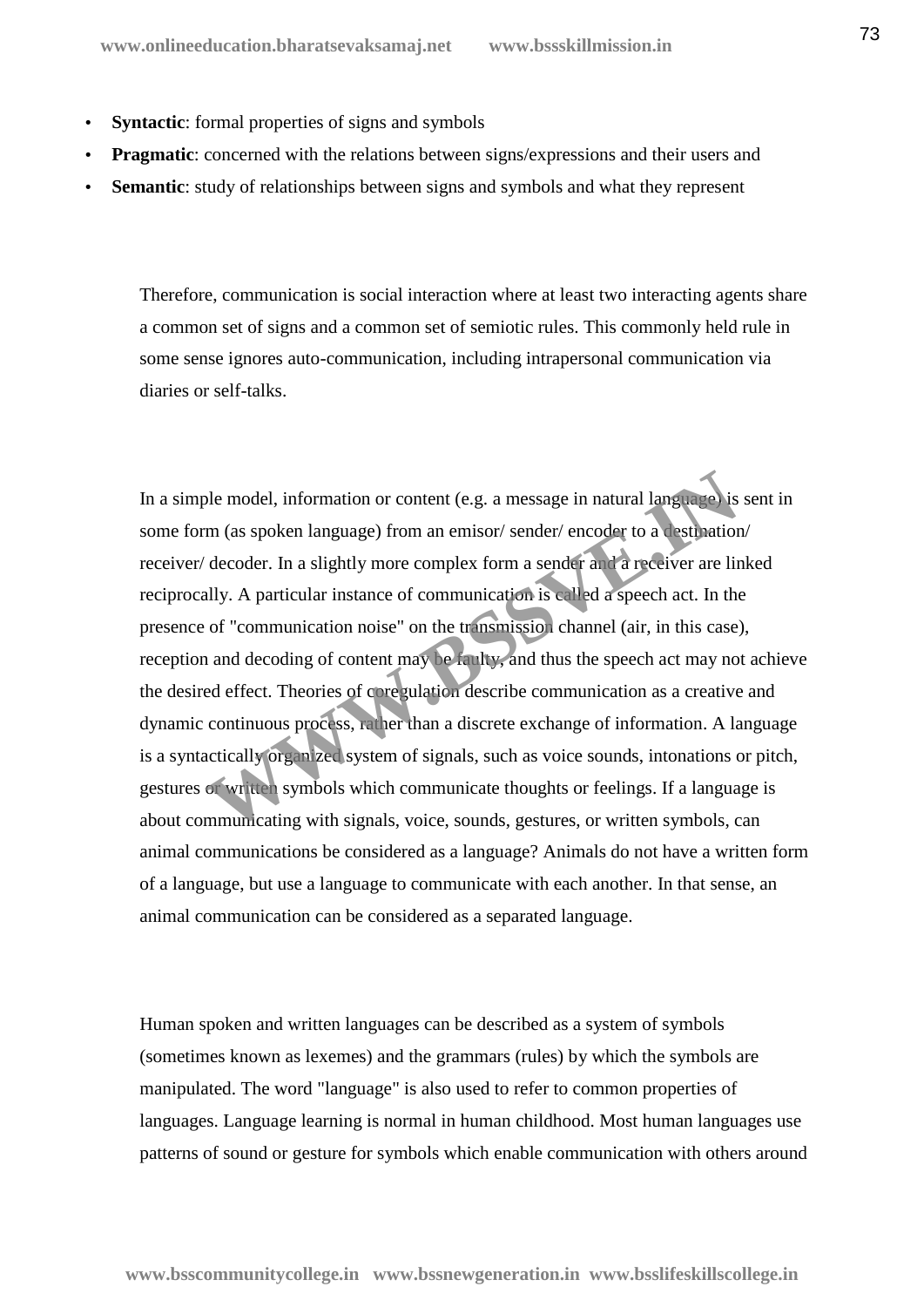- **Syntactic**: formal properties of signs and symbols
- **Pragmatic**: concerned with the relations between signs/expressions and their users and
- **Semantic**: study of relationships between signs and symbols and what they represent

Therefore, communication is social interaction where at least two interacting agents share a common set of signs and a common set of semiotic rules. This commonly held rule in some sense ignores auto-communication, including intrapersonal communication via diaries or self-talks.

In a simple model, information or content (e.g. a message in natural language) is sent in some form (as spoken language) from an emisor/ sender/ encoder to a destination/ receiver/ decoder. In a slightly more complex form a sender and a receiver are linked reciprocally. A particular instance of communication is called a speech act. In the presence of "communication noise" on the transmission channel (air, in this case), reception and decoding of content may be faulty, and thus the speech act may not achieve the desired effect. Theories of coregulation describe communication as a creative and dynamic continuous process, rather than a discrete exchange of information. A language is a syntactically organized system of signals, such as voice sounds, intonations or pitch, gestures or written symbols which communicate thoughts or feelings. If a language is about communicating with signals, voice, sounds, gestures, or written symbols, can animal communications be considered as a language? Animals do not have a written form of a language, but use a language to communicate with each another. In that sense, an animal communication can be considered as a separated language.

Human spoken and written languages can be described as a system of symbols (sometimes known as lexemes) and the grammars (rules) by which the symbols are manipulated. The word "language" is also used to refer to common properties of languages. Language learning is normal in human childhood. Most human languages use patterns of sound or gesture for symbols which enable communication with others around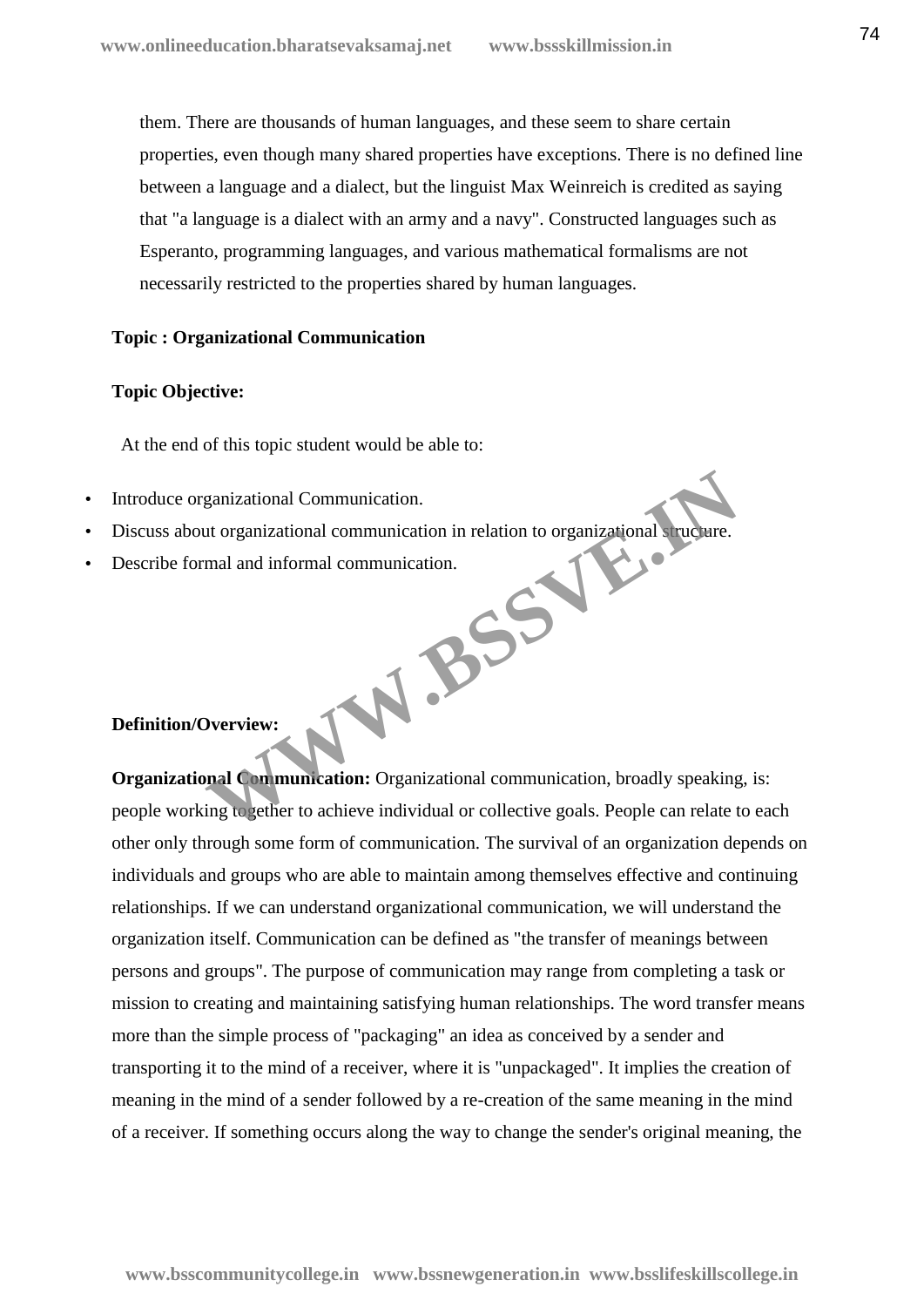them. There are thousands of human languages, and these seem to share certain properties, even though many shared properties have exceptions. There is no defined line between a language and a dialect, but the linguist Max Weinreich is credited as saying that "a language is a dialect with an army and a navy". Constructed languages such as Esperanto, programming languages, and various mathematical formalisms are not necessarily restricted to the properties shared by human languages.

**Topic : Organizational Communication**

**Topic Objective:**

At the end of this topic student would be able to:

- Introduce organizational Communication.
- Discuss about organizational communication in relation to organizational structure.
- Describe formal and informal communication.

**Definition/Overview:**

**Organizational Communication:** Organizational communication, broadly speaking, is: people working together to achieve individual or collective goals. People can relate to each other only through some form of communication. The survival of an organization depends on individuals and groups who are able to maintain among themselves effective and continuing relationships. If we can understand organizational communication, we will understand the organization itself. Communication can be defined as "the transfer of meanings between persons and groups". The purpose of communication may range from completing a task or mission to creating and maintaining satisfying human relationships. The word transfer means more than the simple process of "packaging" an idea as conceived by a sender and transporting it to the mind of a receiver, where it is "unpackaged". It implies the creation of meaning in the mind of a sender followed by a re-creation of the same meaning in the mind of a receiver. If something occurs along the way to change the sender's original meaning, the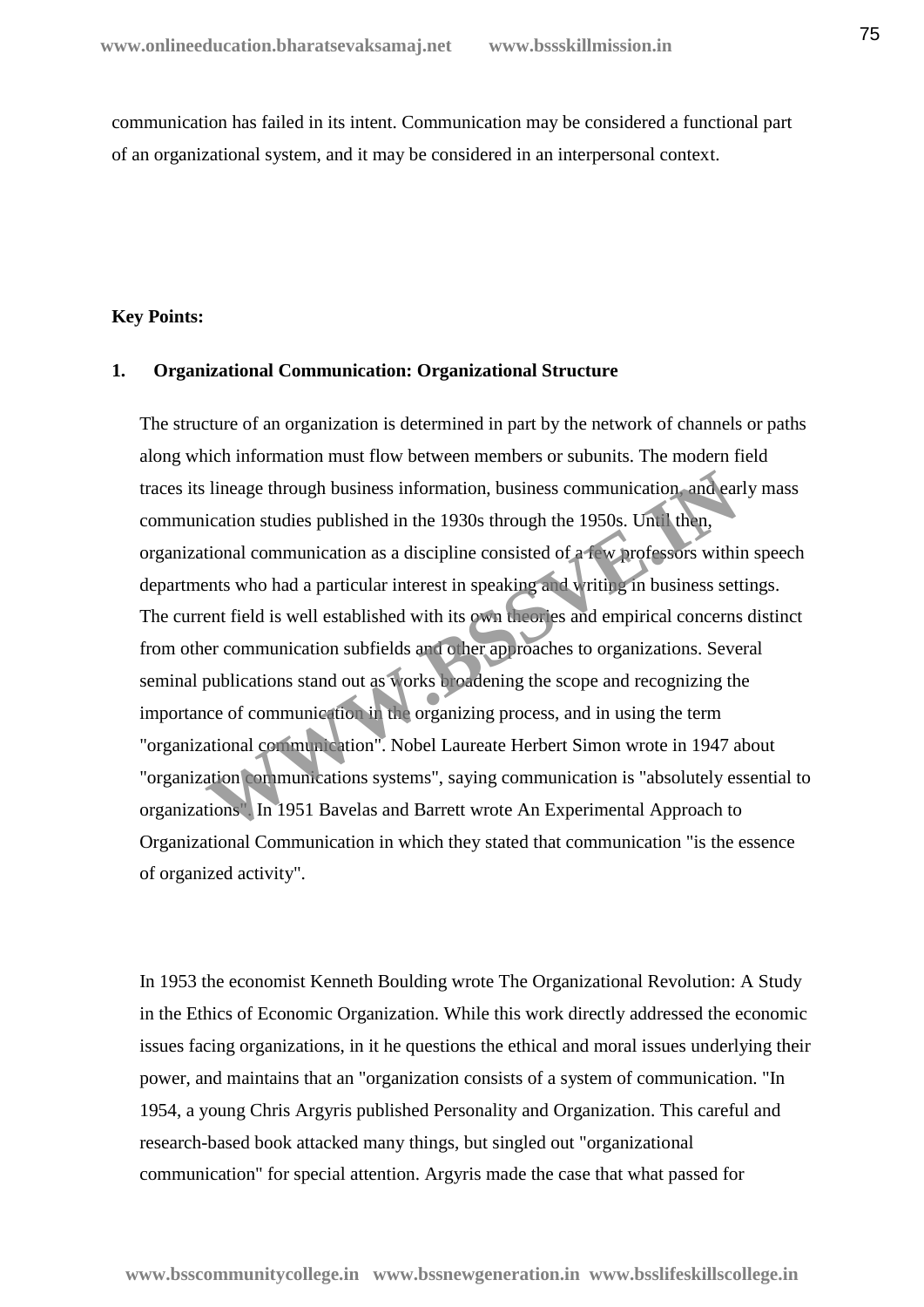communication has failed in its intent. Communication may be considered a functional part of an organizational system, and it may be considered in an interpersonal context.

**Key Points:**

**1. Organizational Communication: Organizational Structure**

The structure of an organization is determined in part by the network of channels or paths along which information must flow between members or subunits. The modern field traces its lineage through business information, business communication, and early mass communication studies published in the 1930s through the 1950s. Until then, organizational communication as a discipline consisted of a few professors within speech departments who had a particular interest in speaking and writing in business settings. The current field is well established with its own theories and empirical concerns distinct from other communication subfields and other approaches to organizations. Several seminal publications stand out as works broadening the scope and recognizing the importance of communication in the organizing process, and in using the term "organizational communication". Nobel Laureate Herbert Simon wrote in 1947 about "organization communications systems", saying communication is "absolutely essential to organizations". In 1951 Bavelas and Barrett wrote An Experimental Approach to Organizational Communication in which they stated that communication "is the essence of organized activity".

In 1953 the economist Kenneth Boulding wrote The Organizational Revolution: A Study in the Ethics of Economic Organization. While this work directly addressed the economic issues facing organizations, in it he questions the ethical and moral issues underlying their power, and maintains that an "organization consists of a system of communication. "In 1954, a young Chris Argyris published Personality and Organization. This careful and research-based book attacked many things, but singled out "organizational communication" for special attention. Argyris made the case that what passed for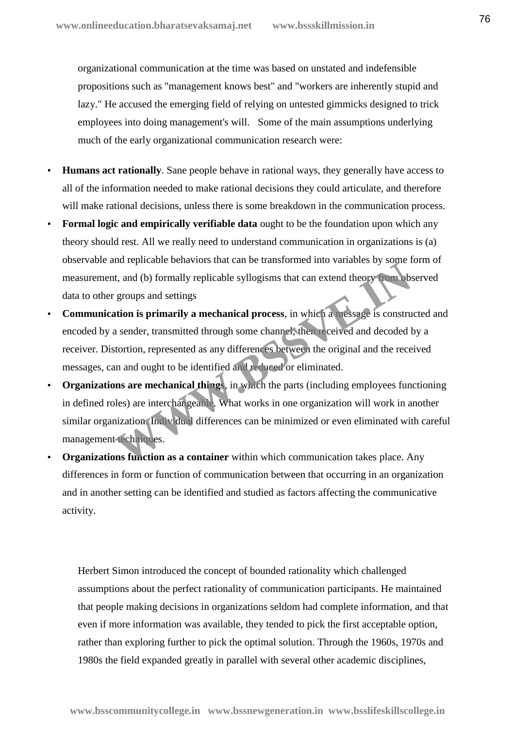organizational communication at the time was based on unstated and indefensible propositions such as "management knows best" and "workers are inherently stupid and lazy." He accused the emerging field of relying on untested gimmicks designed to trick employees into doing management's will. Some of the main assumptions underlying much of the early organizational communication research were:

- **Humans act rationally**. Sane people behave in rational ways, they generally have access to all of the information needed to make rational decisions they could articulate, and therefore will make rational decisions, unless there is some breakdown in the communication process.
- **Formal logic and empirically verifiable data** ought to be the foundation upon which any theory should rest. All we really need to understand communication in organizations is (a) observable and replicable behaviors that can be transformed into variables by some form of measurement, and (b) formally replicable syllogisms that can extend theory from observed data to other groups and settings
- **Communication is primarily a mechanical process**, in which a message is constructed and encoded by a sender, transmitted through some channel, then received and decoded by a receiver. Distortion, represented as any differences between the original and the received messages, can and ought to be identified and reduced or eliminated.
- **Organizations are mechanical things**, in which the parts (including employees functioning in defined roles) are interchangeable. What works in one organization will work in another similar organization. Individual differences can be minimized or even eliminated with careful management techniques.
- **Organizations function as a container** within which communication takes place. Any differences in form or function of communication between that occurring in an organization and in another setting can be identified and studied as factors affecting the communicative activity.

Herbert Simon introduced the concept of bounded rationality which challenged assumptions about the perfect rationality of communication participants. He maintained that people making decisions in organizations seldom had complete information, and that even if more information was available, they tended to pick the first acceptable option, rather than exploring further to pick the optimal solution. Through the 1960s, 1970s and 1980s the field expanded greatly in parallel with several other academic disciplines,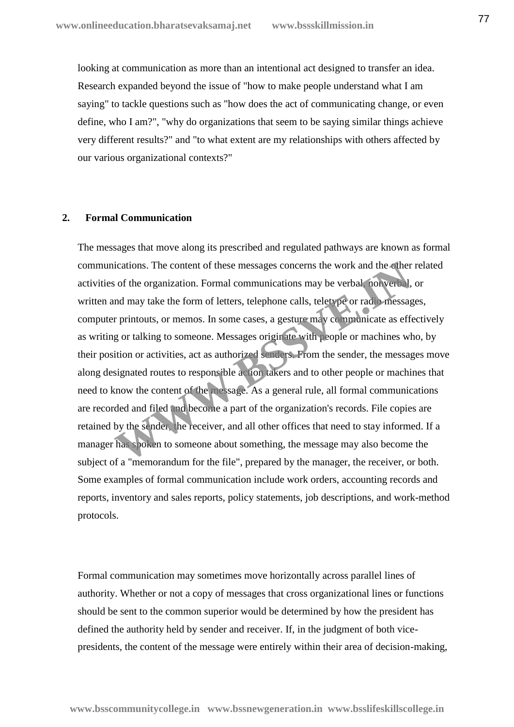looking at communication as more than an intentional act designed to transfer an idea. Research expanded beyond the issue of "how to make people understand what I am saying" to tackle questions such as "how does the act of communicating change, or even define, who I am?", "why do organizations that seem to be saying similar things achieve very different results?" and "to what extent are my relationships with others affected by our various organizational contexts?"

## 2. Formal Communication

The messages that move along its prescribed and regulated pathways are known as formal communications. The content of these messages concerns the work and the other related activities of the organization. Formal communications may be verbal, nonverbal, or written and may take the form of letters, telephone calls, teletype or radio messages, computer printouts, or memos. In some cases, a gesture may communicate as effectively as writing or talking to someone. Messages originate with people or machines who, by their position or activities, act as authorized senders. From the sender, the messages move along designated routes to responsible action takers and to other people or machines that need to know the content of the message. As a general rule, all formal communications are recorded and filed and become a part of the organization's records. File copies are retained by the sender, the receiver, and all other offices that need to stay informed. If a manager has spoken to someone about something, the message may also become the subject of a "memorandum for the file", prepared by the manager, the receiver, or both. Some examples of formal communication include work orders, accounting records and reports, inventory and sales reports, policy statements, job descriptions, and work-method protocols.

Formal communication may sometimes move horizontally across parallel lines of authority. Whether or not a copy of messages that cross organizational lines or functions should be sent to the common superior would be determined by how the president has defined the authority held by sender and receiver. If, in the judgment of both vice-presidents, the content of the message were entirely within their area of decision-making,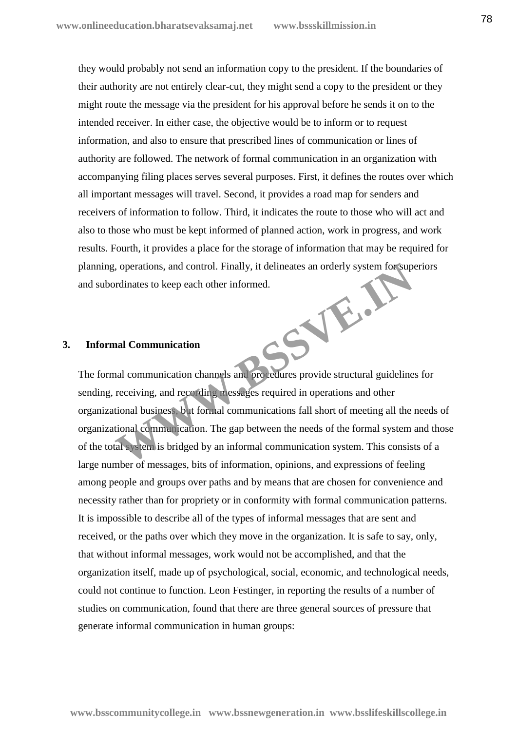they would probably not send an information copy to the president. If the boundaries of their authority are not entirely clear-cut, they might send a copy to the president or they might route the message via the president for his approval before he sends it on to the intended receiver. In either case, the objective would be to inform or to request information, and also to ensure that prescribed lines of communication or lines of authority are followed. The network of formal communication in an organization with accompanying filing places serves several purposes. First, it defines the routes over which all important messages will travel. Second, it provides a road map for senders and receivers of information to follow. Third, it indicates the route to those who will act and also to those who must be kept informed of planned action, work in progress, and work results. Fourth, it provides a place for the storage of information that may be required for planning, operations, and control. Finally, it delineates an orderly system for superiors and subordinates to keep each other informed.

## 3. Informal Communication

The formal communication channels and procedures provide structural guidelines for sending, receiving, and recording messages required in operations and other organizational business, but formal communications fall short of meeting all the needs of organizational communication. The gap between the needs of the formal system and those of the total system is bridged by an informal communication system. This consists of a large number of messages, bits of information, opinions, and expressions of feeling among people and groups over paths and by means that are chosen for convenience and necessity rather than for propriety or in conformity with formal communication patterns. It is impossible to describe all of the types of informal messages that are sent and received, or the paths over which they move in the organization. It is safe to say, only, that without informal messages, work would not be accomplished, and that the organization itself, made up of psychological, social, economic, and technological needs, could not continue to function. Leon Festinger, in reporting the results of a number of studies on communication, found that there are three general sources of pressure that generate informal communication in human groups: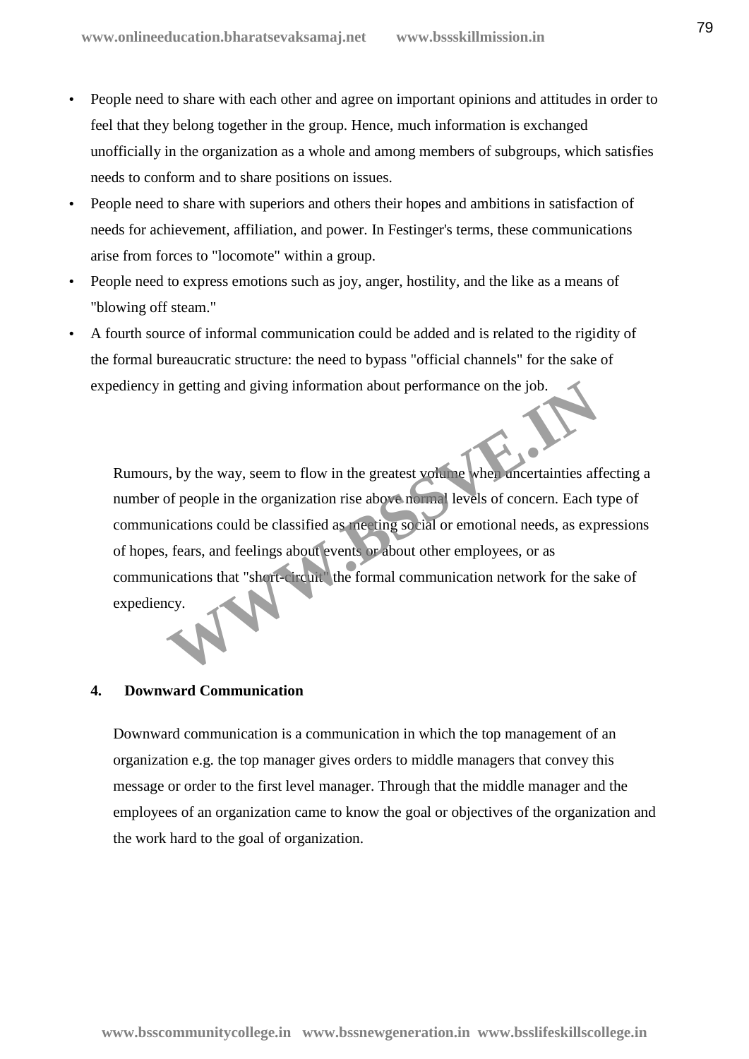- People need to share with each other and agree on important opinions and attitudes in order to feel that they belong together in the group. Hence, much information is exchanged unofficially in the organization as a whole and among members of subgroups, which satisfies needs to conform and to share positions on issues.
- People need to share with superiors and others their hopes and ambitions in satisfaction of needs for achievement, affiliation, and power. In Festinger's terms, these communications arise from forces to "locomote" within a group.
- People need to express emotions such as joy, anger, hostility, and the like as a means of "blowing off steam."
- A fourth source of informal communication could be added and is related to the rigidity of the formal bureaucratic structure: the need to bypass "official channels" for the sake of expediency in getting and giving information about performance on the job.

Rumours, by the way, seem to flow in the greatest volume when uncertainties affecting a number of people in the organization rise above normal levels of concern. Each type of communications could be classified as meeting social or emotional needs, as expressions of hopes, fears, and feelings about events or about other employees, or as communications that "short-circuit" the formal communication network for the sake of expediency.

**4. Downward Communication**

Downward communication is a communication in which the top management of an organization e.g. the top manager gives orders to middle managers that convey this message or order to the first level manager. Through that the middle manager and the employees of an organization came to know the goal or objectives of the organization and the work hard to the goal of organization.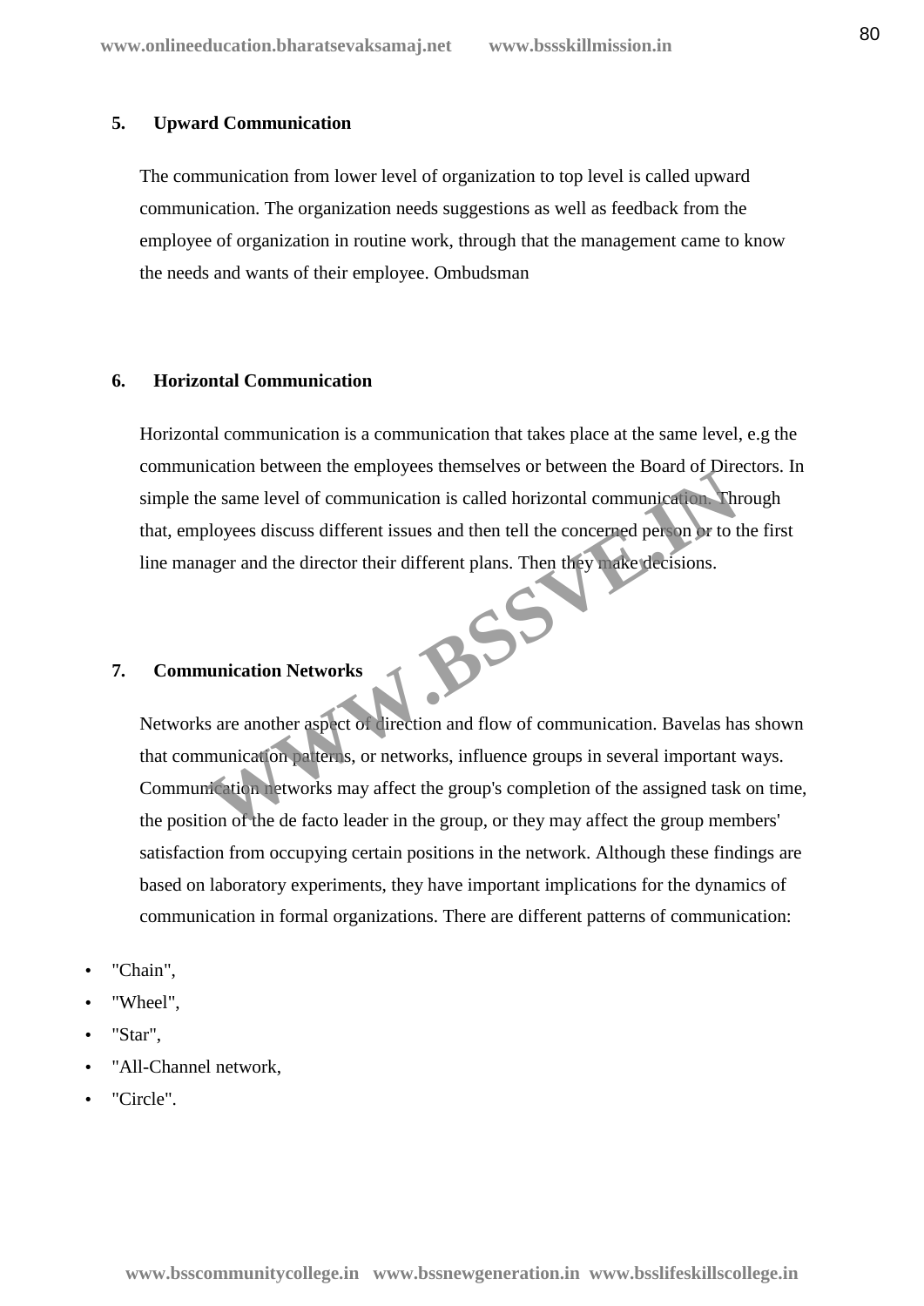### 5. Upward Communication

The communication from lower level of organization to top level is called upward communication. The organization needs suggestions as well as feedback from the employee of organization in routine work, through that the management came to know the needs and wants of their employee. Ombudsman

### 6. Horizontal Communication

Horizontal communication is a communication that takes place at the same level, e.g the communication between the employees themselves or between the Board of Directors. In simple the same level of communication is called horizontal communication. Through that, employees discuss different issues and then tell the concerned person or to the first line manager and the director their different plans. Then they make decisions.

### 7. Communication Networks

Networks are another aspect of direction and flow of communication. Bavelas has shown that communication patterns, or networks, influence groups in several important ways. Communication networks may affect the group's completion of the assigned task on time, the position of the de facto leader in the group, or they may affect the group members' satisfaction from occupying certain positions in the network. Although these findings are based on laboratory experiments, they have important implications for the dynamics of communication in formal organizations. There are different patterns of communication:

- "Chain",
- "Wheel",
- "Star",
- "All-Channel network,
- "Circle".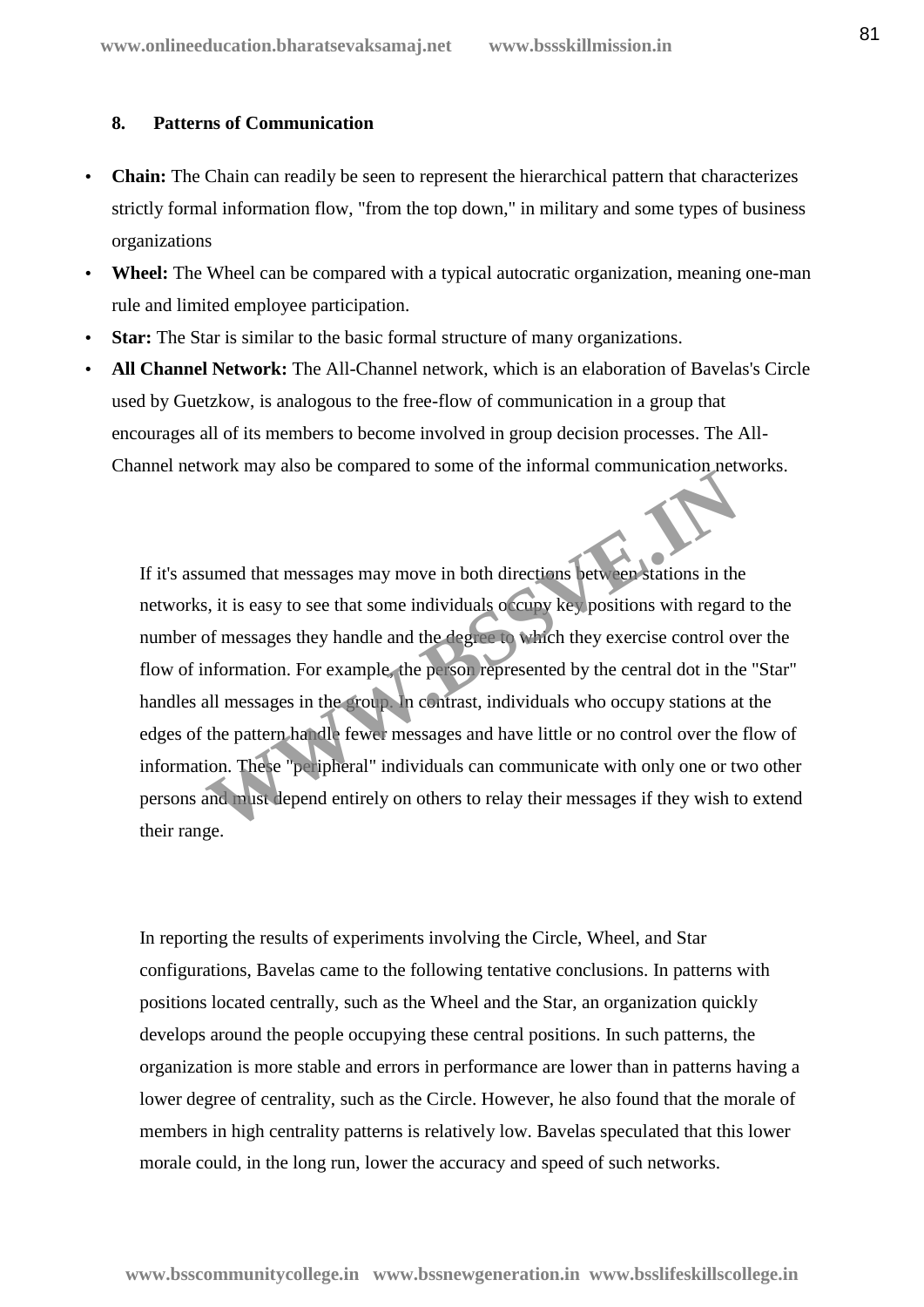## 8. Patterns of Communication

- **Chain:** The Chain can readily be seen to represent the hierarchical pattern that characterizes strictly formal information flow, "from the top down," in military and some types of business organizations
- **Wheel:** The Wheel can be compared with a typical autocratic organization, meaning one-man rule and limited employee participation.
- **Star:** The Star is similar to the basic formal structure of many organizations.
- **All Channel Network:** The All-Channel network, which is an elaboration of Bavelas's Circle used by Guetzkow, is analogous to the free-flow of communication in a group that encourages all of its members to become involved in group decision processes. The All-Channel network may also be compared to some of the informal communication networks.

If it's assumed that messages may move in both directions between stations in the networks, it is easy to see that some individuals occupy key positions with regard to the number of messages they handle and the degree to which they exercise control over the flow of information. For example, the person represented by the central dot in the "Star" handles all messages in the group. In contrast, individuals who occupy stations at the edges of the pattern handle fewer messages and have little or no control over the flow of information. These "peripheral" individuals can communicate with only one or two other persons and must depend entirely on others to relay their messages if they wish to extend their range.

In reporting the results of experiments involving the Circle, Wheel, and Star configurations, Bavelas came to the following tentative conclusions. In patterns with positions located centrally, such as the Wheel and the Star, an organization quickly develops around the people occupying these central positions. In such patterns, the organization is more stable and errors in performance are lower than in patterns having a lower degree of centrality, such as the Circle. However, he also found that the morale of members in high centrality patterns is relatively low. Bavelas speculated that this lower morale could, in the long run, lower the accuracy and speed of such networks.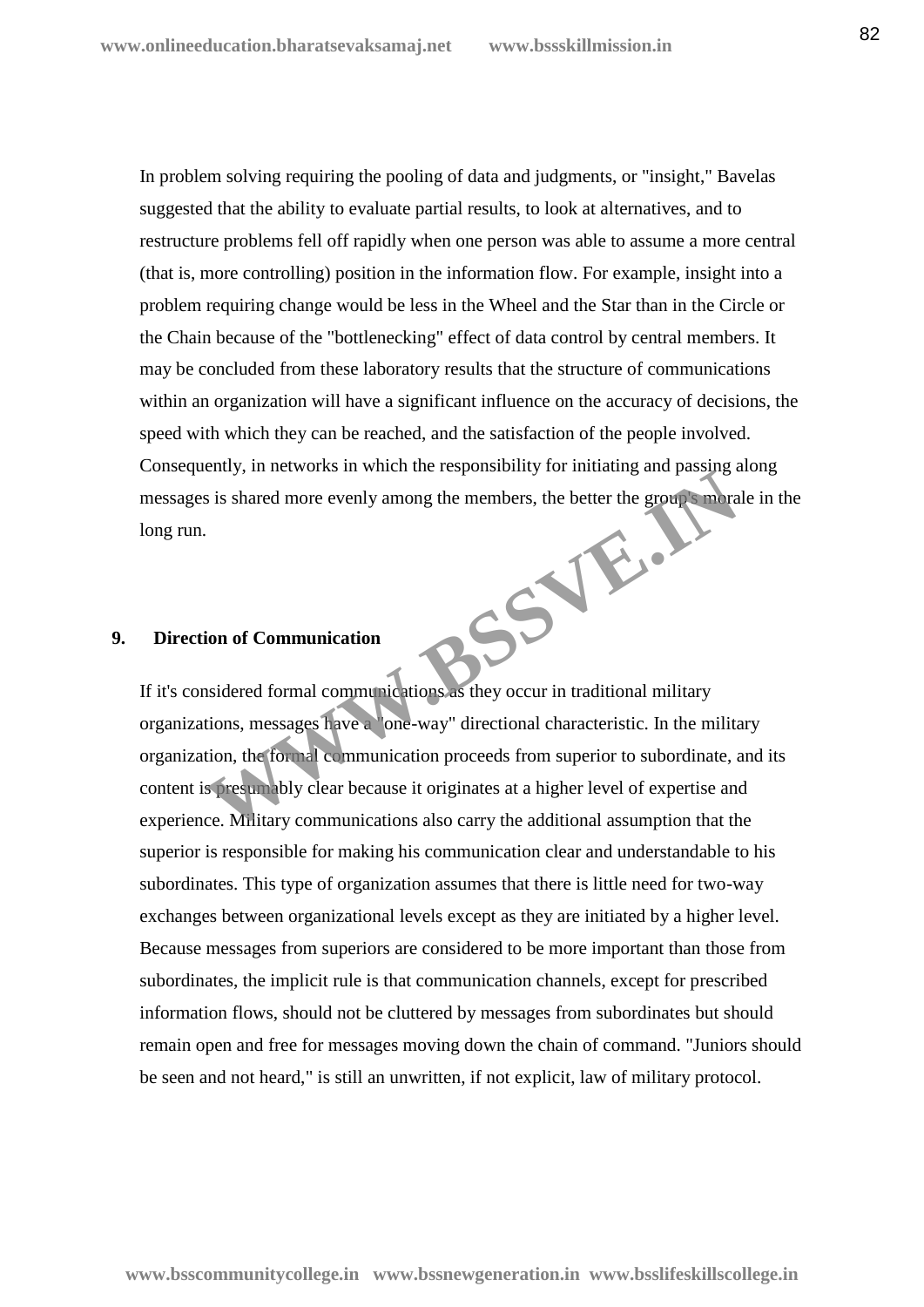In problem solving requiring the pooling of data and judgments, or "insight," Bavelas suggested that the ability to evaluate partial results, to look at alternatives, and to restructure problems fell off rapidly when one person was able to assume a more central (that is, more controlling) position in the information flow. For example, insight into a problem requiring change would be less in the Wheel and the Star than in the Circle or the Chain because of the "bottlenecking" effect of data control by central members. It may be concluded from these laboratory results that the structure of communications within an organization will have a significant influence on the accuracy of decisions, the speed with which they can be reached, and the satisfaction of the people involved. Consequently, in networks in which the responsibility for initiating and passing along messages is shared more evenly among the members, the better the group's morale in the long run.

## 9. Direction of Communication

If it's considered formal communications as they occur in traditional military organizations, messages have a "one-way" directional characteristic. In the military organization, the formal communication proceeds from superior to subordinate, and its content is presumably clear because it originates at a higher level of expertise and experience. Military communications also carry the additional assumption that the superior is responsible for making his communication clear and understandable to his subordinates. This type of organization assumes that there is little need for two-way exchanges between organizational levels except as they are initiated by a higher level. Because messages from superiors are considered to be more important than those from subordinates, the implicit rule is that communication channels, except for prescribed information flows, should not be cluttered by messages from subordinates but should remain open and free for messages moving down the chain of command. "Juniors should be seen and not heard," is still an unwritten, if not explicit, law of military protocol.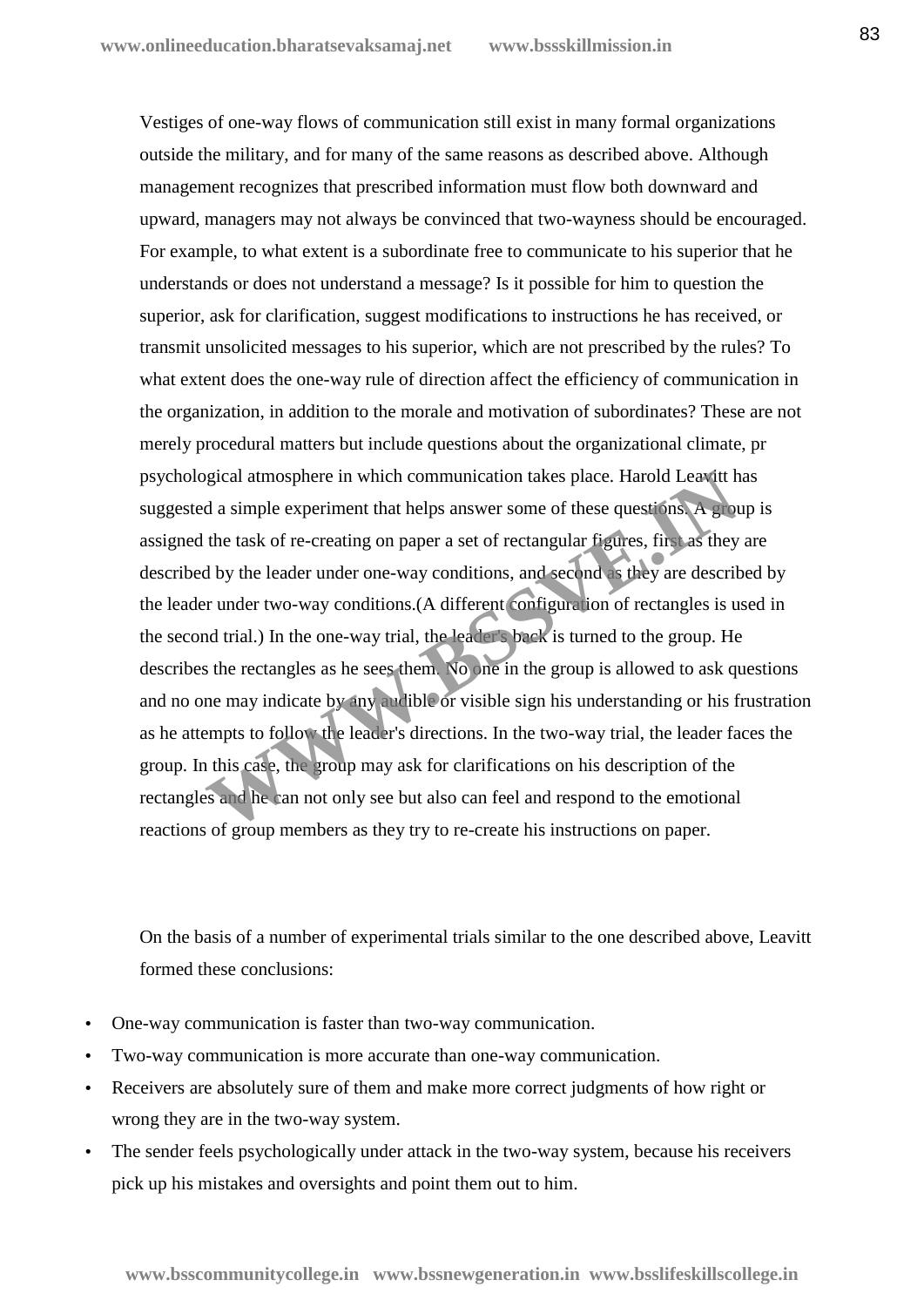Vestiges of one-way flows of communication still exist in many formal organizations outside the military, and for many of the same reasons as described above. Although management recognizes that prescribed information must flow both downward and upward, managers may not always be convinced that two-wayness should be encouraged. For example, to what extent is a subordinate free to communicate to his superior that he understands or does not understand a message? Is it possible for him to question the superior, ask for clarification, suggest modifications to instructions he has received, or transmit unsolicited messages to his superior, which are not prescribed by the rules? To what extent does the one-way rule of direction affect the efficiency of communication in the organization, in addition to the morale and motivation of subordinates? These are not merely procedural matters but include questions about the organizational climate, pr psychological atmosphere in which communication takes place. Harold Leavitt has suggested a simple experiment that helps answer some of these questions. A group is assigned the task of re-creating on paper a set of rectangular figures, first as they are described by the leader under one-way conditions, and second as they are described by the leader under two-way conditions.(A different configuration of rectangles is used in the second trial.) In the one-way trial, the leader's back is turned to the group. He describes the rectangles as he sees them. No one in the group is allowed to ask questions and no one may indicate by any audible or visible sign his understanding or his frustration as he attempts to follow the leader's directions. In the two-way trial, the leader faces the group. In this case, the group may ask for clarifications on his description of the rectangles and he can not only see but also can feel and respond to the emotional reactions of group members as they try to re-create his instructions on paper.

On the basis of a number of experimental trials similar to the one described above, Leavitt formed these conclusions:

- One-way communication is faster than two-way communication.
- Two-way communication is more accurate than one-way communication.
- Receivers are absolutely sure of them and make more correct judgments of how right or wrong they are in the two-way system.
- The sender feels psychologically under attack in the two-way system, because his receivers pick up his mistakes and oversights and point them out to him.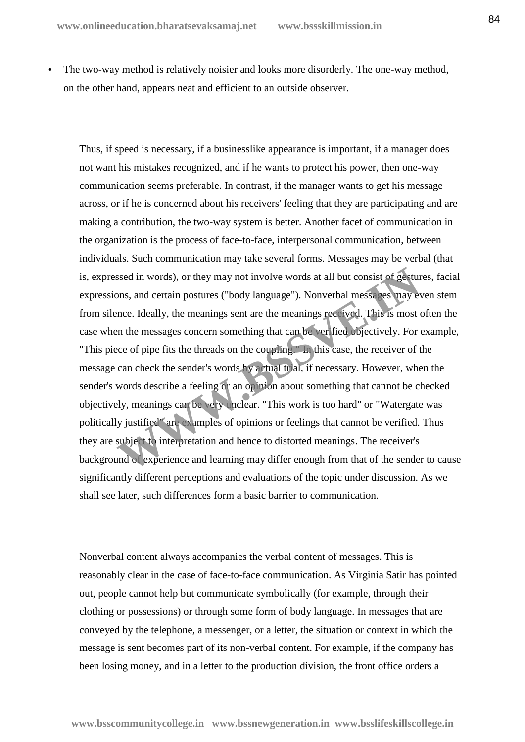- The two-way method is relatively noisier and looks more disorderly. The one-way method, on the other hand, appears neat and efficient to an outside observer.

Thus, if speed is necessary, if a businesslike appearance is important, if a manager does not want his mistakes recognized, and if he wants to protect his power, then one-way communication seems preferable. In contrast, if the manager wants to get his message across, or if he is concerned about his receivers' feeling that they are participating and are making a contribution, the two-way system is better. Another facet of communication in the organization is the process of face-to-face, interpersonal communication, between individuals. Such communication may take several forms. Messages may be verbal (that is, expressed in words), or they may not involve words at all but consist of gestures, facial expressions, and certain postures ("body language"). Nonverbal messages may even stem from silence. Ideally, the meanings sent are the meanings received. This is most often the case when the messages concern something that can be verified objectively. For example, "This piece of pipe fits the threads on the coupling." In this case, the receiver of the message can check the sender's words by actual trial, if necessary. However, when the sender's words describe a feeling or an opinion about something that cannot be checked objectively, meanings can be very unclear. "This work is too hard" or "Watergate was politically justified" are examples of opinions or feelings that cannot be verified. Thus they are subject to interpretation and hence to distorted meanings. The receiver's background of experience and learning may differ enough from that of the sender to cause significantly different perceptions and evaluations of the topic under discussion. As we shall see later, such differences form a basic barrier to communication.

Nonverbal content always accompanies the verbal content of messages. This is reasonably clear in the case of face-to-face communication. As Virginia Satir has pointed out, people cannot help but communicate symbolically (for example, through their clothing or possessions) or through some form of body language. In messages that are conveyed by the telephone, a messenger, or a letter, the situation or context in which the message is sent becomes part of its non-verbal content. For example, if the company has been losing money, and in a letter to the production division, the front office orders a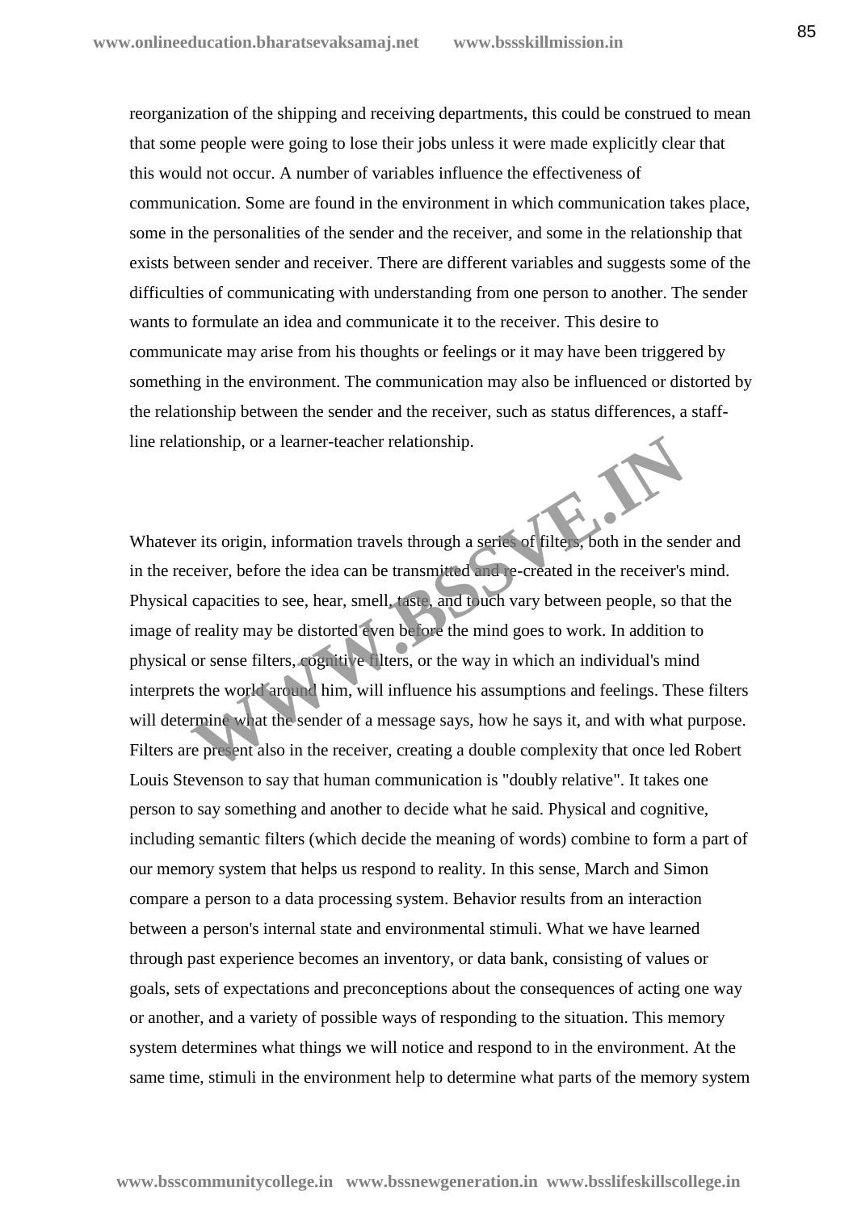reorganization of the shipping and receiving departments, this could be construed to mean that some people were going to lose their jobs unless it were made explicitly clear that this would not occur. A number of variables influence the effectiveness of communication. Some are found in the environment in which communication takes place, some in the personalities of the sender and the receiver, and some in the relationship that exists between sender and receiver. There are different variables and suggests some of the difficulties of communicating with understanding from one person to another. The sender wants to formulate an idea and communicate it to the receiver. This desire to communicate may arise from his thoughts or feelings or it may have been triggered by something in the environment. The communication may also be influenced or distorted by the relationship between the sender and the receiver, such as status differences, a staff-line relationship, or a learner-teacher relationship.

Whatever its origin, information travels through a series of filters, both in the sender and in the receiver, before the idea can be transmitted and re-created in the receiver's mind. Physical capacities to see, hear, smell, taste, and touch vary between people, so that the image of reality may be distorted even before the mind goes to work. In addition to physical or sense filters, cognitive filters, or the way in which an individual's mind interprets the world around him, will influence his assumptions and feelings. These filters will determine what the sender of a message says, how he says it, and with what purpose. Filters are present also in the receiver, creating a double complexity that once led Robert Louis Stevenson to say that human communication is "doubly relative". It takes one person to say something and another to decide what he said. Physical and cognitive, including semantic filters (which decide the meaning of words) combine to form a part of our memory system that helps us respond to reality. In this sense, March and Simon compare a person to a data processing system. Behavior results from an interaction between a person's internal state and environmental stimuli. What we have learned through past experience becomes an inventory, or data bank, consisting of values or goals, sets of expectations and preconceptions about the consequences of acting one way or another, and a variety of possible ways of responding to the situation. This memory system determines what things we will notice and respond to in the environment. At the same time, stimuli in the environment help to determine what parts of the memory system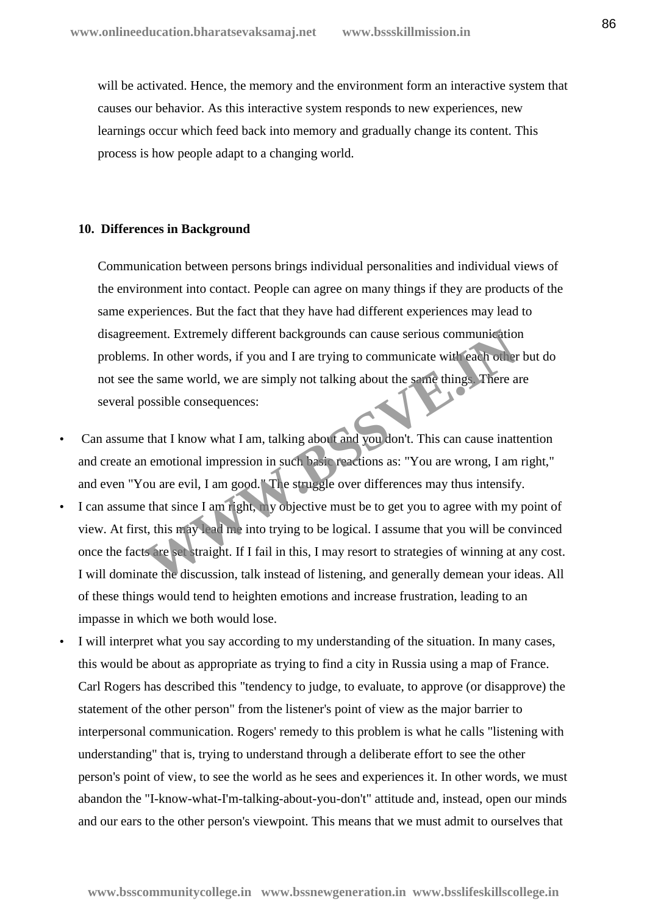will be activated. Hence, the memory and the environment form an interactive system that causes our behavior. As this interactive system responds to new experiences, new learnings occur which feed back into memory and gradually change its content. This process is how people adapt to a changing world.

**10. Differences in Background**

Communication between persons brings individual personalities and individual views of the environment into contact. People can agree on many things if they are products of the same experiences. But the fact that they have had different experiences may lead to disagreement. Extremely different backgrounds can cause serious communication problems. In other words, if you and I are trying to communicate with each other but do not see the same world, we are simply not talking about the same things. There are several possible consequences:

- Can assume that I know what I am, talking about and you don't. This can cause inattention and create an emotional impression in such basic reactions as: "You are wrong, I am right," and even "You are evil, I am good." The struggle over differences may thus intensify.
- I can assume that since I am right, my objective must be to get you to agree with my point of view. At first, this may lead me into trying to be logical. I assume that you will be convinced once the facts are set straight. If I fail in this, I may resort to strategies of winning at any cost. I will dominate the discussion, talk instead of listening, and generally demean your ideas. All of these things would tend to heighten emotions and increase frustration, leading to an impasse in which we both would lose.
- I will interpret what you say according to my understanding of the situation. In many cases, this would be about as appropriate as trying to find a city in Russia using a map of France. Carl Rogers has described this "tendency to judge, to evaluate, to approve (or disapprove) the statement of the other person" from the listener's point of view as the major barrier to interpersonal communication. Rogers' remedy to this problem is what he calls "listening with understanding" that is, trying to understand through a deliberate effort to see the other person's point of view, to see the world as he sees and experiences it. In other words, we must abandon the "I-know-what-I'm-talking-about-you-don't" attitude and, instead, open our minds and our ears to the other person's viewpoint. This means that we must admit to ourselves that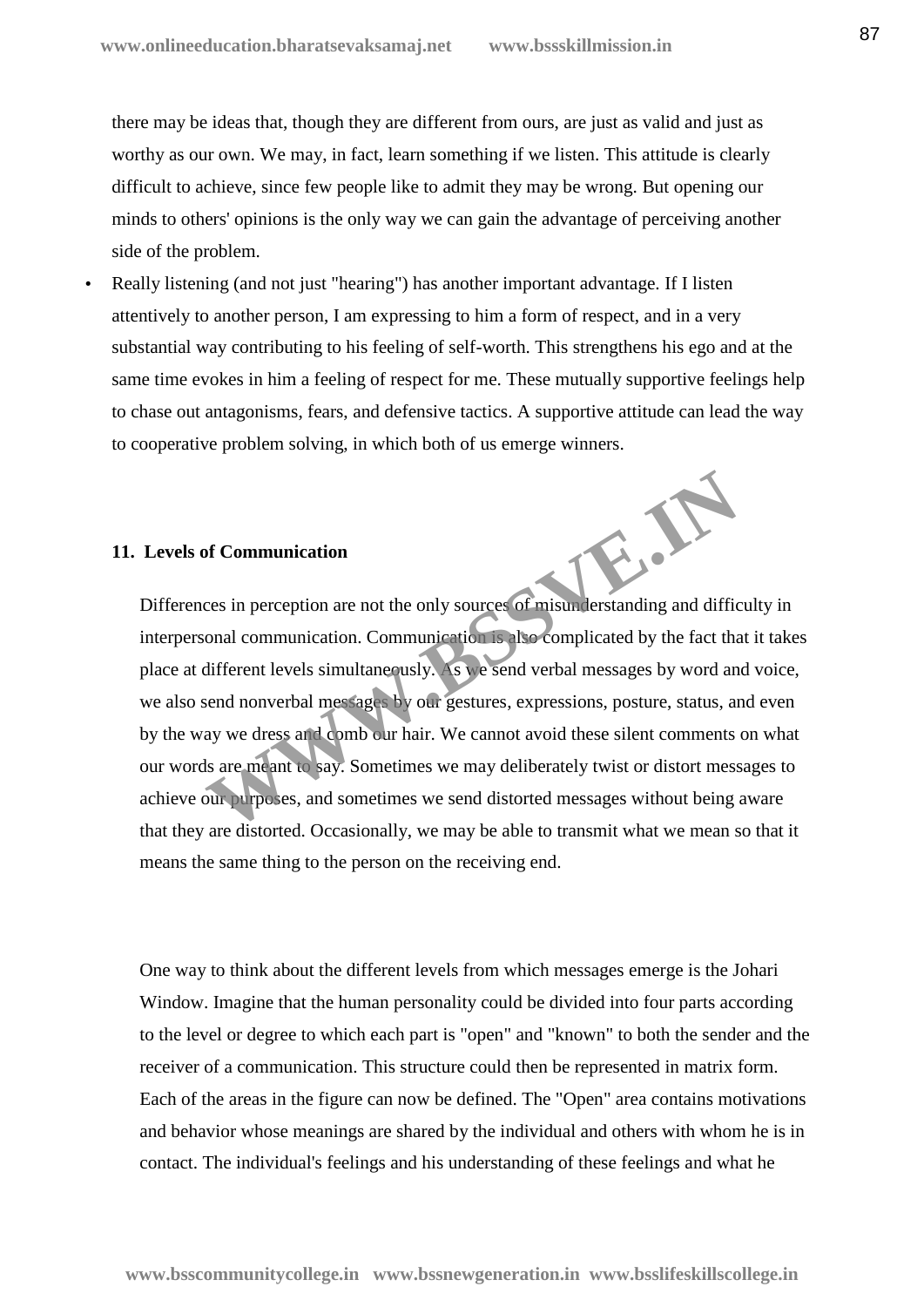there may be ideas that, though they are different from ours, are just as valid and just as worthy as our own. We may, in fact, learn something if we listen. This attitude is clearly difficult to achieve, since few people like to admit they may be wrong. But opening our minds to others' opinions is the only way we can gain the advantage of perceiving another side of the problem.

- Really listening (and not just "hearing") has another important advantage. If I listen attentively to another person, I am expressing to him a form of respect, and in a very substantial way contributing to his feeling of self-worth. This strengthens his ego and at the same time evokes in him a feeling of respect for me. These mutually supportive feelings help to chase out antagonisms, fears, and defensive tactics. A supportive attitude can lead the way to cooperative problem solving, in which both of us emerge winners.

## 11. Levels of Communication

Differences in perception are not the only sources of misunderstanding and difficulty in interpersonal communication. Communication is also complicated by the fact that it takes place at different levels simultaneously. As we send verbal messages by word and voice, we also send nonverbal messages by our gestures, expressions, posture, status, and even by the way we dress and comb our hair. We cannot avoid these silent comments on what our words are meant to say. Sometimes we may deliberately twist or distort messages to achieve our purposes, and sometimes we send distorted messages without being aware that they are distorted. Occasionally, we may be able to transmit what we mean so that it means the same thing to the person on the receiving end.

One way to think about the different levels from which messages emerge is the Johari Window. Imagine that the human personality could be divided into four parts according to the level or degree to which each part is "open" and "known" to both the sender and the receiver of a communication. This structure could then be represented in matrix form. Each of the areas in the figure can now be defined. The "Open" area contains motivations and behavior whose meanings are shared by the individual and others with whom he is in contact. The individual's feelings and his understanding of these feelings and what he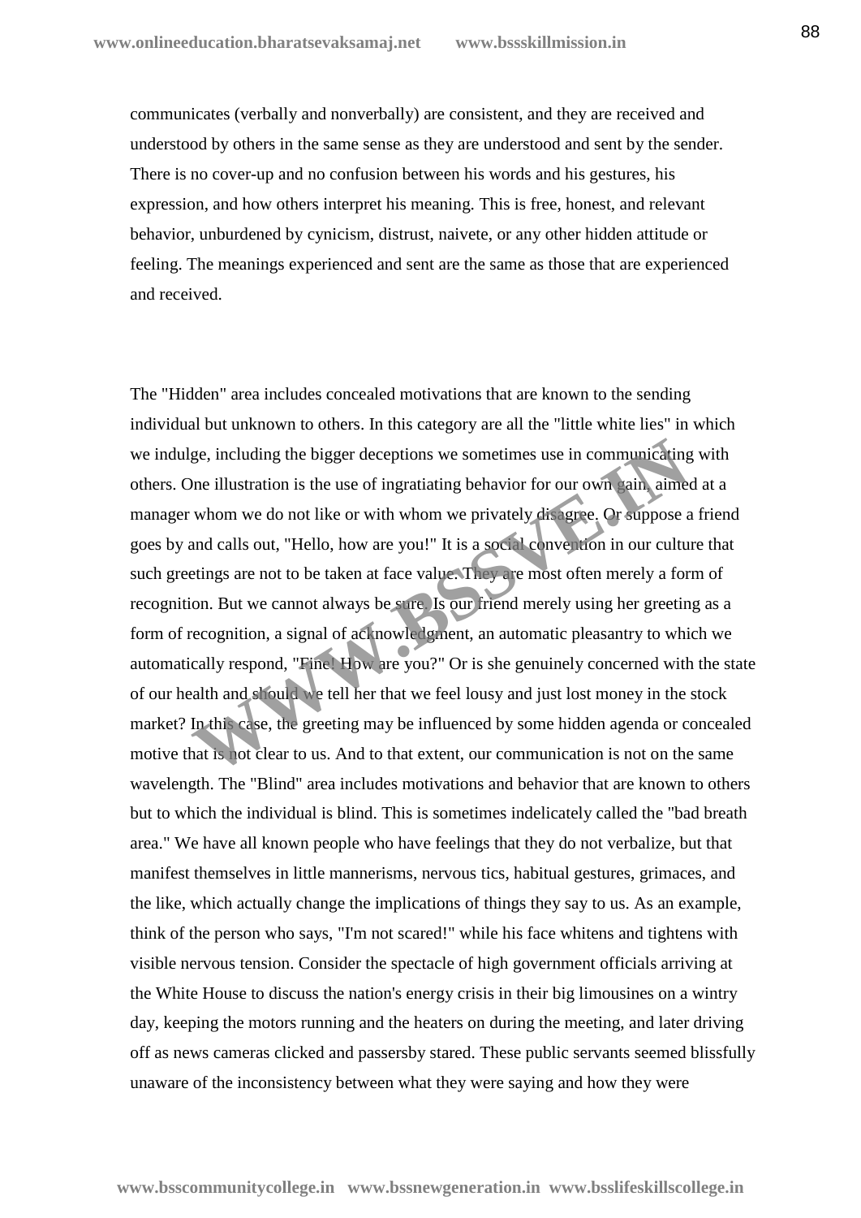communicates (verbally and nonverbally) are consistent, and they are received and understood by others in the same sense as they are understood and sent by the sender. There is no cover-up and no confusion between his words and his gestures, his expression, and how others interpret his meaning. This is free, honest, and relevant behavior, unburdened by cynicism, distrust, naivete, or any other hidden attitude or feeling. The meanings experienced and sent are the same as those that are experienced and received.

The "Hidden" area includes concealed motivations that are known to the sending individual but unknown to others. In this category are all the "little white lies" in which we indulge, including the bigger deceptions we sometimes use in communicating with others. One illustration is the use of ingratiating behavior for our own gain, aimed at a manager whom we do not like or with whom we privately disagree. Or suppose a friend goes by and calls out, "Hello, how are you!" It is a social convention in our culture that such greetings are not to be taken at face value. They are most often merely a form of recognition. But we cannot always be sure. Is our friend merely using her greeting as a form of recognition, a signal of acknowledgment, an automatic pleasantry to which we automatically respond, "Fine! How are you?" Or is she genuinely concerned with the state of our health and should we tell her that we feel lousy and just lost money in the stock market? In this case, the greeting may be influenced by some hidden agenda or concealed motive that is not clear to us. And to that extent, our communication is not on the same wavelength. The "Blind" area includes motivations and behavior that are known to others but to which the individual is blind. This is sometimes indelicately called the "bad breath area." We have all known people who have feelings that they do not verbalize, but that manifest themselves in little mannerisms, nervous tics, habitual gestures, grimaces, and the like, which actually change the implications of things they say to us. As an example, think of the person who says, "I'm not scared!" while his face whitens and tightens with visible nervous tension. Consider the spectacle of high government officials arriving at the White House to discuss the nation's energy crisis in their big limousines on a wintry day, keeping the motors running and the heaters on during the meeting, and later driving off as news cameras clicked and passersby stared. These public servants seemed blissfully unaware of the inconsistency between what they were saying and how they were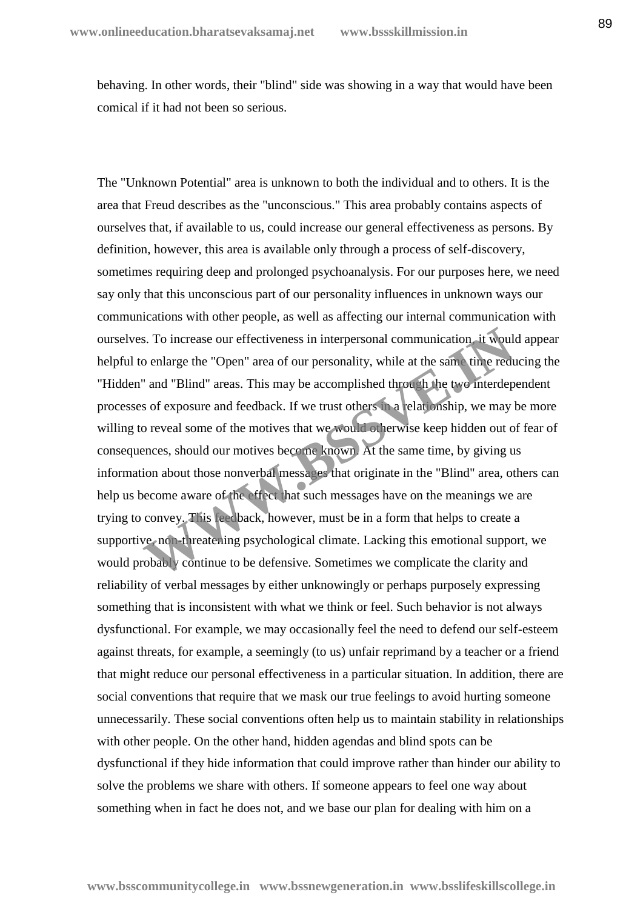behaving. In other words, their "blind" side was showing in a way that would have been comical if it had not been so serious.

The "Unknown Potential" area is unknown to both the individual and to others. It is the area that Freud describes as the "unconscious." This area probably contains aspects of ourselves that, if available to us, could increase our general effectiveness as persons. By definition, however, this area is available only through a process of self-discovery, sometimes requiring deep and prolonged psychoanalysis. For our purposes here, we need say only that this unconscious part of our personality influences in unknown ways our communications with other people, as well as affecting our internal communication with ourselves. To increase our effectiveness in interpersonal communication, it would appear helpful to enlarge the "Open" area of our personality, while at the same time reducing the "Hidden" and "Blind" areas. This may be accomplished through the two interdependent processes of exposure and feedback. If we trust others in a relationship, we may be more willing to reveal some of the motives that we would otherwise keep hidden out of fear of consequences, should our motives become known. At the same time, by giving us information about those nonverbal messages that originate in the "Blind" area, others can help us become aware of the effect that such messages have on the meanings we are trying to convey. This feedback, however, must be in a form that helps to create a supportive, non-threatening psychological climate. Lacking this emotional support, we would probably continue to be defensive. Sometimes we complicate the clarity and reliability of verbal messages by either unknowingly or perhaps purposely expressing something that is inconsistent with what we think or feel. Such behavior is not always dysfunctional. For example, we may occasionally feel the need to defend our self-esteem against threats, for example, a seemingly (to us) unfair reprimand by a teacher or a friend that might reduce our personal effectiveness in a particular situation. In addition, there are social conventions that require that we mask our true feelings to avoid hurting someone unnecessarily. These social conventions often help us to maintain stability in relationships with other people. On the other hand, hidden agendas and blind spots can be dysfunctional if they hide information that could improve rather than hinder our ability to solve the problems we share with others. If someone appears to feel one way about something when in fact he does not, and we base our plan for dealing with him on a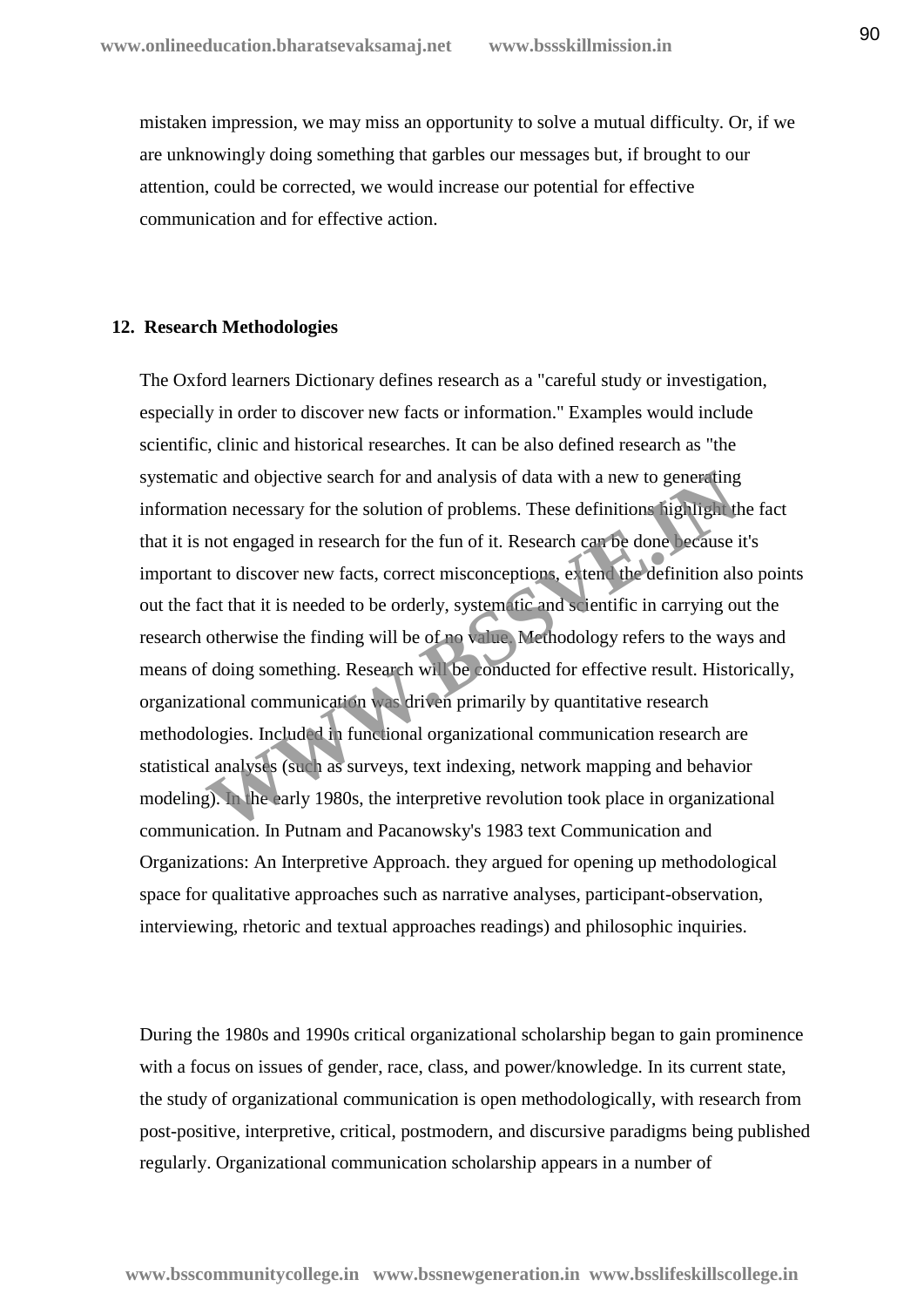mistaken impression, we may miss an opportunity to solve a mutual difficulty. Or, if we are unknowingly doing something that garbles our messages but, if brought to our attention, could be corrected, we would increase our potential for effective communication and for effective action.

## 12. Research Methodologies

The Oxford learners Dictionary defines research as a "careful study or investigation, especially in order to discover new facts or information." Examples would include scientific, clinic and historical researches. It can be also defined research as "the systematic and objective search for and analysis of data with a new to generating information necessary for the solution of problems. These definitions highlight the fact that it is not engaged in research for the fun of it. Research can be done because it's important to discover new facts, correct misconceptions, extend the definition also points out the fact that it is needed to be orderly, systematic and scientific in carrying out the research otherwise the finding will be of no value. Methodology refers to the ways and means of doing something. Research will be conducted for effective result. Historically, organizational communication was driven primarily by quantitative research methodologies. Included in functional organizational communication research are statistical analyses (such as surveys, text indexing, network mapping and behavior modeling). In the early 1980s, the interpretive revolution took place in organizational communication. In Putnam and Pacanowsky's 1983 text Communication and Organizations: An Interpretive Approach. they argued for opening up methodological space for qualitative approaches such as narrative analyses, participant-observation, interviewing, rhetoric and textual approaches readings) and philosophic inquiries.

During the 1980s and 1990s critical organizational scholarship began to gain prominence with a focus on issues of gender, race, class, and power/knowledge. In its current state, the study of organizational communication is open methodologically, with research from post-positive, interpretive, critical, postmodern, and discursive paradigms being published regularly. Organizational communication scholarship appears in a number of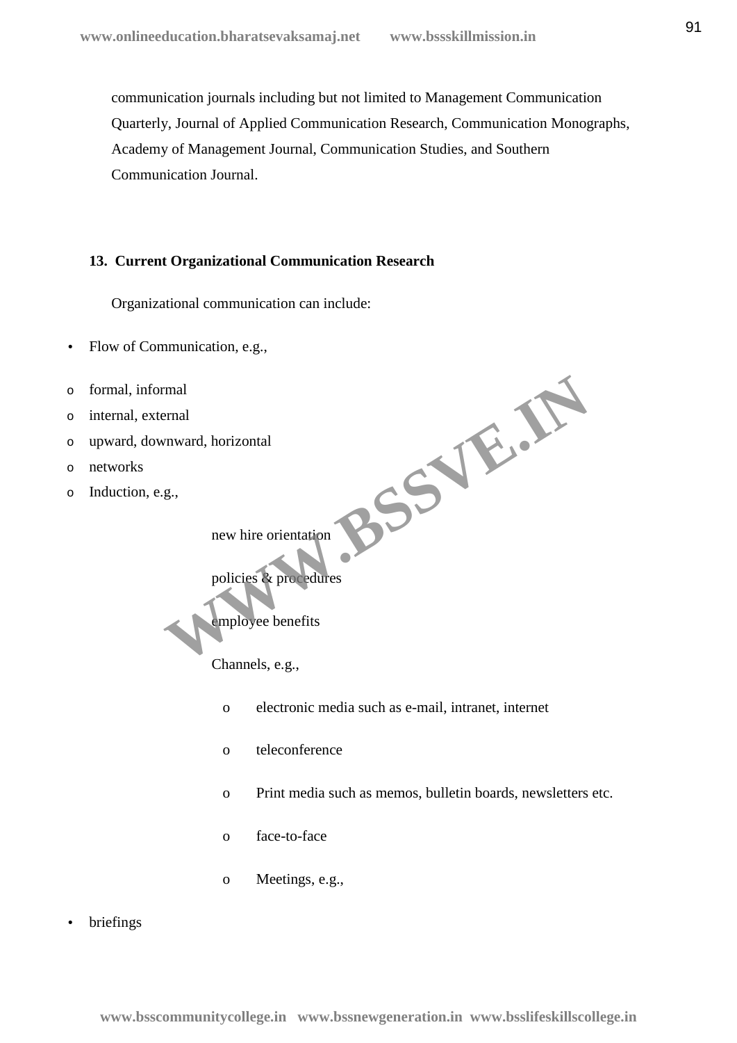communication journals including but not limited to Management Communication Quarterly, Journal of Applied Communication Research, Communication Monographs, Academy of Management Journal, Communication Studies, and Southern Communication Journal.

### 13. Current Organizational Communication Research

Organizational communication can include:

- Flow of Communication, e.g.,
  - formal, informal
  - internal, external
  - upward, downward, horizontal
  - networks
  - Induction, e.g.,
    - new hire orientation
    - policies & procedures
    - employee benefits
    - Channels, e.g.,
      - electronic media such as e-mail, intranet, internet
      - teleconference
      - Print media such as memos, bulletin boards, newsletters etc.
      - face-to-face
      - Meetings, e.g.,
- briefings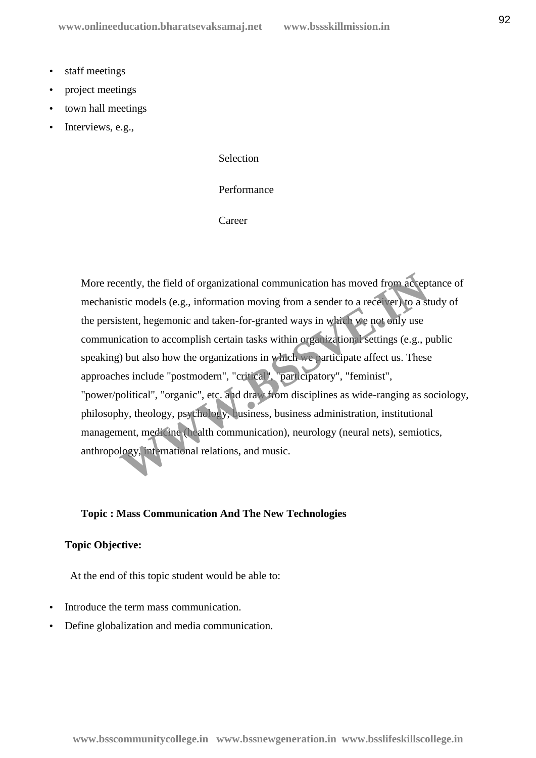- staff meetings
- project meetings
- town hall meetings
- Interviews, e.g.,

Selection

Performance

Career

More recently, the field of organizational communication has moved from acceptance of mechanistic models (e.g., information moving from a sender to a receiver) to a study of the persistent, hegemonic and taken-for-granted ways in which we not only use communication to accomplish certain tasks within organizational settings (e.g., public speaking) but also how the organizations in which we participate affect us. These approaches include "postmodern", "critical", "participatory", "feminist", "power/political", "organic", etc. and draw from disciplines as wide-ranging as sociology, philosophy, theology, psychology, business, business administration, institutional management, medicine (health communication), neurology (neural nets), semiotics, anthropology, international relations, and music.

**Topic : Mass Communication And The New Technologies**

**Topic Objective:**

At the end of this topic student would be able to:

- Introduce the term mass communication.
- Define globalization and media communication.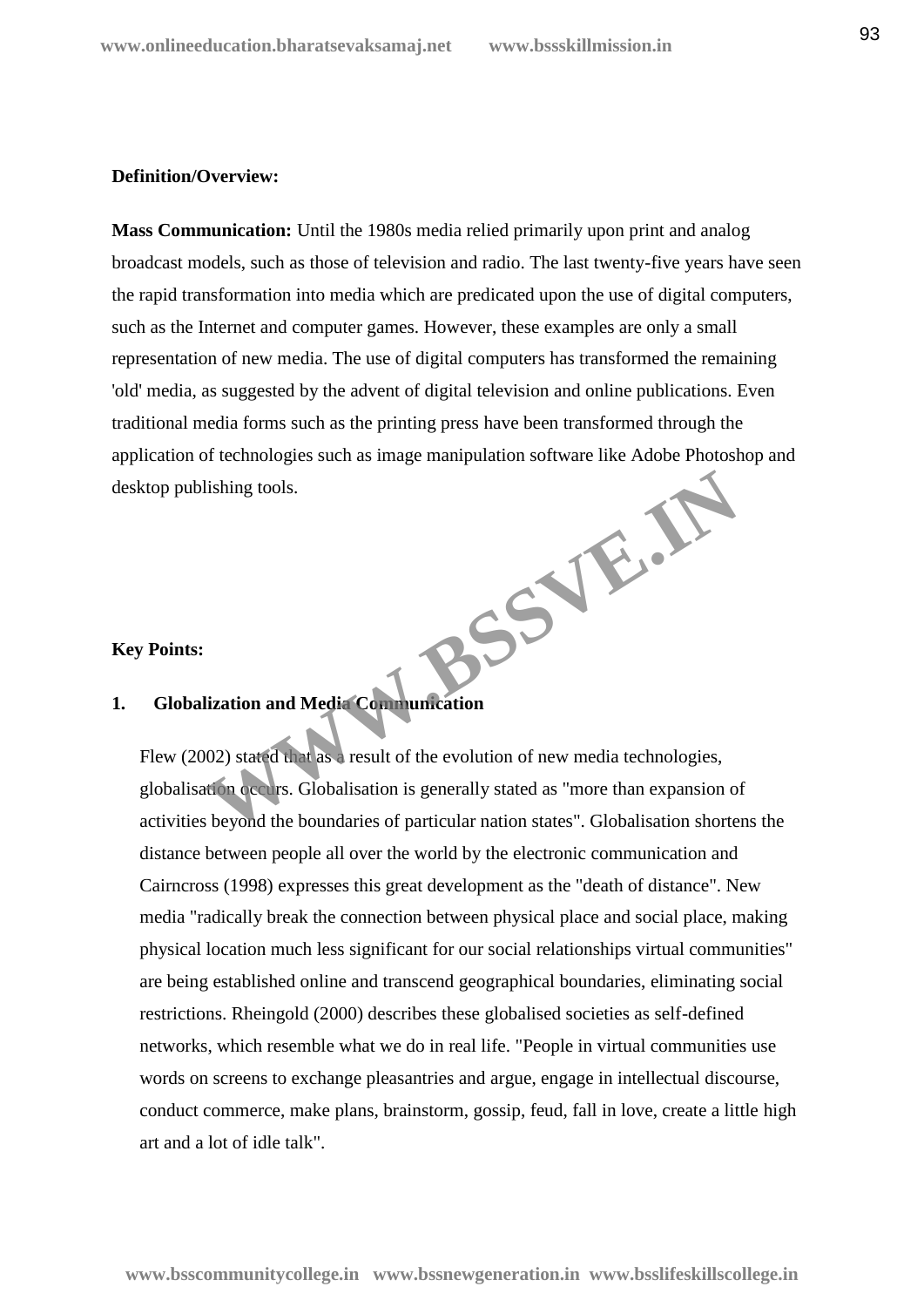**Definition/Overview:**

**Mass Communication:** Until the 1980s media relied primarily upon print and analog broadcast models, such as those of television and radio. The last twenty-five years have seen the rapid transformation into media which are predicated upon the use of digital computers, such as the Internet and computer games. However, these examples are only a small representation of new media. The use of digital computers has transformed the remaining 'old' media, as suggested by the advent of digital television and online publications. Even traditional media forms such as the printing press have been transformed through the application of technologies such as image manipulation software like Adobe Photoshop and desktop publishing tools.

**Key Points:**

**1. Globalization and Media Communication**

Flew (2002) stated that as a result of the evolution of new media technologies, globalisation occurs. Globalisation is generally stated as "more than expansion of activities beyond the boundaries of particular nation states". Globalisation shortens the distance between people all over the world by the electronic communication and Cairncross (1998) expresses this great development as the "death of distance". New media "radically break the connection between physical place and social place, making physical location much less significant for our social relationships virtual communities" are being established online and transcend geographical boundaries, eliminating social restrictions. Rheingold (2000) describes these globalised societies as self-defined networks, which resemble what we do in real life. "People in virtual communities use words on screens to exchange pleasantries and argue, engage in intellectual discourse, conduct commerce, make plans, brainstorm, gossip, feud, fall in love, create a little high art and a lot of idle talk".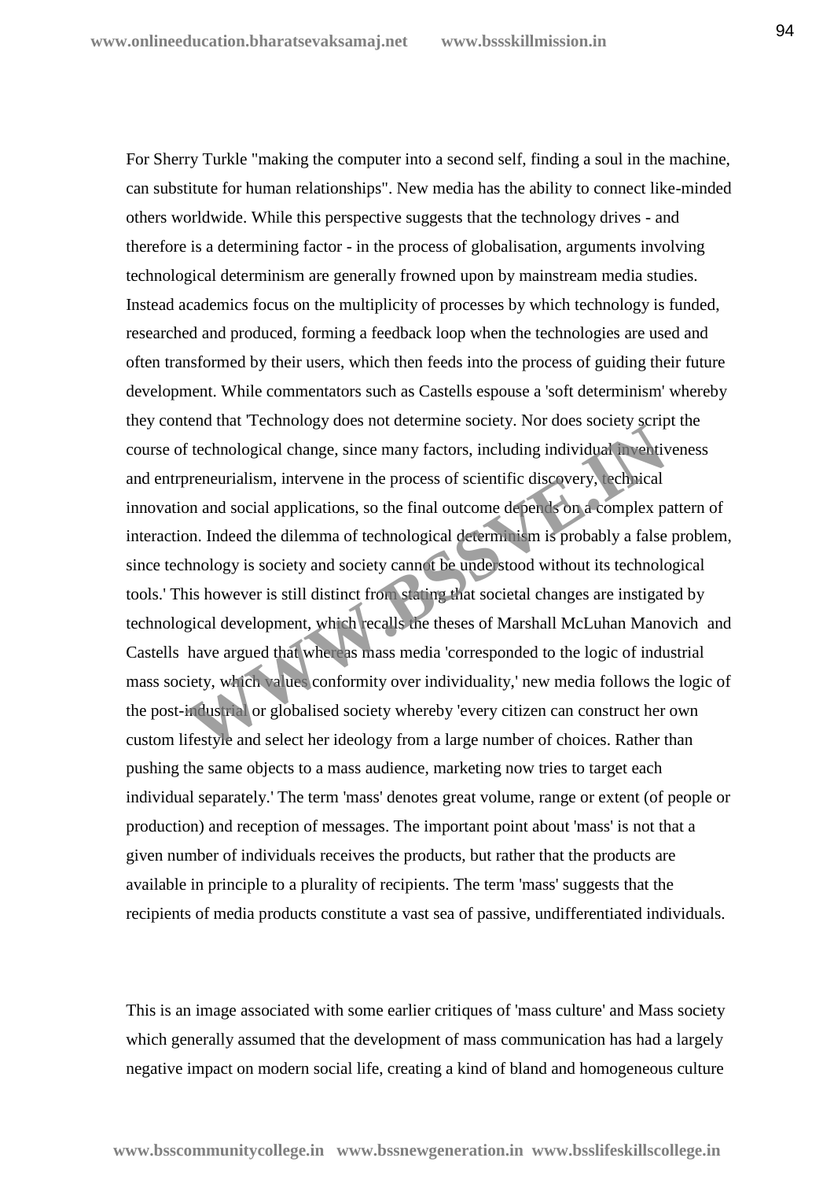For Sherry Turkle "making the computer into a second self, finding a soul in the machine, can substitute for human relationships". New media has the ability to connect like-minded others worldwide. While this perspective suggests that the technology drives - and therefore is a determining factor - in the process of globalisation, arguments involving technological determinism are generally frowned upon by mainstream media studies. Instead academics focus on the multiplicity of processes by which technology is funded, researched and produced, forming a feedback loop when the technologies are used and often transformed by their users, which then feeds into the process of guiding their future development. While commentators such as Castells espouse a 'soft determinism' whereby they contend that 'Technology does not determine society. Nor does society script the course of technological change, since many factors, including individual inventiveness and entrpreneurialism, intervene in the process of scientific discovery, technical innovation and social applications, so the final outcome depends on a complex pattern of interaction. Indeed the dilemma of technological determinism is probably a false problem, since technology is society and society cannot be understood without its technological tools.' This however is still distinct from stating that societal changes are instigated by technological development, which recalls the theses of Marshall McLuhan Manovich and Castells have argued that whereas mass media 'corresponded to the logic of industrial mass society, which values conformity over individuality,' new media follows the logic of the post-industrial or globalised society whereby 'every citizen can construct her own custom lifestyle and select her ideology from a large number of choices. Rather than pushing the same objects to a mass audience, marketing now tries to target each individual separately.' The term 'mass' denotes great volume, range or extent (of people or production) and reception of messages. The important point about 'mass' is not that a given number of individuals receives the products, but rather that the products are available in principle to a plurality of recipients. The term 'mass' suggests that the recipients of media products constitute a vast sea of passive, undifferentiated individuals.

This is an image associated with some earlier critiques of 'mass culture' and Mass society which generally assumed that the development of mass communication has had a largely negative impact on modern social life, creating a kind of bland and homogeneous culture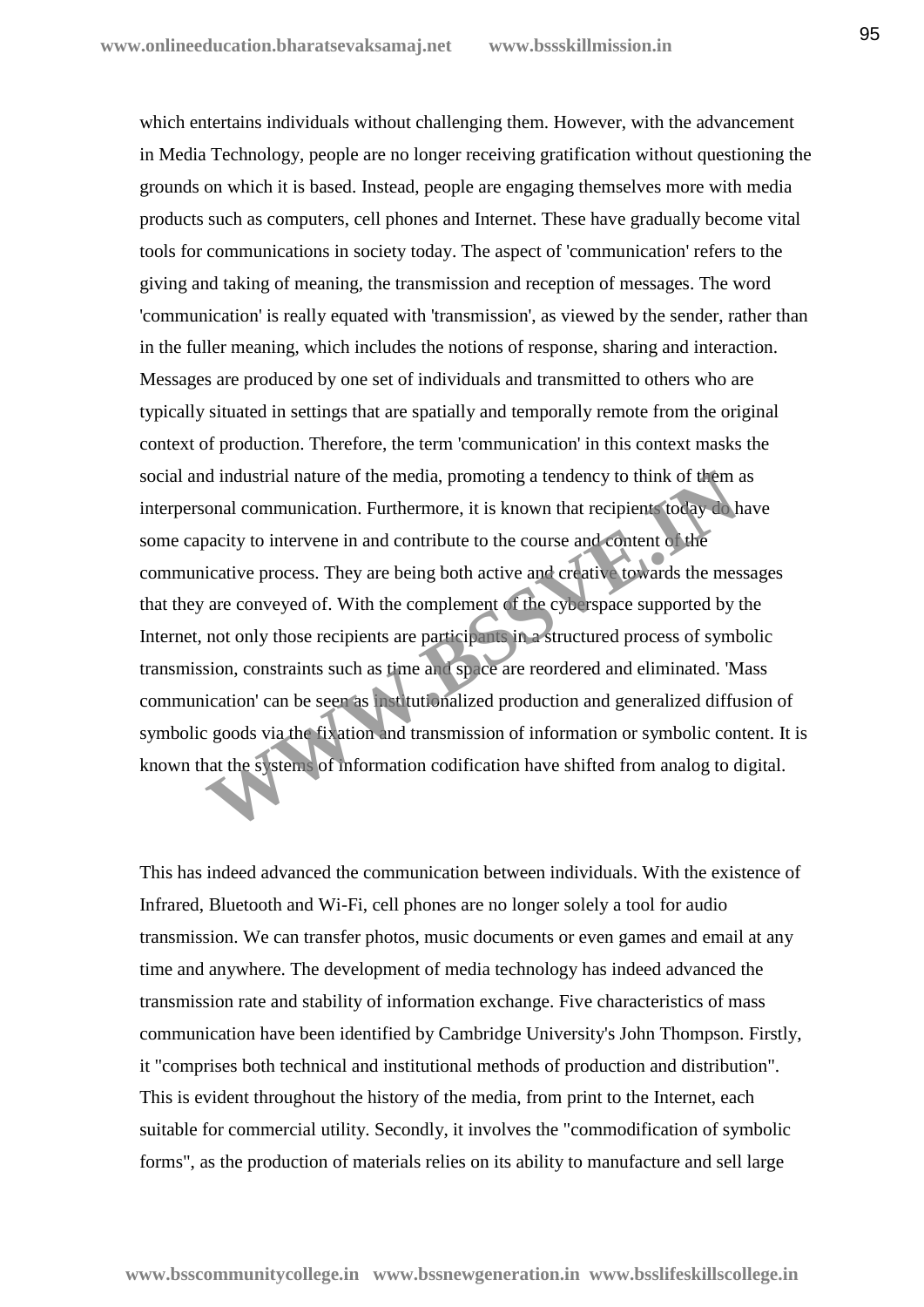which entertains individuals without challenging them. However, with the advancement in Media Technology, people are no longer receiving gratification without questioning the grounds on which it is based. Instead, people are engaging themselves more with media products such as computers, cell phones and Internet. These have gradually become vital tools for communications in society today. The aspect of 'communication' refers to the giving and taking of meaning, the transmission and reception of messages. The word 'communication' is really equated with 'transmission', as viewed by the sender, rather than in the fuller meaning, which includes the notions of response, sharing and interaction. Messages are produced by one set of individuals and transmitted to others who are typically situated in settings that are spatially and temporally remote from the original context of production. Therefore, the term 'communication' in this context masks the social and industrial nature of the media, promoting a tendency to think of them as interpersonal communication. Furthermore, it is known that recipients today do have some capacity to intervene in and contribute to the course and content of the communicative process. They are being both active and creative towards the messages that they are conveyed of. With the complement of the cyberspace supported by the Internet, not only those recipients are participants in a structured process of symbolic transmission, constraints such as time and space are reordered and eliminated. 'Mass communication' can be seen as institutionalized production and generalized diffusion of symbolic goods via the fixation and transmission of information or symbolic content. It is known that the systems of information codification have shifted from analog to digital.

This has indeed advanced the communication between individuals. With the existence of Infrared, Bluetooth and Wi-Fi, cell phones are no longer solely a tool for audio transmission. We can transfer photos, music documents or even games and email at any time and anywhere. The development of media technology has indeed advanced the transmission rate and stability of information exchange. Five characteristics of mass communication have been identified by Cambridge University's John Thompson. Firstly, it "comprises both technical and institutional methods of production and distribution". This is evident throughout the history of the media, from print to the Internet, each suitable for commercial utility. Secondly, it involves the "commodification of symbolic forms", as the production of materials relies on its ability to manufacture and sell large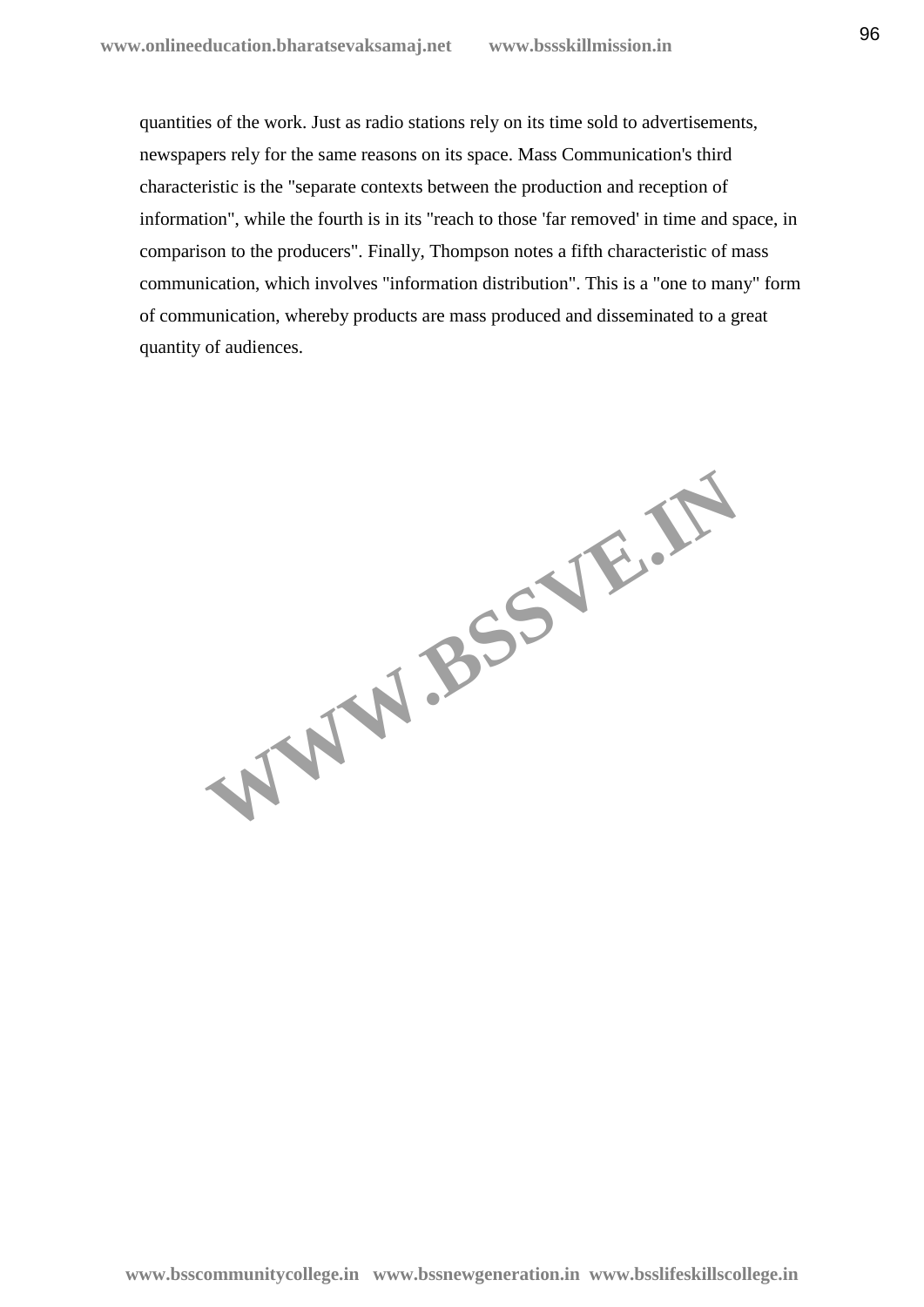quantities of the work. Just as radio stations rely on its time sold to advertisements, newspapers rely for the same reasons on its space. Mass Communication's third characteristic is the "separate contexts between the production and reception of information", while the fourth is in its "reach to those 'far removed' in time and space, in comparison to the producers". Finally, Thompson notes a fifth characteristic of mass communication, which involves "information distribution". This is a "one to many" form of communication, whereby products are mass produced and disseminated to a great quantity of audiences.